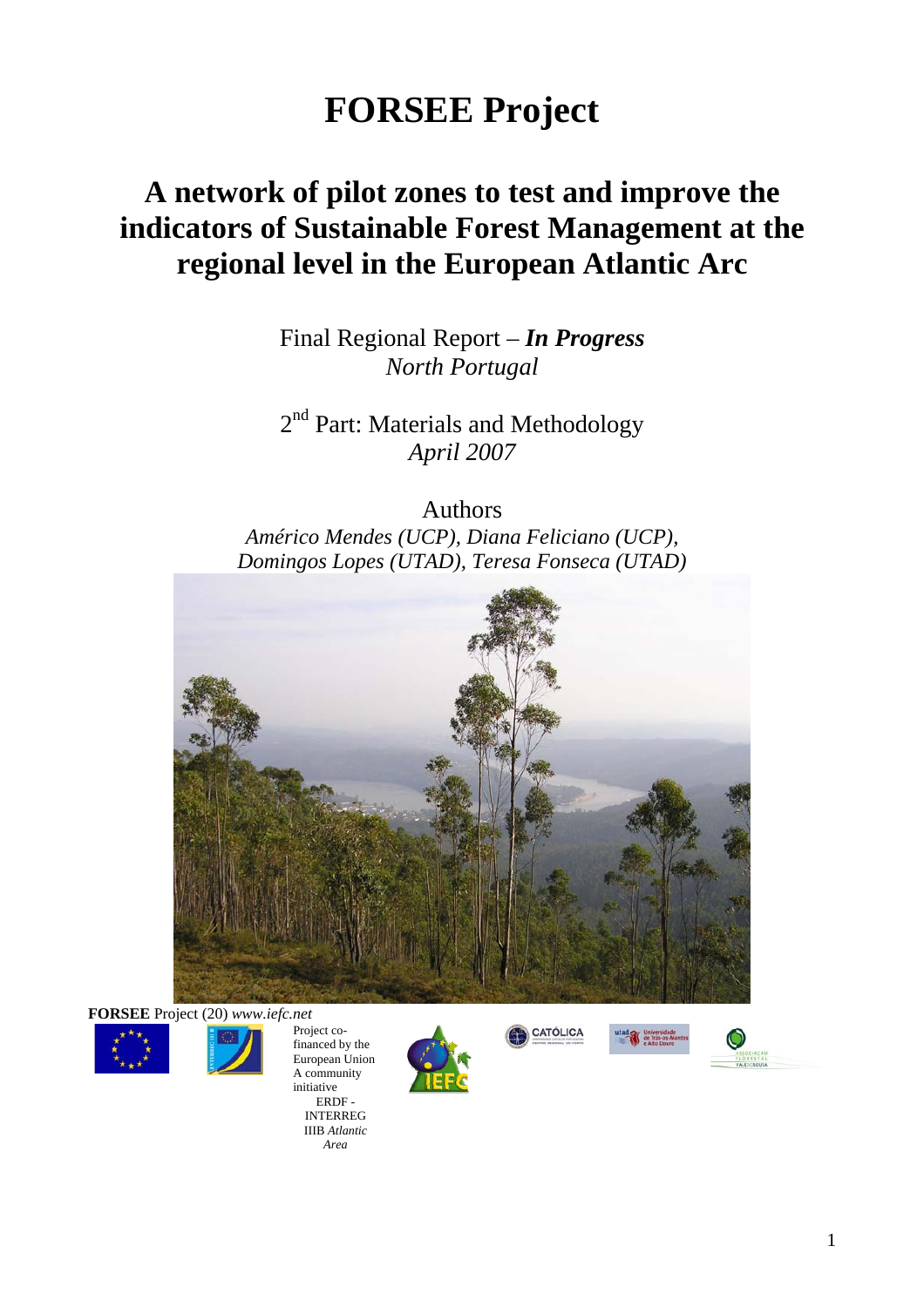# FORSEE Project

## A network of pilot zones to test and improve the indicators of Sustainable Forest Management at the regional level in the European Atlantic Arc

Final Regional Report – ***In Progress***
*North Portugal*

2[nd] Part: Materials and Methodology
*April 2007*

Authors
*Américo Mendes (UCP), Diana Feliciano (UCP), Domingos Lopes (UTAD), Teresa Fonseca (UTAD)*

**FORSEE** Project (20) *www.iefc.net*

Project co-financed by the European Union
A community initiative
ERDF - INTERREG IIIB *Atlantic Area*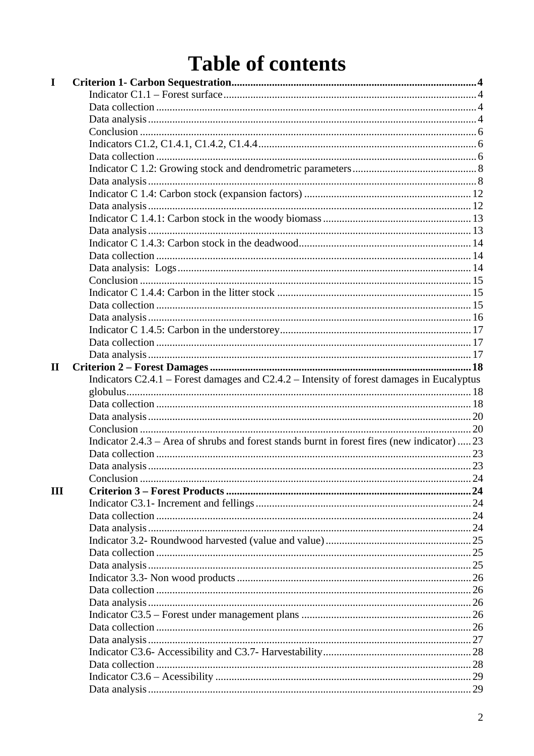# Table of contents

| | | |
|---|---|---|
| **I** | **Criterion 1- Carbon Sequestration** | **4** |
| | Indicator C1.1 – Forest surface | 4 |
| | Data collection | 4 |
| | Data analysis | 4 |
| | Conclusion | 6 |
| | Indicators C1.2, C1.4.1, C1.4.2, C1.4.4 | 6 |
| | Data collection | 6 |
| | Indicator C 1.2: Growing stock and dendrometric parameters | 8 |
| | Data analysis | 8 |
| | Indicator C 1.4: Carbon stock (expansion factors) | 12 |
| | Data analysis | 12 |
| | Indicator C 1.4.1: Carbon stock in the woody biomass | 13 |
| | Data analysis | 13 |
| | Indicator C 1.4.3: Carbon stock in the deadwood | 14 |
| | Data collection | 14 |
| | Data analysis: Logs | 14 |
| | Conclusion | 15 |
| | Indicator C 1.4.4: Carbon in the litter stock | 15 |
| | Data collection | 15 |
| | Data analysis | 16 |
| | Indicator C 1.4.5: Carbon in the understorey | 17 |
| | Data collection | 17 |
| | Data analysis | 17 |
| **II** | **Criterion 2 – Forest Damages** | **18** |
| | Indicators C2.4.1 – Forest damages and C2.4.2 – Intensity of forest damages in Eucalyptus globulus | 18 |
| | Data collection | 18 |
| | Data analysis | 20 |
| | Conclusion | 20 |
| | Indicator 2.4.3 – Area of shrubs and forest stands burnt in forest fires (new indicator) | 23 |
| | Data collection | 23 |
| | Data analysis | 23 |
| | Conclusion | 24 |
| **III** | **Criterion 3 – Forest Products** | **24** |
| | Indicator C3.1- Increment and fellings | 24 |
| | Data collection | 24 |
| | Data analysis | 24 |
| | Indicator 3.2- Roundwood harvested (value and value) | 25 |
| | Data collection | 25 |
| | Data analysis | 25 |
| | Indicator 3.3- Non wood products | 26 |
| | Data collection | 26 |
| | Data analysis | 26 |
| | Indicator C3.5 – Forest under management plans | 26 |
| | Data collection | 26 |
| | Data analysis | 27 |
| | Indicator C3.6- Accessibility and C3.7- Harvestability | 28 |
| | Data collection | 28 |
| | Indicator C3.6 – Acessibility | 29 |
| | Data analysis | 29 |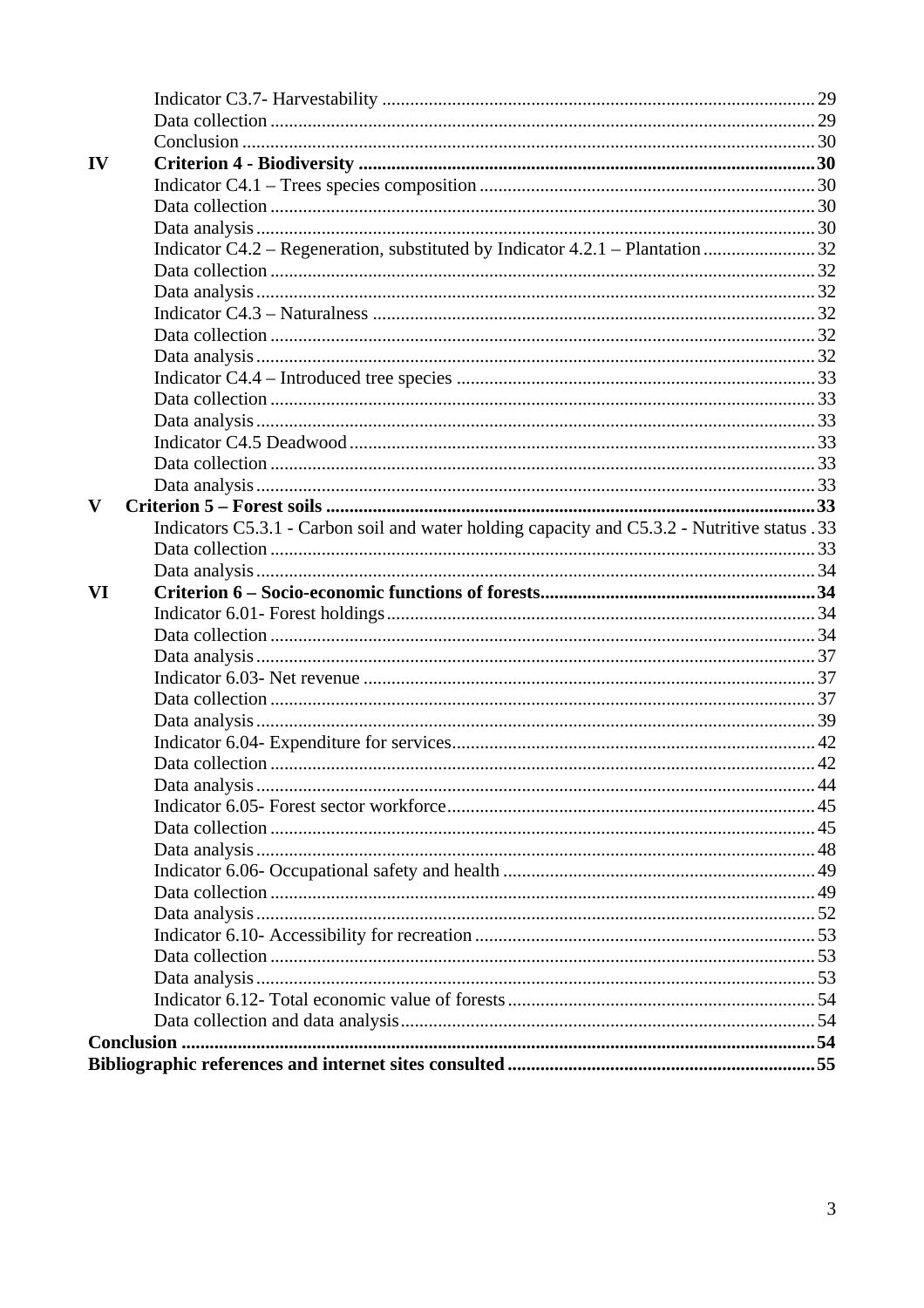Indicator C3.7- Harvestability ... 29
Data collection ... 29
Conclusion ... 30

**IV Criterion 4 - Biodiversity ... 30**

Indicator C4.1 – Trees species composition ... 30
Data collection ... 30
Data analysis ... 30
Indicator C4.2 – Regeneration, substituted by Indicator 4.2.1 – Plantation ... 32
Data collection ... 32
Data analysis ... 32
Indicator C4.3 – Naturalness ... 32
Data collection ... 32
Data analysis ... 32
Indicator C4.4 – Introduced tree species ... 33
Data collection ... 33
Data analysis ... 33
Indicator C4.5 Deadwood ... 33
Data collection ... 33
Data analysis ... 33

**V Criterion 5 – Forest soils ... 33**

Indicators C5.3.1 - Carbon soil and water holding capacity and C5.3.2 - Nutritive status ... 33
Data collection ... 33
Data analysis ... 34

**VI Criterion 6 – Socio-economic functions of forests ... 34**

Indicator 6.01- Forest holdings ... 34
Data collection ... 34
Data analysis ... 37
Indicator 6.03- Net revenue ... 37
Data collection ... 37
Data analysis ... 39
Indicator 6.04- Expenditure for services ... 42
Data collection ... 42
Data analysis ... 44
Indicator 6.05- Forest sector workforce ... 45
Data collection ... 45
Data analysis ... 48
Indicator 6.06- Occupational safety and health ... 49
Data collection ... 49
Data analysis ... 52
Indicator 6.10- Accessibility for recreation ... 53
Data collection ... 53
Data analysis ... 53
Indicator 6.12- Total economic value of forests ... 54
Data collection and data analysis ... 54

**Conclusion ... 54**

**Bibliographic references and internet sites consulted ... 55**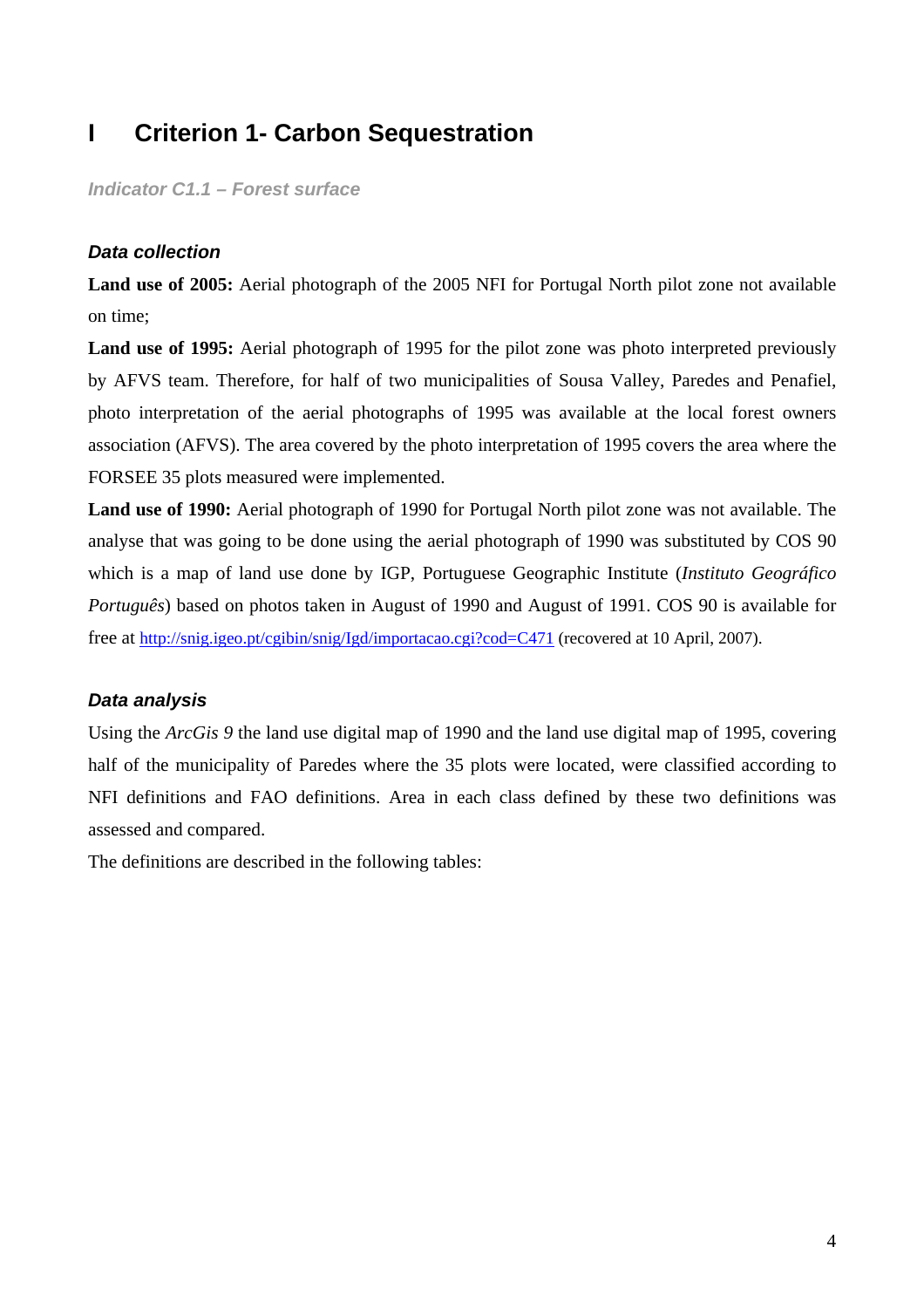# I Criterion 1- Carbon Sequestration

***Indicator C1.1 – Forest surface***

### *Data collection*

**Land use of 2005:** Aerial photograph of the 2005 NFI for Portugal North pilot zone not available on time;

**Land use of 1995:** Aerial photograph of 1995 for the pilot zone was photo interpreted previously by AFVS team. Therefore, for half of two municipalities of Sousa Valley, Paredes and Penafiel, photo interpretation of the aerial photographs of 1995 was available at the local forest owners association (AFVS). The area covered by the photo interpretation of 1995 covers the area where the FORSEE 35 plots measured were implemented.

**Land use of 1990:** Aerial photograph of 1990 for Portugal North pilot zone was not available. The analyse that was going to be done using the aerial photograph of 1990 was substituted by COS 90 which is a map of land use done by IGP, Portuguese Geographic Institute (*Instituto Geográfico Português*) based on photos taken in August of 1990 and August of 1991. COS 90 is available for free at http://snig.igeo.pt/cgibin/snig/Igd/importacao.cgi?cod=C471 (recovered at 10 April, 2007).

### *Data analysis*

Using the *ArcGis 9* the land use digital map of 1990 and the land use digital map of 1995, covering half of the municipality of Paredes where the 35 plots were located, were classified according to NFI definitions and FAO definitions. Area in each class defined by these two definitions was assessed and compared.

The definitions are described in the following tables: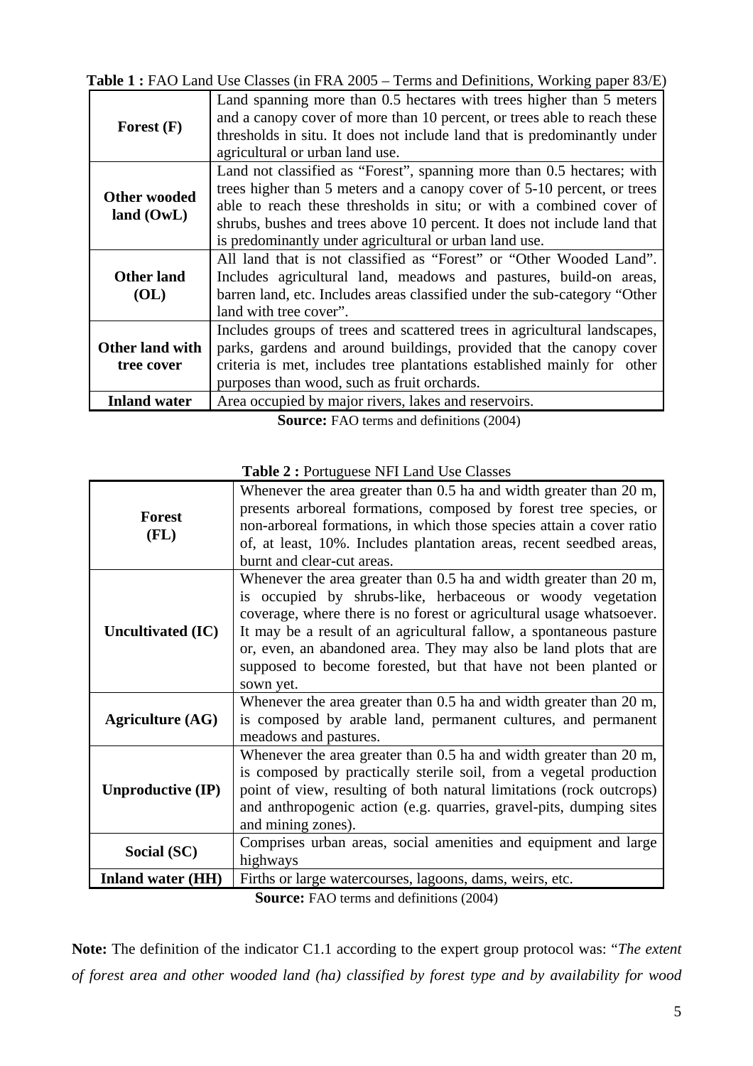**Table 1 :** FAO Land Use Classes (in FRA 2005 – Terms and Definitions, Working paper 83/E)

| | |
|---|---|
| **Forest (F)** | Land spanning more than 0.5 hectares with trees higher than 5 meters and a canopy cover of more than 10 percent, or trees able to reach these thresholds in situ. It does not include land that is predominantly under agricultural or urban land use. |
| **Other wooded land (OwL)** | Land not classified as "Forest", spanning more than 0.5 hectares; with trees higher than 5 meters and a canopy cover of 5-10 percent, or trees able to reach these thresholds in situ; or with a combined cover of shrubs, bushes and trees above 10 percent. It does not include land that is predominantly under agricultural or urban land use. |
| **Other land (OL)** | All land that is not classified as "Forest" or "Other Wooded Land". Includes agricultural land, meadows and pastures, build-on areas, barren land, etc. Includes areas classified under the sub-category "Other land with tree cover". |
| **Other land with tree cover** | Includes groups of trees and scattered trees in agricultural landscapes, parks, gardens and around buildings, provided that the canopy cover criteria is met, includes tree plantations established mainly for other purposes than wood, such as fruit orchards. |
| **Inland water** | Area occupied by major rivers, lakes and reservoirs. |

**Source:** FAO terms and definitions (2004)

**Table 2 :** Portuguese NFI Land Use Classes

| | |
|---|---|
| **Forest (FL)** | Whenever the area greater than 0.5 ha and width greater than 20 m, presents arboreal formations, composed by forest tree species, or non-arboreal formations, in which those species attain a cover ratio of, at least, 10%. Includes plantation areas, recent seedbed areas, burnt and clear-cut areas. |
| **Uncultivated (IC)** | Whenever the area greater than 0.5 ha and width greater than 20 m, is occupied by shrubs-like, herbaceous or woody vegetation coverage, where there is no forest or agricultural usage whatsoever. It may be a result of an agricultural fallow, a spontaneous pasture or, even, an abandoned area. They may also be land plots that are supposed to become forested, but that have not been planted or sown yet. |
| **Agriculture (AG)** | Whenever the area greater than 0.5 ha and width greater than 20 m, is composed by arable land, permanent cultures, and permanent meadows and pastures. |
| **Unproductive (IP)** | Whenever the area greater than 0.5 ha and width greater than 20 m, is composed by practically sterile soil, from a vegetal production point of view, resulting of both natural limitations (rock outcrops) and anthropogenic action (e.g. quarries, gravel-pits, dumping sites and mining zones). |
| **Social (SC)** | Comprises urban areas, social amenities and equipment and large highways |
| **Inland water (HH)** | Firths or large watercourses, lagoons, dams, weirs, etc. |

**Source:** FAO terms and definitions (2004)

**Note:** The definition of the indicator C1.1 according to the expert group protocol was: "*The extent of forest area and other wooded land (ha) classified by forest type and by availability for wood*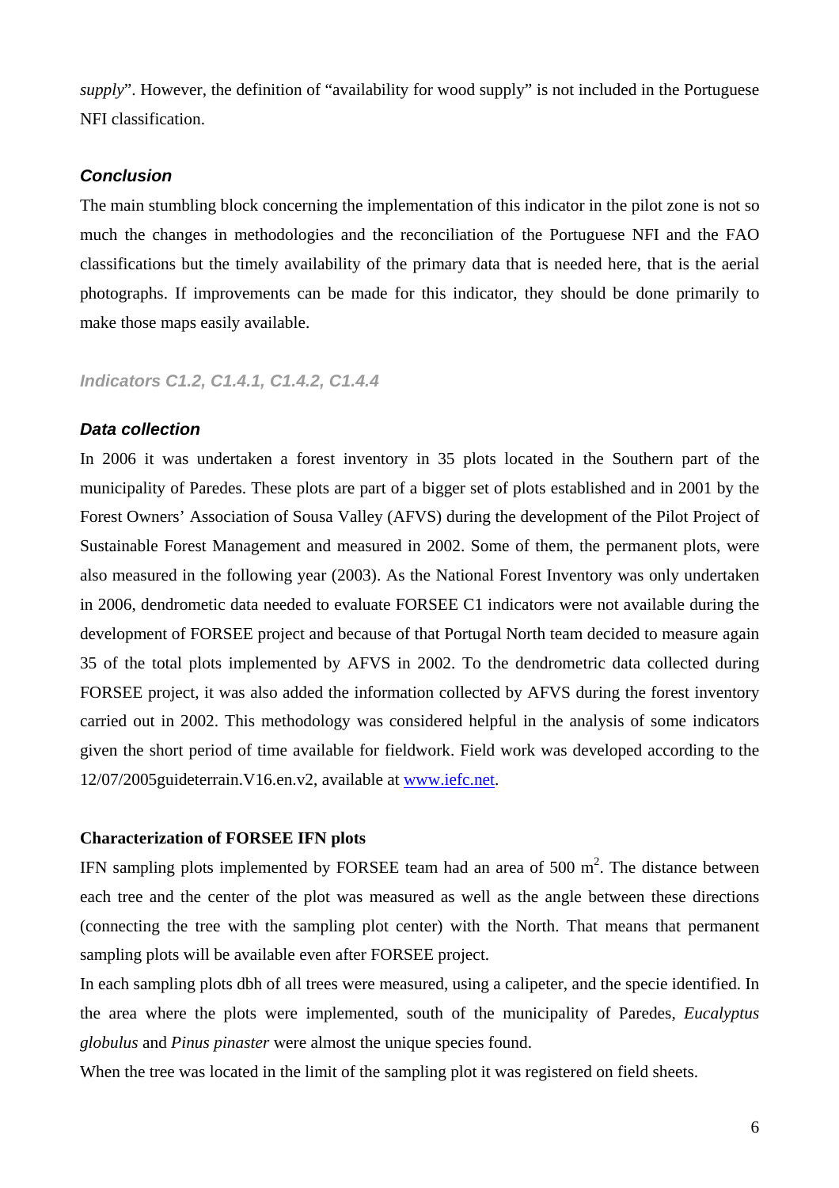*supply*”. However, the definition of “availability for wood supply” is not included in the Portuguese NFI classification.

### *Conclusion*

The main stumbling block concerning the implementation of this indicator in the pilot zone is not so much the changes in methodologies and the reconciliation of the Portuguese NFI and the FAO classifications but the timely availability of the primary data that is needed here, that is the aerial photographs. If improvements can be made for this indicator, they should be done primarily to make those maps easily available.

## *Indicators C1.2, C1.4.1, C1.4.2, C1.4.4*

### *Data collection*

In 2006 it was undertaken a forest inventory in 35 plots located in the Southern part of the municipality of Paredes. These plots are part of a bigger set of plots established and in 2001 by the Forest Owners’ Association of Sousa Valley (AFVS) during the development of the Pilot Project of Sustainable Forest Management and measured in 2002. Some of them, the permanent plots, were also measured in the following year (2003). As the National Forest Inventory was only undertaken in 2006, dendrometic data needed to evaluate FORSEE C1 indicators were not available during the development of FORSEE project and because of that Portugal North team decided to measure again 35 of the total plots implemented by AFVS in 2002. To the dendrometric data collected during FORSEE project, it was also added the information collected by AFVS during the forest inventory carried out in 2002. This methodology was considered helpful in the analysis of some indicators given the short period of time available for fieldwork. Field work was developed according to the 12/07/2005guideterrain.V16.en.v2, available at www.iefc.net.

**Characterization of FORSEE IFN plots**

IFN sampling plots implemented by FORSEE team had an area of 500 m$^2$. The distance between each tree and the center of the plot was measured as well as the angle between these directions (connecting the tree with the sampling plot center) with the North. That means that permanent sampling plots will be available even after FORSEE project.

In each sampling plots dbh of all trees were measured, using a calipeter, and the specie identified. In the area where the plots were implemented, south of the municipality of Paredes, *Eucalyptus globulus* and *Pinus pinaster* were almost the unique species found.

When the tree was located in the limit of the sampling plot it was registered on field sheets.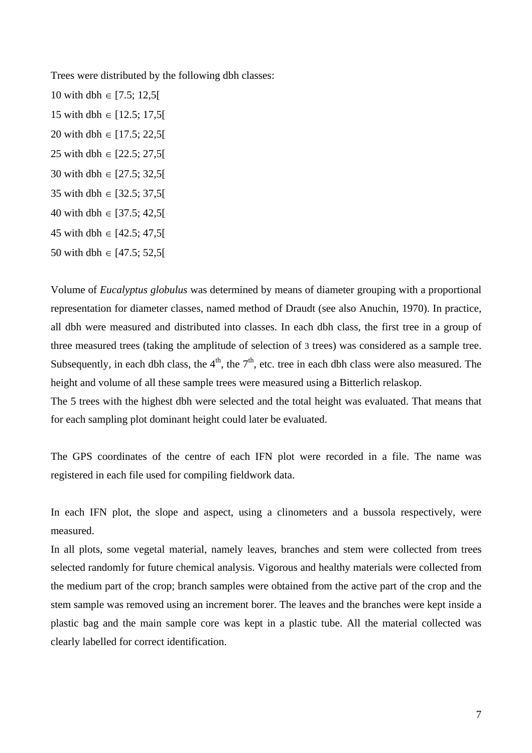Trees were distributed by the following dbh classes:

10 with dbh $\in$ [7.5; 12,5[

15 with dbh $\in$ [12.5; 17,5[

20 with dbh $\in$ [17.5; 22,5[

25 with dbh $\in$ [22.5; 27,5[

30 with dbh $\in$ [27.5; 32,5[

35 with dbh $\in$ [32.5; 37,5[

40 with dbh $\in$ [37.5; 42,5[

45 with dbh $\in$ [42.5; 47,5[

50 with dbh $\in$ [47.5; 52,5[

Volume of *Eucalyptus globulus* was determined by means of diameter grouping with a proportional representation for diameter classes, named method of Draudt (see also Anuchin, 1970). In practice, all dbh were measured and distributed into classes. In each dbh class, the first tree in a group of three measured trees (taking the amplitude of selection of 3 trees) was considered as a sample tree. Subsequently, in each dbh class, the $4^{th}$, the $7^{th}$, etc. tree in each dbh class were also measured. The height and volume of all these sample trees were measured using a Bitterlich relaskop.
The 5 trees with the highest dbh were selected and the total height was evaluated. That means that for each sampling plot dominant height could later be evaluated.

The GPS coordinates of the centre of each IFN plot were recorded in a file. The name was registered in each file used for compiling fieldwork data.

In each IFN plot, the slope and aspect, using a clinometers and a bussola respectively, were measured.
In all plots, some vegetal material, namely leaves, branches and stem were collected from trees selected randomly for future chemical analysis. Vigorous and healthy materials were collected from the medium part of the crop; branch samples were obtained from the active part of the crop and the stem sample was removed using an increment borer. The leaves and the branches were kept inside a plastic bag and the main sample core was kept in a plastic tube. All the material collected was clearly labelled for correct identification.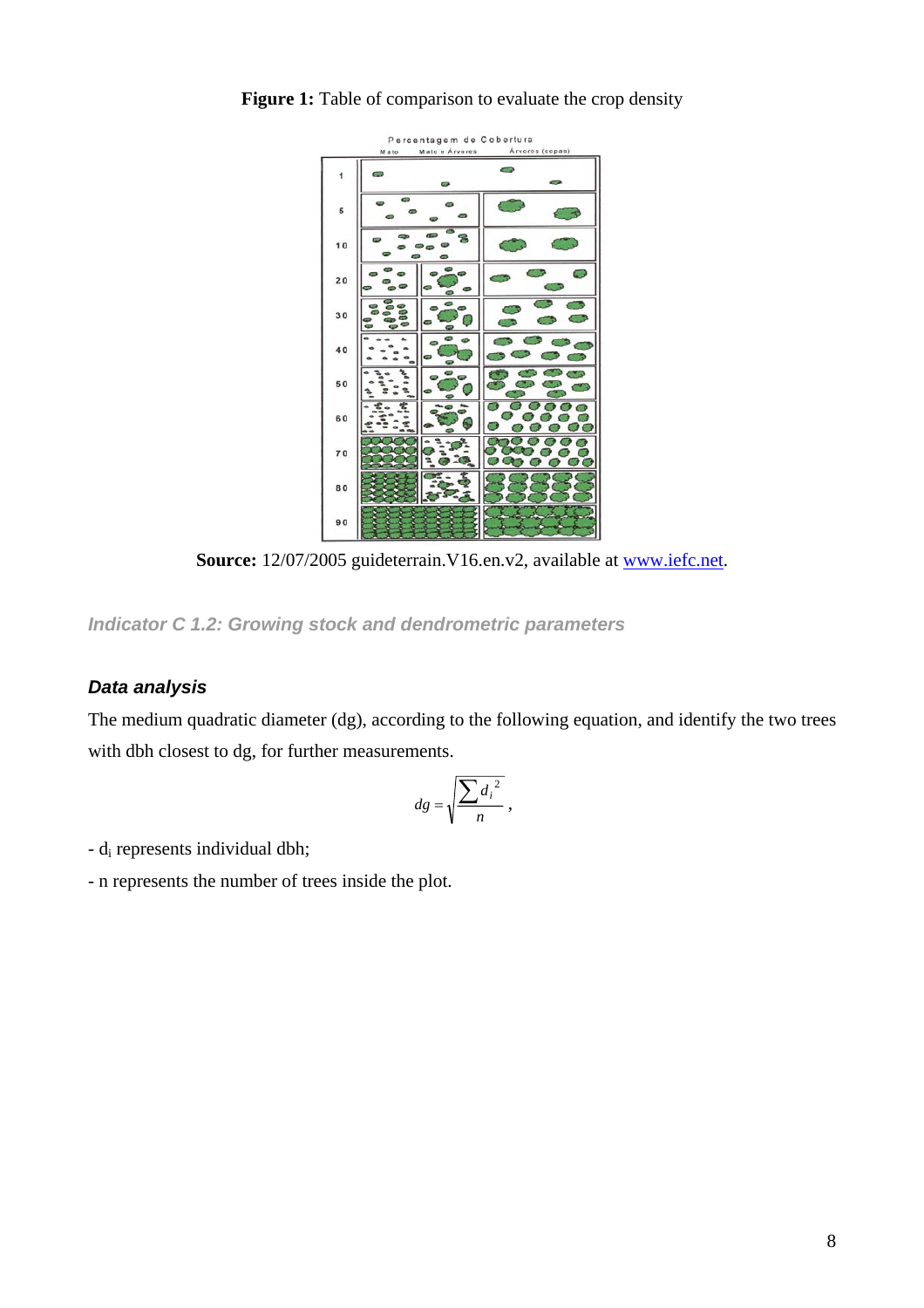**Figure 1:** Table of comparison to evaluate the crop density

**Source:** 12/07/2005 guideterrain.V16.en.v2, available at www.iefc.net.

### *Indicator C 1.2: Growing stock and dendrometric parameters*

#### *Data analysis*

The medium quadratic diameter (dg), according to the following equation, and identify the two trees with dbh closest to dg, for further measurements.

$$dg = \sqrt{\frac{\sum d_i^{\,2}}{n}},$$

- $d_i$ represents individual dbh;

- n represents the number of trees inside the plot.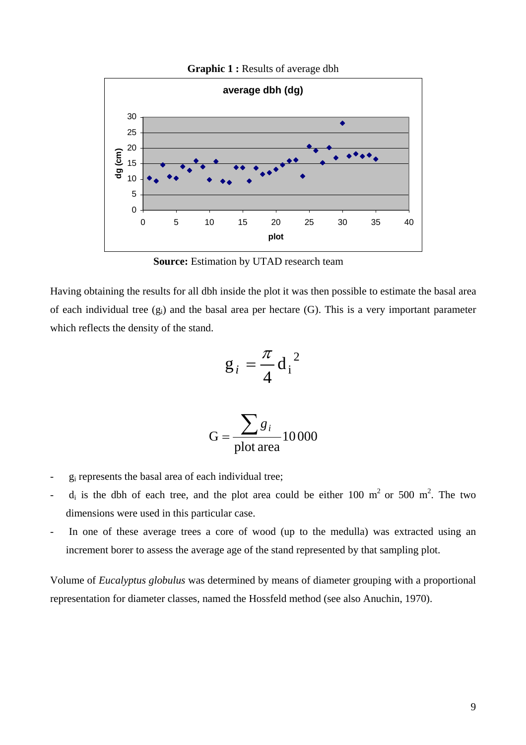**Graphic 1 :** Results of average dbh

**Source:** Estimation by UTAD research team

Having obtaining the results for all dbh inside the plot it was then possible to estimate the basal area of each individual tree ($g_i$) and the basal area per hectare (G). This is a very important parameter which reflects the density of the stand.

$$g_i = \frac{\pi}{4} d_i^{\,2}$$

$$G = \frac{\sum g_i}{\text{plot area}} 10\,000$$

- $g_i$ represents the basal area of each individual tree;
- $d_i$ is the dbh of each tree, and the plot area could be either 100 $m^2$ or 500 $m^2$. The two dimensions were used in this particular case.
- In one of these average trees a core of wood (up to the medulla) was extracted using an increment borer to assess the average age of the stand represented by that sampling plot.

Volume of *Eucalyptus globulus* was determined by means of diameter grouping with a proportional representation for diameter classes, named the Hossfeld method (see also Anuchin, 1970).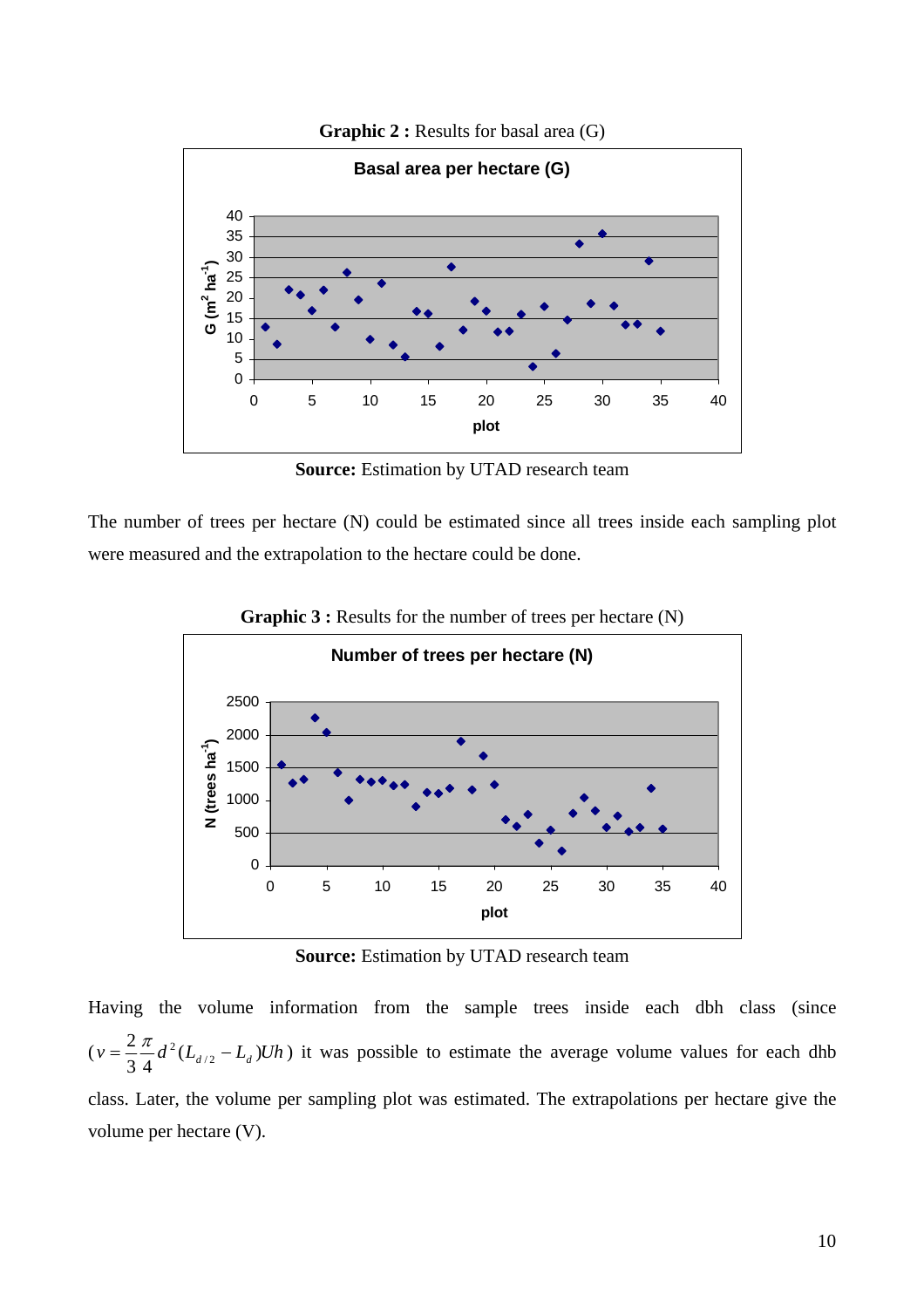**Graphic 2 :** Results for basal area (G)

**Source:** Estimation by UTAD research team

The number of trees per hectare (N) could be estimated since all trees inside each sampling plot were measured and the extrapolation to the hectare could be done.

**Graphic 3 :** Results for the number of trees per hectare (N)

**Source:** Estimation by UTAD research team

Having the volume information from the sample trees inside each dbh class (since ($v = \frac{2}{3}\frac{\pi}{4}d^2(L_{d/2} - L_d)Uh$) it was possible to estimate the average volume values for each dhb class. Later, the volume per sampling plot was estimated. The extrapolations per hectare give the volume per hectare (V).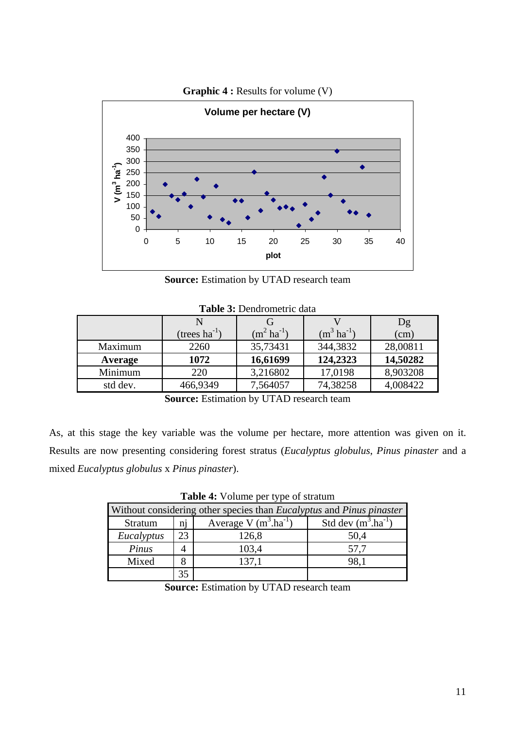**Graphic 4 :** Results for volume (V)

**Source:** Estimation by UTAD research team

**Table 3:** Dendrometric data

| | N (trees $ha^{-1}$) | G ($m^2$ $ha^{-1}$) | V ($m^3$ $ha^{-1}$) | Dg (cm) |
|---|---|---|---|---|
| Maximum | 2260 | 35,73431 | 344,3832 | 28,00811 |
| **Average** | **1072** | **16,61699** | **124,2323** | **14,50282** |
| Minimum | 220 | 3,216802 | 17,0198 | 8,903208 |
| std dev. | 466,9349 | 7,564057 | 74,38258 | 4,008422 |

**Source:** Estimation by UTAD research team

As, at this stage the key variable was the volume per hectare, more attention was given on it. Results are now presenting considering forest stratus (*Eucalyptus globulus*, *Pinus pinaster* and a mixed *Eucalyptus globulus* x *Pinus pinaster*).

**Table 4:** Volume per type of stratum

| Without considering other species than *Eucalyptus* and *Pinus pinaster* | | | |
|---|---|---|---|
| Stratum | nj | Average V ($m^3.ha^{-1}$) | Std dev ($m^3.ha^{-1}$) |
| *Eucalyptus* | 23 | 126,8 | 50,4 |
| *Pinus* | 4 | 103,4 | 57,7 |
| Mixed | 8 | 137,1 | 98,1 |
| | 35 | | |

**Source:** Estimation by UTAD research team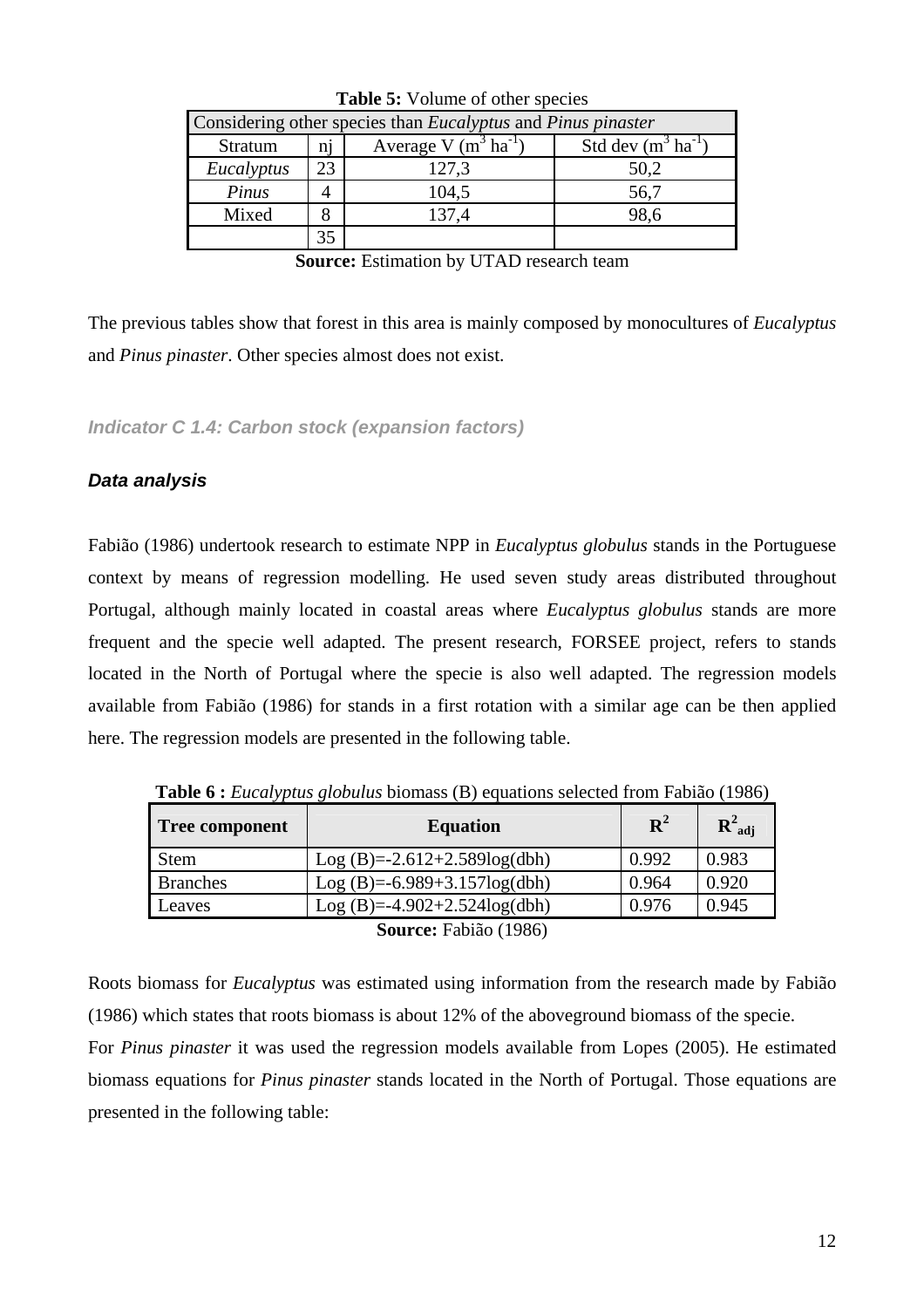**Table 5:** Volume of other species

| Considering other species than *Eucalyptus* and *Pinus pinaster* | | | |
|---|---|---|---|
| Stratum | nj | Average V ($m^3\ ha^{-1}$) | Std dev ($m^3\ ha^{-1}$) |
| *Eucalyptus* | 23 | 127,3 | 50,2 |
| *Pinus* | 4 | 104,5 | 56,7 |
| Mixed | 8 | 137,4 | 98,6 |
| | 35 | | |

**Source:** Estimation by UTAD research team

The previous tables show that forest in this area is mainly composed by monocultures of *Eucalyptus* and *Pinus pinaster*. Other species almost does not exist.

### *Indicator C 1.4: Carbon stock (expansion factors)*

#### *Data analysis*

Fabião (1986) undertook research to estimate NPP in *Eucalyptus globulus* stands in the Portuguese context by means of regression modelling. He used seven study areas distributed throughout Portugal, although mainly located in coastal areas where *Eucalyptus globulus* stands are more frequent and the specie well adapted. The present research, FORSEE project, refers to stands located in the North of Portugal where the specie is also well adapted. The regression models available from Fabião (1986) for stands in a first rotation with a similar age can be then applied here. The regression models are presented in the following table.

**Table 6 :** *Eucalyptus globulus* biomass (B) equations selected from Fabião (1986)

| **Tree component** | **Equation** | $R^2$ | $R^2_{adj}$ |
|---|---|---|---|
| Stem | $\text{Log}(B) = -2.612 + 2.589\log(dbh)$ | 0.992 | 0.983 |
| Branches | $\text{Log}(B) = -6.989 + 3.157\log(dbh)$ | 0.964 | 0.920 |
| Leaves | $\text{Log}(B) = -4.902 + 2.524\log(dbh)$ | 0.976 | 0.945 |

**Source:** Fabião (1986)

Roots biomass for *Eucalyptus* was estimated using information from the research made by Fabião (1986) which states that roots biomass is about 12% of the aboveground biomass of the specie.

For *Pinus pinaster* it was used the regression models available from Lopes (2005). He estimated biomass equations for *Pinus pinaster* stands located in the North of Portugal. Those equations are presented in the following table: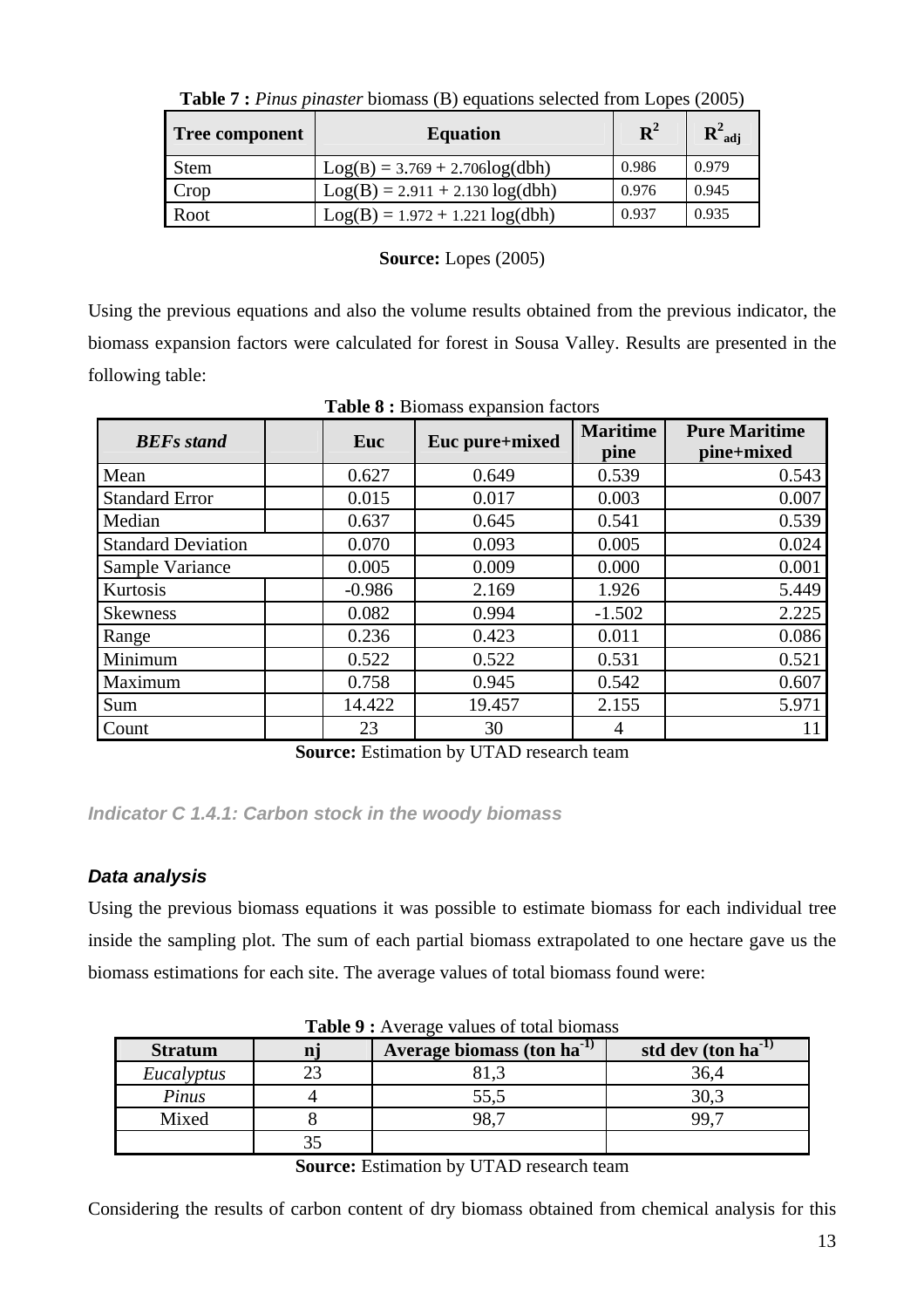**Table 7 :** *Pinus pinaster* biomass (B) equations selected from Lopes (2005)

| Tree component | Equation | $R^2$ | $R^2_{adj}$ |
|---|---|---|---|
| Stem | Log(B) = 3.769 + 2.706log(dbh) | 0.986 | 0.979 |
| Crop | Log(B) = 2.911 + 2.130 log(dbh) | 0.976 | 0.945 |
| Root | Log(B) = 1.972 + 1.221 log(dbh) | 0.937 | 0.935 |

**Source:** Lopes (2005)

Using the previous equations and also the volume results obtained from the previous indicator, the biomass expansion factors were calculated for forest in Sousa Valley. Results are presented in the following table:

**Table 8 :** Biomass expansion factors

| *BEFs stand* | | Euc | Euc pure+mixed | Maritime pine | Pure Maritime pine+mixed |
|---|---|---|---|---|---|
| Mean | | 0.627 | 0.649 | 0.539 | 0.543 |
| Standard Error | | 0.015 | 0.017 | 0.003 | 0.007 |
| Median | | 0.637 | 0.645 | 0.541 | 0.539 |
| Standard Deviation | | 0.070 | 0.093 | 0.005 | 0.024 |
| Sample Variance | | 0.005 | 0.009 | 0.000 | 0.001 |
| Kurtosis | | -0.986 | 2.169 | 1.926 | 5.449 |
| Skewness | | 0.082 | 0.994 | -1.502 | 2.225 |
| Range | | 0.236 | 0.423 | 0.011 | 0.086 |
| Minimum | | 0.522 | 0.522 | 0.531 | 0.521 |
| Maximum | | 0.758 | 0.945 | 0.542 | 0.607 |
| Sum | | 14.422 | 19.457 | 2.155 | 5.971 |
| Count | | 23 | 30 | 4 | 11 |

**Source:** Estimation by UTAD research team

### *Indicator C 1.4.1: Carbon stock in the woody biomass*

#### *Data analysis*

Using the previous biomass equations it was possible to estimate biomass for each individual tree inside the sampling plot. The sum of each partial biomass extrapolated to one hectare gave us the biomass estimations for each site. The average values of total biomass found were:

**Table 9 :** Average values of total biomass

| Stratum | nj | Average biomass (ton $ha^{-1}$) | std dev (ton $ha^{-1}$) |
|---|---|---|---|
| *Eucalyptus* | 23 | 81,3 | 36,4 |
| *Pinus* | 4 | 55,5 | 30,3 |
| Mixed | 8 | 98,7 | 99,7 |
| | 35 | | |

**Source:** Estimation by UTAD research team

Considering the results of carbon content of dry biomass obtained from chemical analysis for this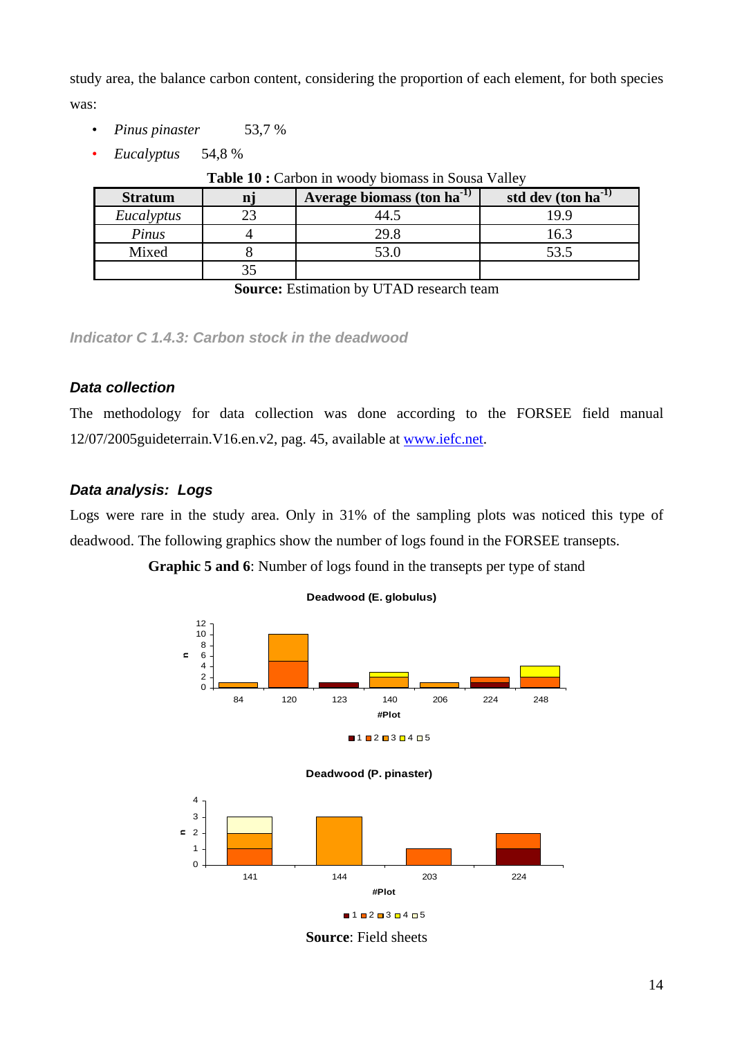study area, the balance carbon content, considering the proportion of each element, for both species was:

- *Pinus pinaster* 53,7 %
- *Eucalyptus* 54,8 %

**Table 10 :** Carbon in woody biomass in Sousa Valley

| Stratum | nj | Average biomass (ton ha$^{-1}$) | std dev (ton ha$^{-1}$) |
|---|---|---|---|
| *Eucalyptus* | 23 | 44.5 | 19.9 |
| *Pinus* | 4 | 29.8 | 16.3 |
| Mixed | 8 | 53.0 | 53.5 |
| | 35 | | |

**Source:** Estimation by UTAD research team

### *Indicator C 1.4.3: Carbon stock in the deadwood*

#### *Data collection*

The methodology for data collection was done according to the FORSEE field manual 12/07/2005guideterrain.V16.en.v2, pag. 45, available at www.iefc.net.

#### *Data analysis: Logs*

Logs were rare in the study area. Only in 31% of the sampling plots was noticed this type of deadwood. The following graphics show the number of logs found in the FORSEE transepts.

**Graphic 5 and 6**: Number of logs found in the transepts per type of stand

**Source**: Field sheets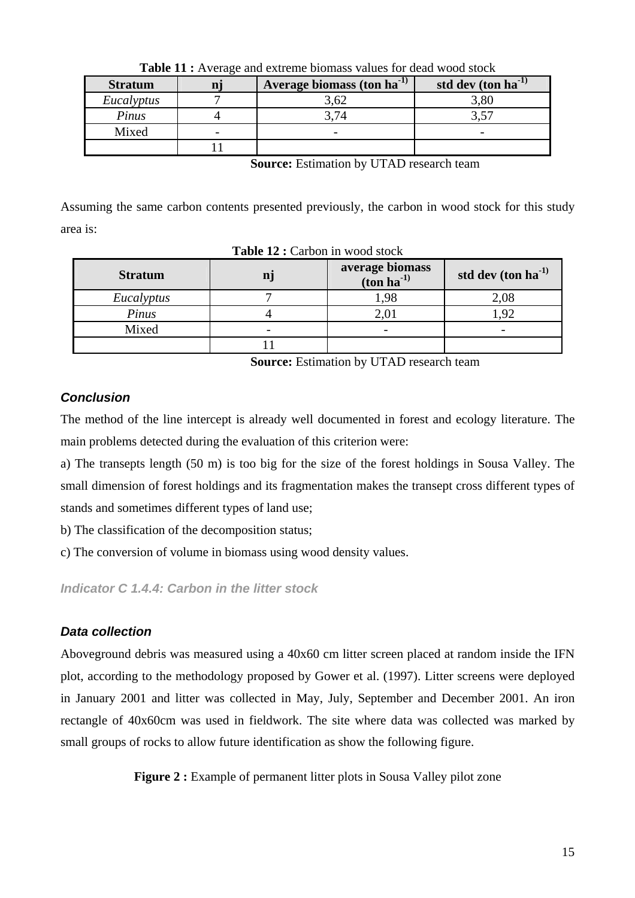**Table 11 :** Average and extreme biomass values for dead wood stock

| Stratum | nj | Average biomass (ton ha$^{-1)}$ | std dev (ton ha$^{-1)}$ |
|---|---|---|---|
| *Eucalyptus* | 7 | 3,62 | 3,80 |
| *Pinus* | 4 | 3,74 | 3,57 |
| Mixed | - | - | - |
| | 11 | | |

**Source:** Estimation by UTAD research team

Assuming the same carbon contents presented previously, the carbon in wood stock for this study area is:

**Table 12 :** Carbon in wood stock

| Stratum | nj | average biomass (ton ha$^{-1)}$ | std dev (ton ha$^{-1)}$ |
|---|---|---|---|
| *Eucalyptus* | 7 | 1,98 | 2,08 |
| *Pinus* | 4 | 2,01 | 1,92 |
| Mixed | - | - | - |
| | 11 | | |

**Source:** Estimation by UTAD research team

### *Conclusion*

The method of the line intercept is already well documented in forest and ecology literature. The main problems detected during the evaluation of this criterion were:

a) The transepts length (50 m) is too big for the size of the forest holdings in Sousa Valley. The small dimension of forest holdings and its fragmentation makes the transept cross different types of stands and sometimes different types of land use;

b) The classification of the decomposition status;

c) The conversion of volume in biomass using wood density values.

### *Indicator C 1.4.4: Carbon in the litter stock*

### *Data collection*

Aboveground debris was measured using a 40x60 cm litter screen placed at random inside the IFN plot, according to the methodology proposed by Gower et al. (1997). Litter screens were deployed in January 2001 and litter was collected in May, July, September and December 2001. An iron rectangle of 40x60cm was used in fieldwork. The site where data was collected was marked by small groups of rocks to allow future identification as show the following figure.

**Figure 2 :** Example of permanent litter plots in Sousa Valley pilot zone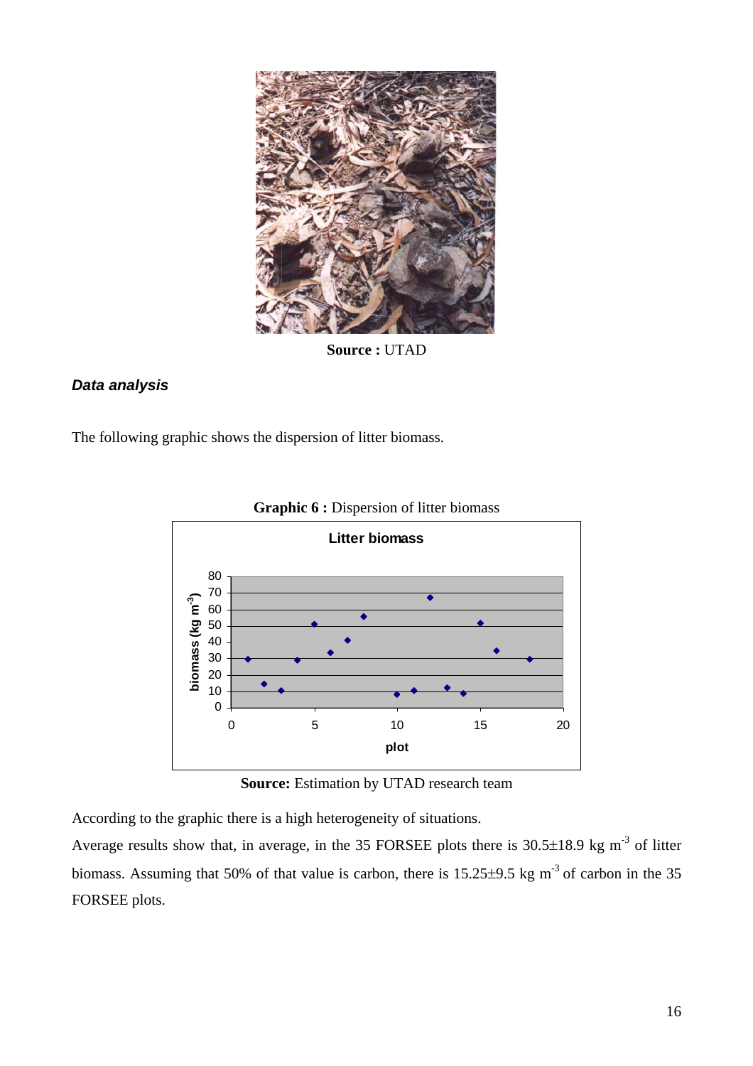**Source :** UTAD

### *Data analysis*

The following graphic shows the dispersion of litter biomass.

**Graphic 6 :** Dispersion of litter biomass

**Source:** Estimation by UTAD research team

According to the graphic there is a high heterogeneity of situations.

Average results show that, in average, in the 35 FORSEE plots there is 30.5±18.9 kg $m^{-3}$ of litter biomass. Assuming that 50% of that value is carbon, there is 15.25±9.5 kg $m^{-3}$ of carbon in the 35 FORSEE plots.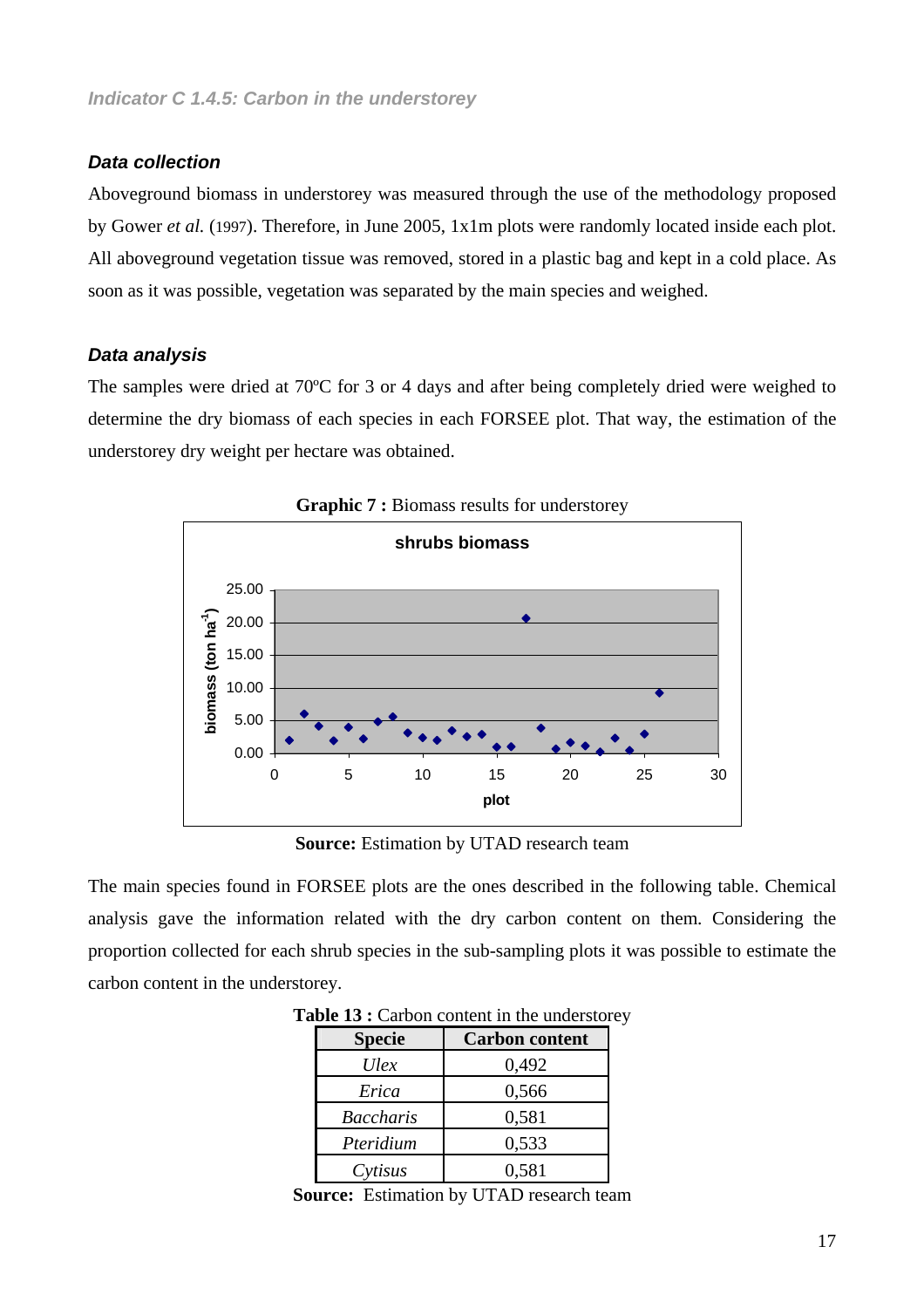### Indicator C 1.4.5: Carbon in the understorey

#### Data collection

Aboveground biomass in understorey was measured through the use of the methodology proposed by Gower *et al.* (1997). Therefore, in June 2005, 1x1m plots were randomly located inside each plot. All aboveground vegetation tissue was removed, stored in a plastic bag and kept in a cold place. As soon as it was possible, vegetation was separated by the main species and weighed.

#### Data analysis

The samples were dried at 70ºC for 3 or 4 days and after being completely dried were weighed to determine the dry biomass of each species in each FORSEE plot. That way, the estimation of the understorey dry weight per hectare was obtained.

**Graphic 7 :** Biomass results for understorey

**Source:** Estimation by UTAD research team

The main species found in FORSEE plots are the ones described in the following table. Chemical analysis gave the information related with the dry carbon content on them. Considering the proportion collected for each shrub species in the sub-sampling plots it was possible to estimate the carbon content in the understorey.

**Table 13 :** Carbon content in the understorey

| Specie | Carbon content |
|---|---|
| *Ulex* | 0,492 |
| *Erica* | 0,566 |
| *Baccharis* | 0,581 |
| *Pteridium* | 0,533 |
| *Cytisus* | 0,581 |

**Source:** Estimation by UTAD research team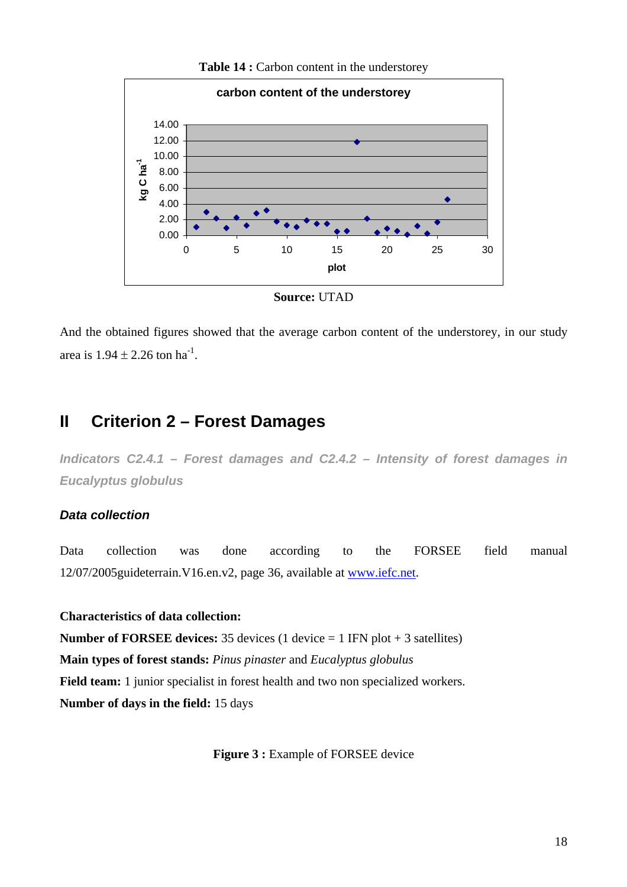**Table 14 :** Carbon content in the understorey

**Source:** UTAD

And the obtained figures showed that the average carbon content of the understorey, in our study area is 1.94 ± 2.26 ton $ha^{-1}$.

# II Criterion 2 – Forest Damages

***Indicators C2.4.1 – Forest damages and C2.4.2 – Intensity of forest damages in Eucalyptus globulus***

### *Data collection*

Data collection was done according to the FORSEE field manual 12/07/2005guideterrain.V16.en.v2, page 36, available at www.iefc.net.

**Characteristics of data collection:**

**Number of FORSEE devices:** 35 devices (1 device = 1 IFN plot + 3 satellites)

**Main types of forest stands:** *Pinus pinaster* and *Eucalyptus globulus*

**Field team:** 1 junior specialist in forest health and two non specialized workers.

**Number of days in the field:** 15 days

**Figure 3 :** Example of FORSEE device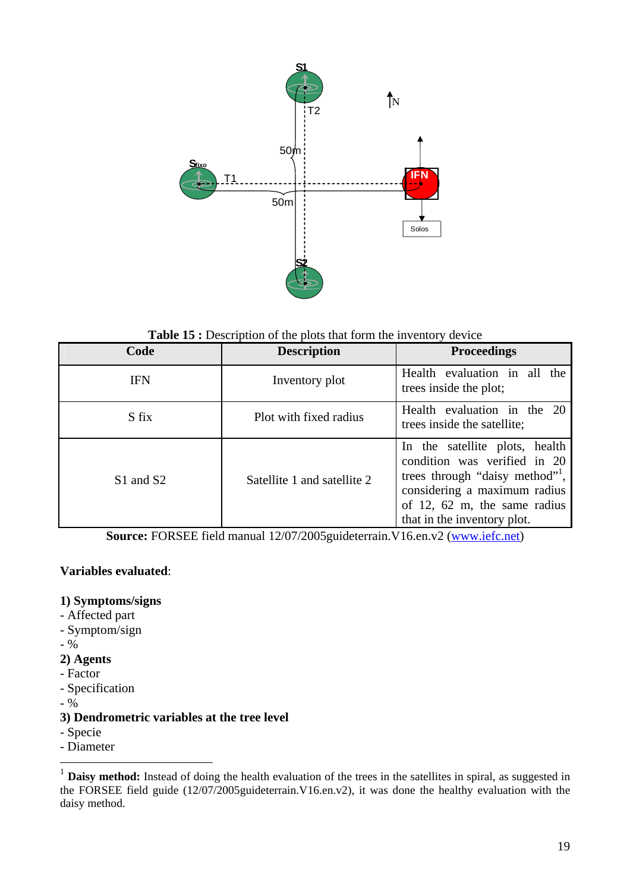**Table 15 :** Description of the plots that form the inventory device

| Code | Description | Proceedings |
|---|---|---|
| IFN | Inventory plot | Health evaluation in all the trees inside the plot; |
| S fix | Plot with fixed radius | Health evaluation in the 20 trees inside the satellite; |
| S1 and S2 | Satellite 1 and satellite 2 | In the satellite plots, health condition was verified in 20 trees through "daisy method"[1], considering a maximum radius of 12, 62 m, the same radius that in the inventory plot. |

**Source:** FORSEE field manual 12/07/2005guideterrain.V16.en.v2 (www.iefc.net)

**Variables evaluated**:

**1) Symptoms/signs**
- Affected part
- Symptom/sign
- %

**2) Agents**
- Factor
- Specification
- %

**3) Dendrometric variables at the tree level**
- Specie
- Diameter

[1] **Daisy method:** Instead of doing the health evaluation of the trees in the satellites in spiral, as suggested in the FORSEE field guide (12/07/2005guideterrain.V16.en.v2), it was done the healthy evaluation with the daisy method.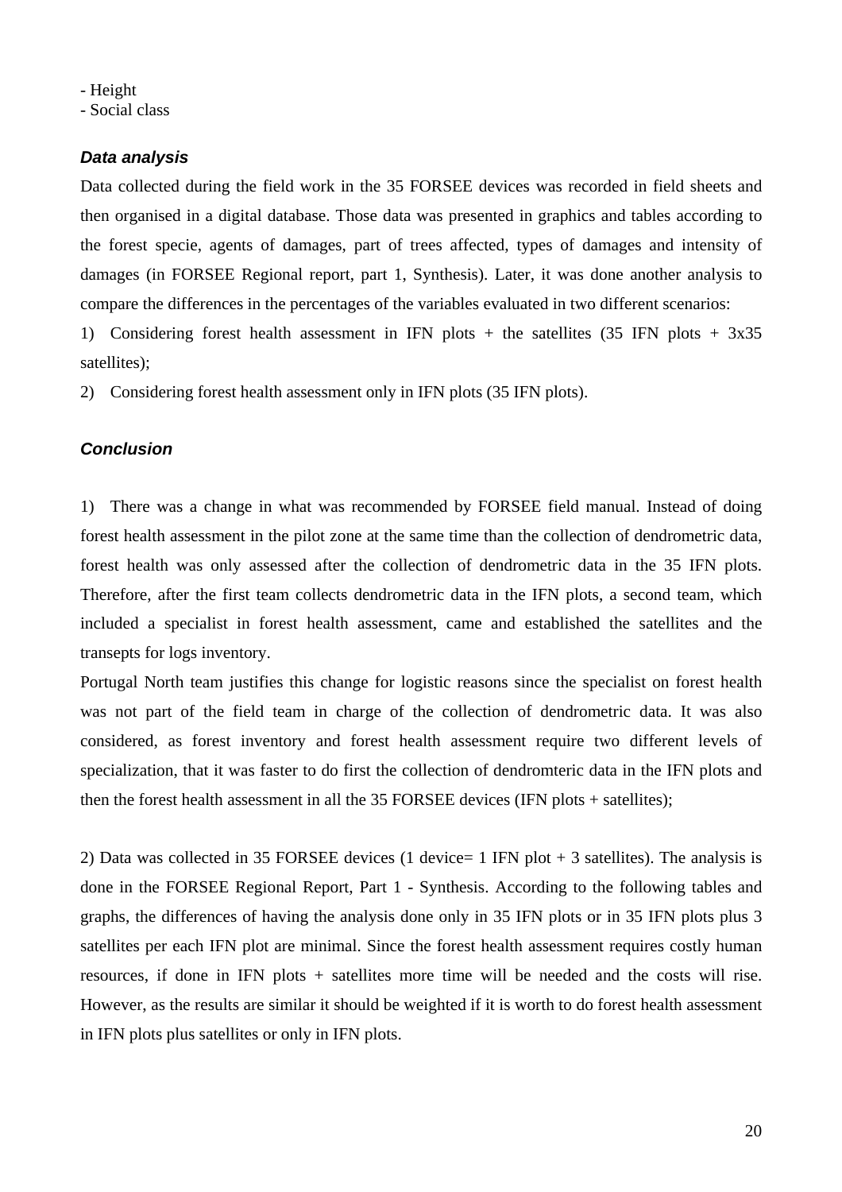- Height
- Social class

### *Data analysis*

Data collected during the field work in the 35 FORSEE devices was recorded in field sheets and then organised in a digital database. Those data was presented in graphics and tables according to the forest specie, agents of damages, part of trees affected, types of damages and intensity of damages (in FORSEE Regional report, part 1, Synthesis). Later, it was done another analysis to compare the differences in the percentages of the variables evaluated in two different scenarios:

1) Considering forest health assessment in IFN plots + the satellites (35 IFN plots + 3x35 satellites);
2) Considering forest health assessment only in IFN plots (35 IFN plots).

### *Conclusion*

1) There was a change in what was recommended by FORSEE field manual. Instead of doing forest health assessment in the pilot zone at the same time than the collection of dendrometric data, forest health was only assessed after the collection of dendrometric data in the 35 IFN plots. Therefore, after the first team collects dendrometric data in the IFN plots, a second team, which included a specialist in forest health assessment, came and established the satellites and the transepts for logs inventory.

Portugal North team justifies this change for logistic reasons since the specialist on forest health was not part of the field team in charge of the collection of dendrometric data. It was also considered, as forest inventory and forest health assessment require two different levels of specialization, that it was faster to do first the collection of dendromteric data in the IFN plots and then the forest health assessment in all the 35 FORSEE devices (IFN plots + satellites);

2) Data was collected in 35 FORSEE devices (1 device= 1 IFN plot + 3 satellites). The analysis is done in the FORSEE Regional Report, Part 1 - Synthesis. According to the following tables and graphs, the differences of having the analysis done only in 35 IFN plots or in 35 IFN plots plus 3 satellites per each IFN plot are minimal. Since the forest health assessment requires costly human resources, if done in IFN plots + satellites more time will be needed and the costs will rise. However, as the results are similar it should be weighted if it is worth to do forest health assessment in IFN plots plus satellites or only in IFN plots.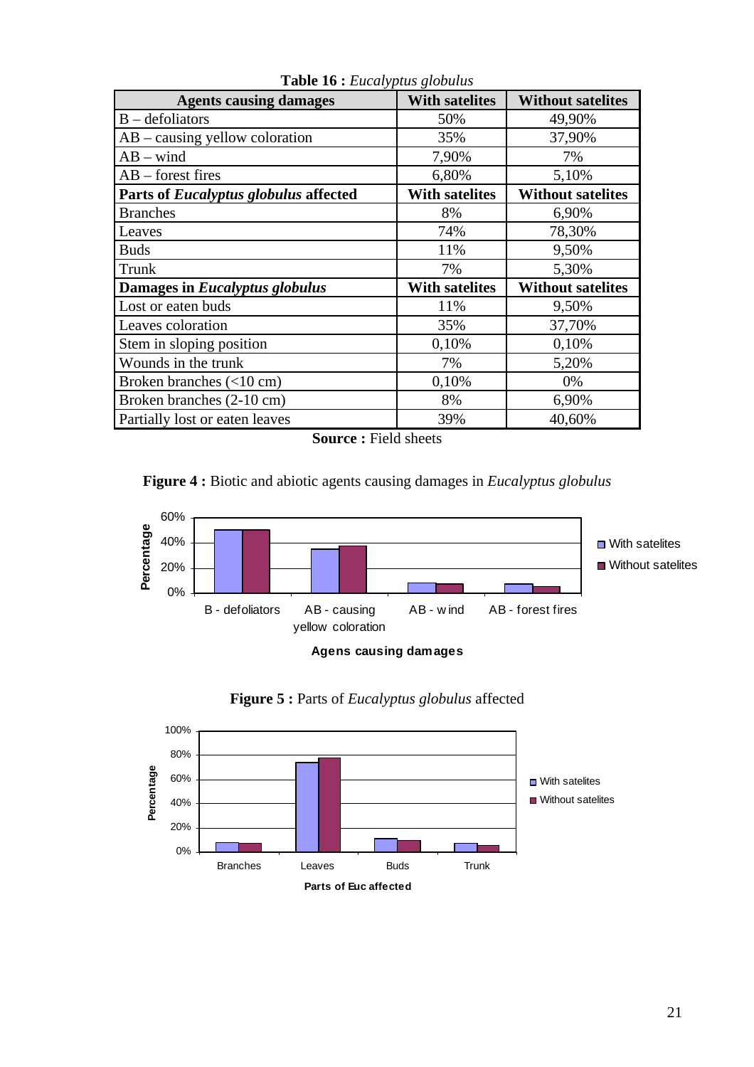**Table 16 :** *Eucalyptus globulus*

| Agents causing damages | With satelites | Without satelites |
|---|---|---|
| B – defoliators | 50% | 49,90% |
| AB – causing yellow coloration | 35% | 37,90% |
| AB – wind | 7,90% | 7% |
| AB – forest fires | 6,80% | 5,10% |
| **Parts of *Eucalyptus globulus* affected** | **With satelites** | **Without satelites** |
| Branches | 8% | 6,90% |
| Leaves | 74% | 78,30% |
| Buds | 11% | 9,50% |
| Trunk | 7% | 5,30% |
| **Damages in *Eucalyptus globulus*** | **With satelites** | **Without satelites** |
| Lost or eaten buds | 11% | 9,50% |
| Leaves coloration | 35% | 37,70% |
| Stem in sloping position | 0,10% | 0,10% |
| Wounds in the trunk | 7% | 5,20% |
| Broken branches (<10 cm) | 0,10% | 0% |
| Broken branches (2-10 cm) | 8% | 6,90% |
| Partially lost or eaten leaves | 39% | 40,60% |

**Source :** Field sheets

**Figure 4 :** Biotic and abiotic agents causing damages in *Eucalyptus globulus*

**Figure 5 :** Parts of *Eucalyptus globulus* affected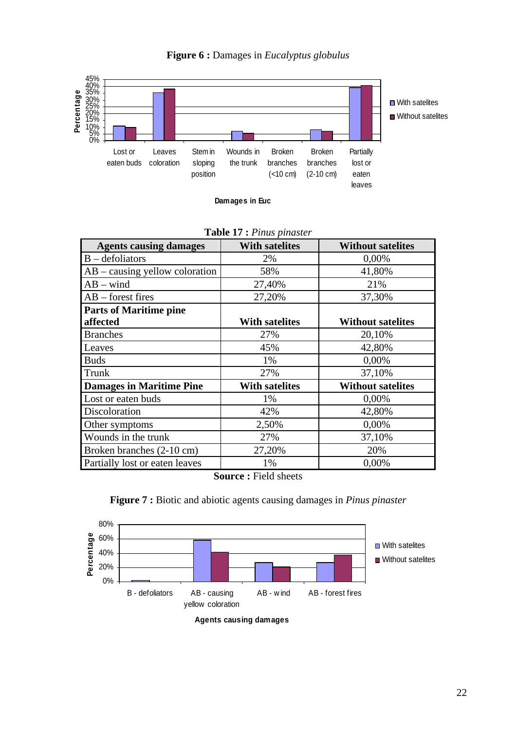**Figure 6 :** Damages in *Eucalyptus globulus*

**Table 17 :** *Pinus pinaster*

| Agents causing damages | With satelites | Without satelites |
|---|---|---|
| B – defoliators | 2% | 0,00% |
| AB – causing yellow coloration | 58% | 41,80% |
| AB – wind | 27,40% | 21% |
| AB – forest fires | 27,20% | 37,30% |
| **Parts of Maritime pine affected** | **With satelites** | **Without satelites** |
| Branches | 27% | 20,10% |
| Leaves | 45% | 42,80% |
| Buds | 1% | 0,00% |
| Trunk | 27% | 37,10% |
| **Damages in Maritime Pine** | **With satelites** | **Without satelites** |
| Lost or eaten buds | 1% | 0,00% |
| Discoloration | 42% | 42,80% |
| Other symptoms | 2,50% | 0,00% |
| Wounds in the trunk | 27% | 37,10% |
| Broken branches (2-10 cm) | 27,20% | 20% |
| Partially lost or eaten leaves | 1% | 0,00% |

**Source :** Field sheets

**Figure 7 :** Biotic and abiotic agents causing damages in *Pinus pinaster*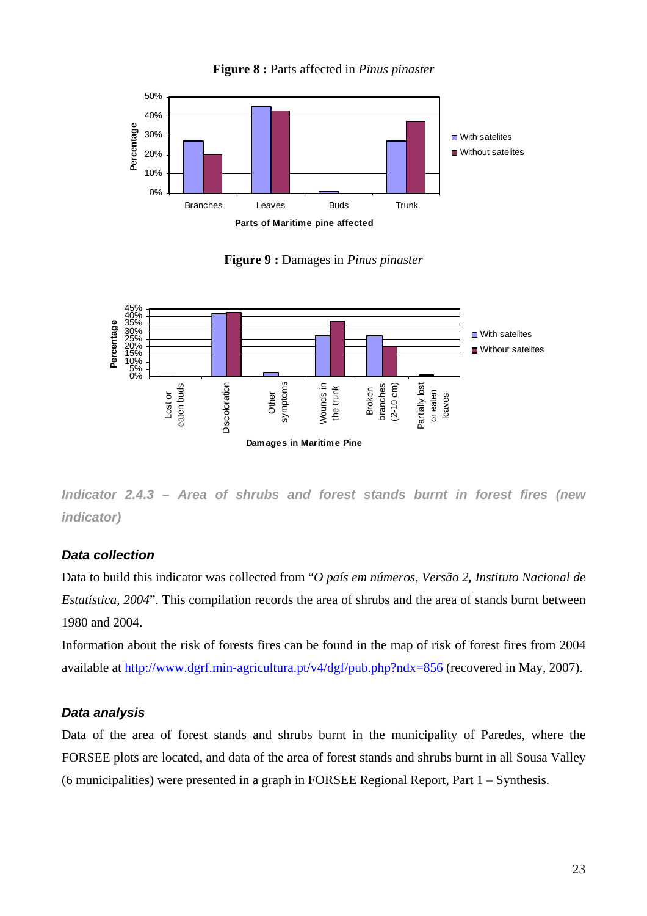**Figure 8 :** Parts affected in *Pinus pinaster*

**Figure 9 :** Damages in *Pinus pinaster*

### *Indicator 2.4.3 – Area of shrubs and forest stands burnt in forest fires (new indicator)*

#### *Data collection*

Data to build this indicator was collected from "*O país em números, Versão 2, Instituto Nacional de Estatística, 2004*". This compilation records the area of shrubs and the area of stands burnt between 1980 and 2004.

Information about the risk of forests fires can be found in the map of risk of forest fires from 2004 available at http://www.dgrf.min-agricultura.pt/v4/dgf/pub.php?ndx=856 (recovered in May, 2007).

#### *Data analysis*

Data of the area of forest stands and shrubs burnt in the municipality of Paredes, where the FORSEE plots are located, and data of the area of forest stands and shrubs burnt in all Sousa Valley (6 municipalities) were presented in a graph in FORSEE Regional Report, Part 1 – Synthesis.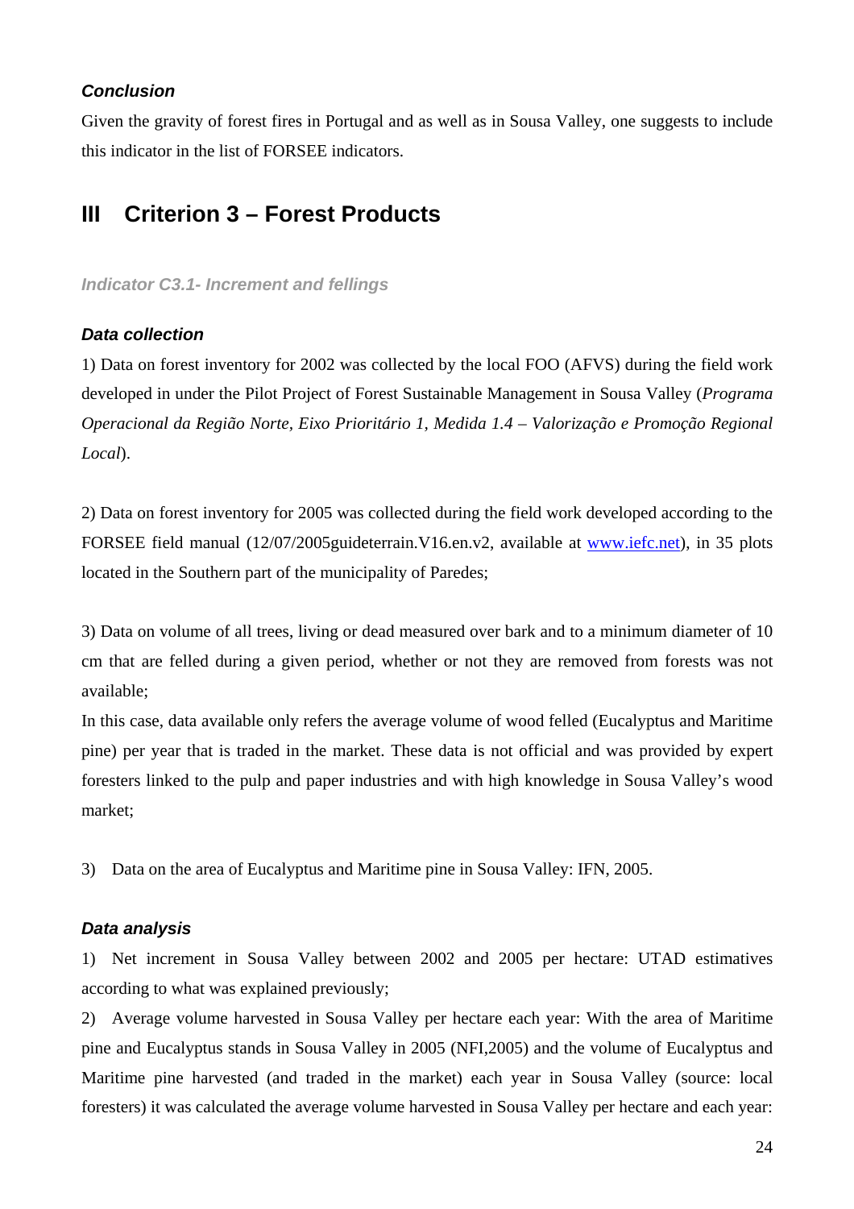### *Conclusion*

Given the gravity of forest fires in Portugal and as well as in Sousa Valley, one suggests to include this indicator in the list of FORSEE indicators.

## III Criterion 3 – Forest Products

#### *Indicator C3.1- Increment and fellings*

### *Data collection*

1) Data on forest inventory for 2002 was collected by the local FOO (AFVS) during the field work developed in under the Pilot Project of Forest Sustainable Management in Sousa Valley (*Programa Operacional da Região Norte, Eixo Prioritário 1, Medida 1.4 – Valorização e Promoção Regional Local*).

2) Data on forest inventory for 2005 was collected during the field work developed according to the FORSEE field manual (12/07/2005guideterrain.V16.en.v2, available at www.iefc.net), in 35 plots located in the Southern part of the municipality of Paredes;

3) Data on volume of all trees, living or dead measured over bark and to a minimum diameter of 10 cm that are felled during a given period, whether or not they are removed from forests was not available;

In this case, data available only refers the average volume of wood felled (Eucalyptus and Maritime pine) per year that is traded in the market. These data is not official and was provided by expert foresters linked to the pulp and paper industries and with high knowledge in Sousa Valley's wood market;

3) Data on the area of Eucalyptus and Maritime pine in Sousa Valley: IFN, 2005.

### *Data analysis*

1) Net increment in Sousa Valley between 2002 and 2005 per hectare: UTAD estimatives according to what was explained previously;

2) Average volume harvested in Sousa Valley per hectare each year: With the area of Maritime pine and Eucalyptus stands in Sousa Valley in 2005 (NFI,2005) and the volume of Eucalyptus and Maritime pine harvested (and traded in the market) each year in Sousa Valley (source: local foresters) it was calculated the average volume harvested in Sousa Valley per hectare and each year: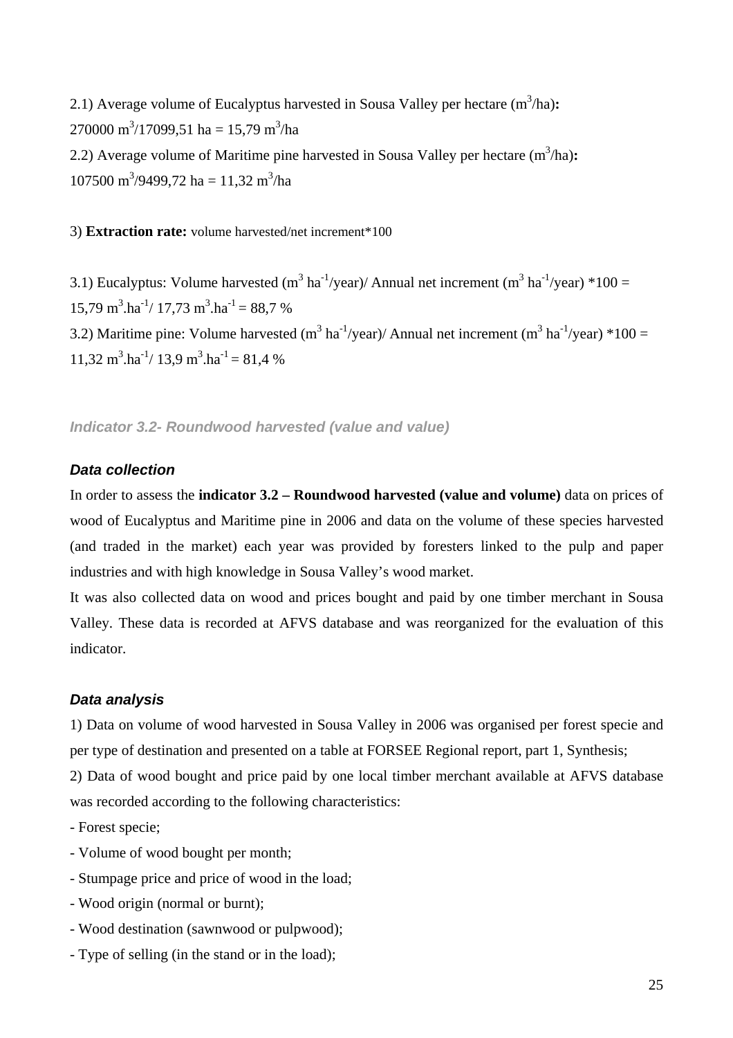2.1) Average volume of Eucalyptus harvested in Sousa Valley per hectare ($m^3$/ha)**:**
270000 $m^3$/17099,51 ha = 15,79 $m^3$/ha

2.2) Average volume of Maritime pine harvested in Sousa Valley per hectare ($m^3$/ha)**:**
107500 $m^3$/9499,72 ha = 11,32 $m^3$/ha

3) **Extraction rate:** volume harvested/net increment*100

3.1) Eucalyptus: Volume harvested ($m^3$ $ha^{-1}$/year)/ Annual net increment ($m^3$ $ha^{-1}$/year) *100 =
15,79 $m^3.ha^{-1}$/ 17,73 $m^3.ha^{-1}$ = 88,7 %

3.2) Maritime pine: Volume harvested ($m^3$ $ha^{-1}$/year)/ Annual net increment ($m^3$ $ha^{-1}$/year) *100 =
11,32 $m^3.ha^{-1}$/ 13,9 $m^3.ha^{-1}$ = 81,4 %

### *Indicator 3.2- Roundwood harvested (value and value)*

#### *Data collection*

In order to assess the **indicator 3.2 – Roundwood harvested (value and volume)** data on prices of wood of Eucalyptus and Maritime pine in 2006 and data on the volume of these species harvested (and traded in the market) each year was provided by foresters linked to the pulp and paper industries and with high knowledge in Sousa Valley's wood market.

It was also collected data on wood and prices bought and paid by one timber merchant in Sousa Valley. These data is recorded at AFVS database and was reorganized for the evaluation of this indicator.

#### *Data analysis*

1) Data on volume of wood harvested in Sousa Valley in 2006 was organised per forest specie and per type of destination and presented on a table at FORSEE Regional report, part 1, Synthesis;

2) Data of wood bought and price paid by one local timber merchant available at AFVS database was recorded according to the following characteristics:

- Forest specie;
- Volume of wood bought per month;
- Stumpage price and price of wood in the load;
- Wood origin (normal or burnt);
- Wood destination (sawnwood or pulpwood);
- Type of selling (in the stand or in the load);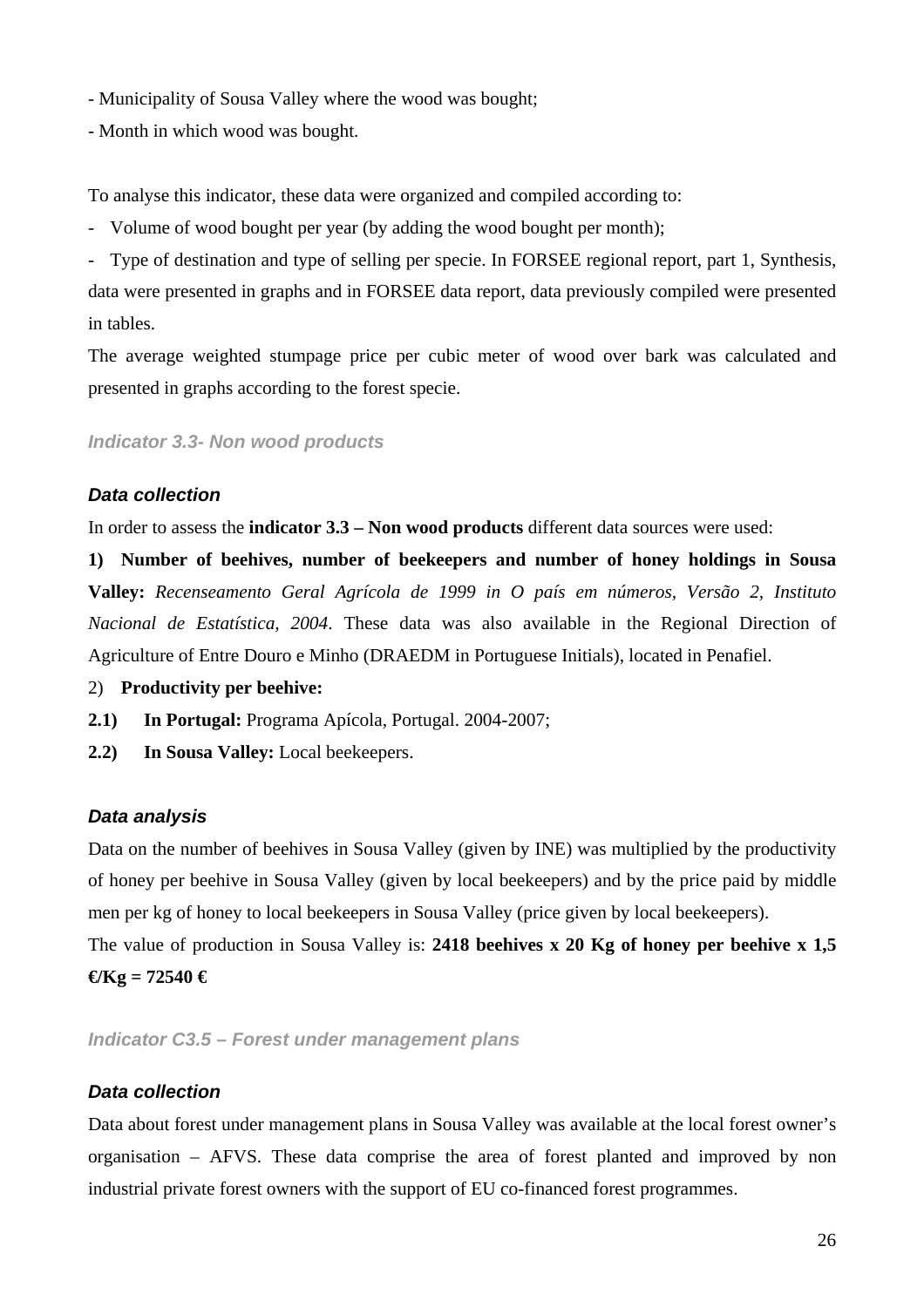- Municipality of Sousa Valley where the wood was bought;

- Month in which wood was bought.

To analyse this indicator, these data were organized and compiled according to:

- Volume of wood bought per year (by adding the wood bought per month);
- Type of destination and type of selling per specie. In FORSEE regional report, part 1, Synthesis, data were presented in graphs and in FORSEE data report, data previously compiled were presented in tables.

The average weighted stumpage price per cubic meter of wood over bark was calculated and presented in graphs according to the forest specie.

### *Indicator 3.3- Non wood products*

#### *Data collection*

In order to assess the **indicator 3.3 – Non wood products** different data sources were used:

**1) Number of beehives, number of beekeepers and number of honey holdings in Sousa Valley:** *Recenseamento Geral Agrícola de 1999 in O país em números, Versão 2, Instituto Nacional de Estatística, 2004*. These data was also available in the Regional Direction of Agriculture of Entre Douro e Minho (DRAEDM in Portuguese Initials), located in Penafiel.

2) **Productivity per beehive:**

**2.1) In Portugal:** Programa Apícola, Portugal. 2004-2007;

**2.2) In Sousa Valley:** Local beekeepers.

#### *Data analysis*

Data on the number of beehives in Sousa Valley (given by INE) was multiplied by the productivity of honey per beehive in Sousa Valley (given by local beekeepers) and by the price paid by middle men per kg of honey to local beekeepers in Sousa Valley (price given by local beekeepers).

The value of production in Sousa Valley is: **2418 beehives x 20 Kg of honey per beehive x 1,5 €/Kg = 72540 €**

### *Indicator C3.5 – Forest under management plans*

#### *Data collection*

Data about forest under management plans in Sousa Valley was available at the local forest owner's organisation – AFVS. These data comprise the area of forest planted and improved by non industrial private forest owners with the support of EU co-financed forest programmes.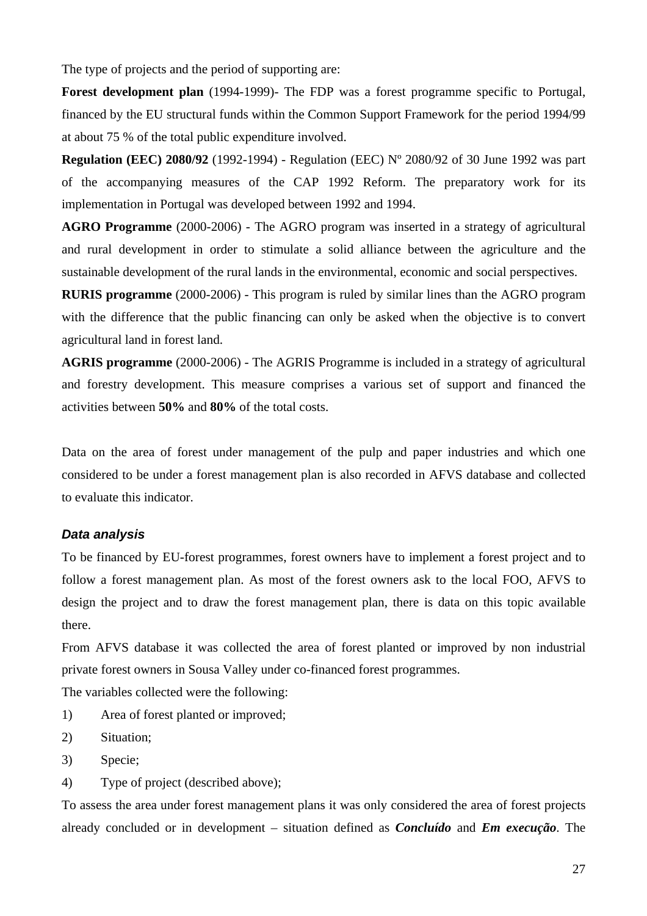The type of projects and the period of supporting are:

**Forest development plan** (1994-1999)- The FDP was a forest programme specific to Portugal, financed by the EU structural funds within the Common Support Framework for the period 1994/99 at about 75 % of the total public expenditure involved.

**Regulation (EEC) 2080/92** (1992-1994) - Regulation (EEC) Nº 2080/92 of 30 June 1992 was part of the accompanying measures of the CAP 1992 Reform. The preparatory work for its implementation in Portugal was developed between 1992 and 1994.

**AGRO Programme** (2000-2006) - The AGRO program was inserted in a strategy of agricultural and rural development in order to stimulate a solid alliance between the agriculture and the sustainable development of the rural lands in the environmental, economic and social perspectives.

**RURIS programme** (2000-2006) - This program is ruled by similar lines than the AGRO program with the difference that the public financing can only be asked when the objective is to convert agricultural land in forest land.

**AGRIS programme** (2000-2006) - The AGRIS Programme is included in a strategy of agricultural and forestry development. This measure comprises a various set of support and financed the activities between **50%** and **80%** of the total costs.

Data on the area of forest under management of the pulp and paper industries and which one considered to be under a forest management plan is also recorded in AFVS database and collected to evaluate this indicator.

### *Data analysis*

To be financed by EU-forest programmes, forest owners have to implement a forest project and to follow a forest management plan. As most of the forest owners ask to the local FOO, AFVS to design the project and to draw the forest management plan, there is data on this topic available there.

From AFVS database it was collected the area of forest planted or improved by non industrial private forest owners in Sousa Valley under co-financed forest programmes.

The variables collected were the following:

1) Area of forest planted or improved;
2) Situation;
3) Specie;
4) Type of project (described above);

To assess the area under forest management plans it was only considered the area of forest projects already concluded or in development – situation defined as ***Concluído*** and ***Em execução***. The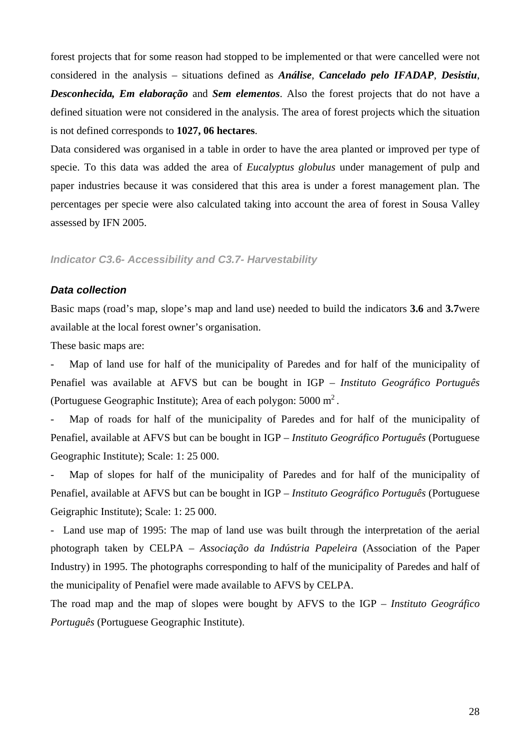forest projects that for some reason had stopped to be implemented or that were cancelled were not considered in the analysis – situations defined as ***Análise***, ***Cancelado pelo IFADAP***, ***Desistiu***, ***Desconhecida, Em elaboração*** and ***Sem elementos***. Also the forest projects that do not have a defined situation were not considered in the analysis. The area of forest projects which the situation is not defined corresponds to **1027, 06 hectares**.

Data considered was organised in a table in order to have the area planted or improved per type of specie. To this data was added the area of *Eucalyptus globulus* under management of pulp and paper industries because it was considered that this area is under a forest management plan. The percentages per specie were also calculated taking into account the area of forest in Sousa Valley assessed by IFN 2005.

#### *Indicator C3.6- Accessibility and C3.7- Harvestability*

#### *Data collection*

Basic maps (road's map, slope's map and land use) needed to build the indicators **3.6** and **3.7**were available at the local forest owner's organisation.

These basic maps are:

- Map of land use for half of the municipality of Paredes and for half of the municipality of Penafiel was available at AFVS but can be bought in IGP – *Instituto Geográfico Português* (Portuguese Geographic Institute); Area of each polygon: 5000 $m^2$.
- Map of roads for half of the municipality of Paredes and for half of the municipality of Penafiel, available at AFVS but can be bought in IGP – *Instituto Geográfico Português* (Portuguese Geographic Institute); Scale: 1: 25 000.
- Map of slopes for half of the municipality of Paredes and for half of the municipality of Penafiel, available at AFVS but can be bought in IGP – *Instituto Geográfico Português* (Portuguese Geigraphic Institute); Scale: 1: 25 000.
- Land use map of 1995: The map of land use was built through the interpretation of the aerial photograph taken by CELPA – *Associação da Indústria Papeleira* (Association of the Paper Industry) in 1995. The photographs corresponding to half of the municipality of Paredes and half of the municipality of Penafiel were made available to AFVS by CELPA.

The road map and the map of slopes were bought by AFVS to the IGP – *Instituto Geográfico Português* (Portuguese Geographic Institute).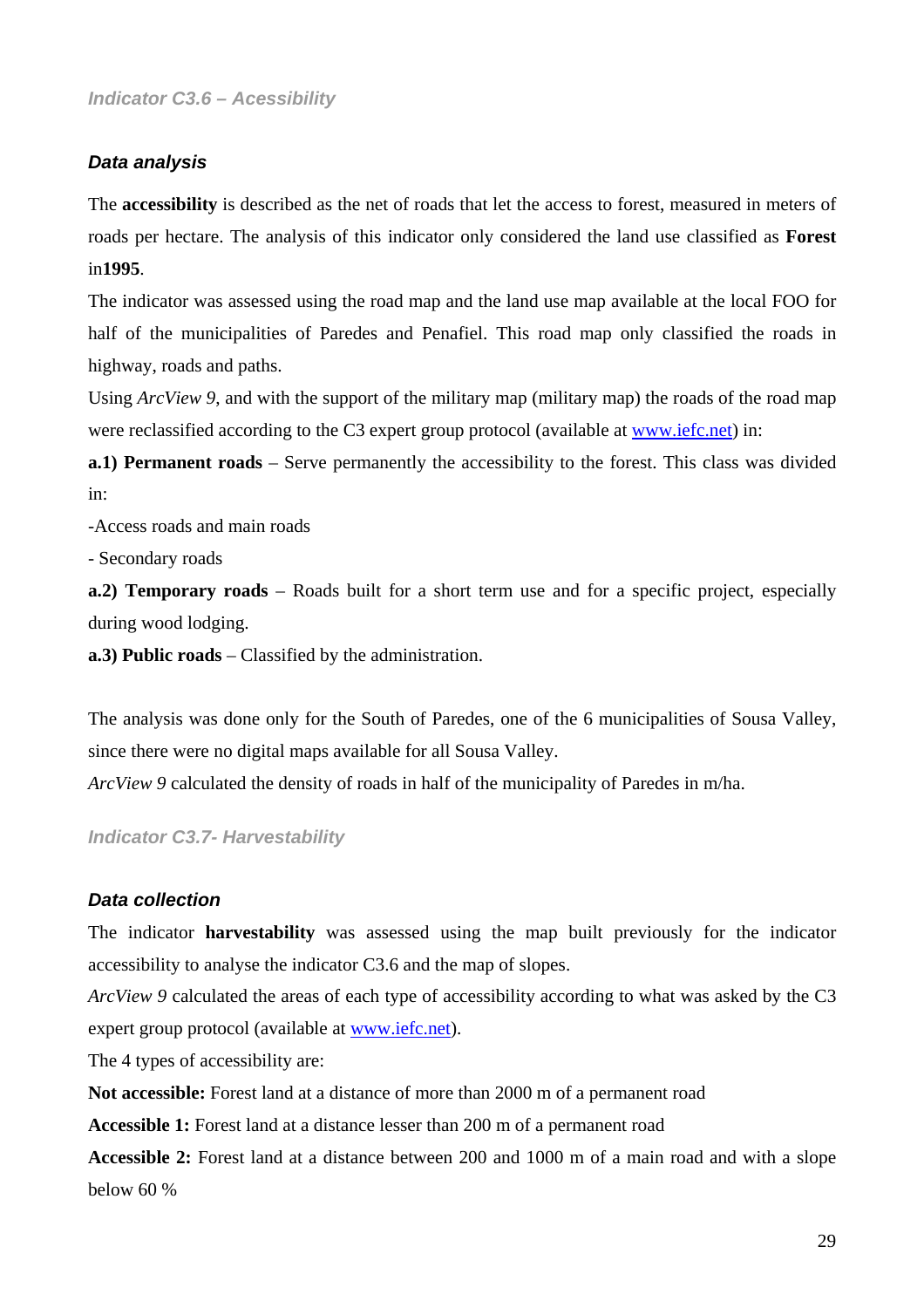### *Indicator C3.6 – Acessibility*

#### *Data analysis*

The **accessibility** is described as the net of roads that let the access to forest, measured in meters of roads per hectare. The analysis of this indicator only considered the land use classified as **Forest** in**1995**.

The indicator was assessed using the road map and the land use map available at the local FOO for half of the municipalities of Paredes and Penafiel. This road map only classified the roads in highway, roads and paths.

Using *ArcView 9*, and with the support of the military map (military map) the roads of the road map were reclassified according to the C3 expert group protocol (available at [www.iefc.net](www.iefc.net)) in:

**a.1) Permanent roads** – Serve permanently the accessibility to the forest. This class was divided in:

-Access roads and main roads

- Secondary roads

**a.2) Temporary roads** – Roads built for a short term use and for a specific project, especially during wood lodging.

**a.3) Public roads** – Classified by the administration.

The analysis was done only for the South of Paredes, one of the 6 municipalities of Sousa Valley, since there were no digital maps available for all Sousa Valley.

*ArcView 9* calculated the density of roads in half of the municipality of Paredes in m/ha.

### *Indicator C3.7- Harvestability*

#### *Data collection*

The indicator **harvestability** was assessed using the map built previously for the indicator accessibility to analyse the indicator C3.6 and the map of slopes.

*ArcView 9* calculated the areas of each type of accessibility according to what was asked by the C3 expert group protocol (available at [www.iefc.net](www.iefc.net)).

The 4 types of accessibility are:

**Not accessible:** Forest land at a distance of more than 2000 m of a permanent road

**Accessible 1:** Forest land at a distance lesser than 200 m of a permanent road

**Accessible 2:** Forest land at a distance between 200 and 1000 m of a main road and with a slope below 60 %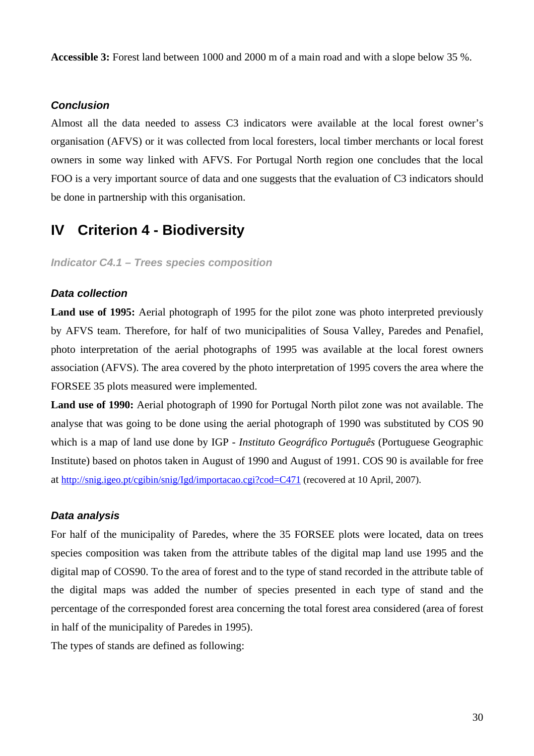**Accessible 3:** Forest land between 1000 and 2000 m of a main road and with a slope below 35 %.

#### *Conclusion*

Almost all the data needed to assess C3 indicators were available at the local forest owner's organisation (AFVS) or it was collected from local foresters, local timber merchants or local forest owners in some way linked with AFVS. For Portugal North region one concludes that the local FOO is a very important source of data and one suggests that the evaluation of C3 indicators should be done in partnership with this organisation.

## IV Criterion 4 - Biodiversity

### *Indicator C4.1 – Trees species composition*

#### *Data collection*

**Land use of 1995:** Aerial photograph of 1995 for the pilot zone was photo interpreted previously by AFVS team. Therefore, for half of two municipalities of Sousa Valley, Paredes and Penafiel, photo interpretation of the aerial photographs of 1995 was available at the local forest owners association (AFVS). The area covered by the photo interpretation of 1995 covers the area where the FORSEE 35 plots measured were implemented.

**Land use of 1990:** Aerial photograph of 1990 for Portugal North pilot zone was not available. The analyse that was going to be done using the aerial photograph of 1990 was substituted by COS 90 which is a map of land use done by IGP - *Instituto Geográfico Português* (Portuguese Geographic Institute) based on photos taken in August of 1990 and August of 1991. COS 90 is available for free at http://snig.igeo.pt/cgibin/snig/Igd/importacao.cgi?cod=C471 (recovered at 10 April, 2007).

#### *Data analysis*

For half of the municipality of Paredes, where the 35 FORSEE plots were located, data on trees species composition was taken from the attribute tables of the digital map land use 1995 and the digital map of COS90. To the area of forest and to the type of stand recorded in the attribute table of the digital maps was added the number of species presented in each type of stand and the percentage of the corresponded forest area concerning the total forest area considered (area of forest in half of the municipality of Paredes in 1995).

The types of stands are defined as following: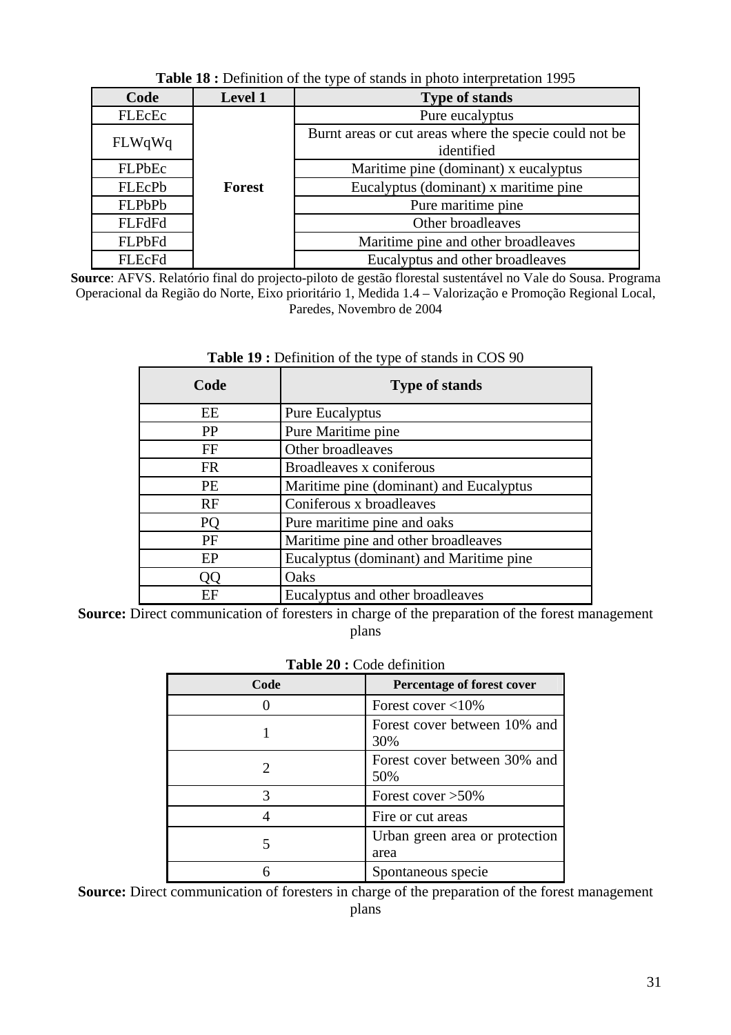**Table 18 :** Definition of the type of stands in photo interpretation 1995

| Code | Level 1 | Type of stands |
|---|---|---|
| FLEcEc | Forest | Pure eucalyptus |
| FLWqWq | | Burnt areas or cut areas where the specie could not be identified |
| FLPbEc | | Maritime pine (dominant) x eucalyptus |
| FLEcPb | | Eucalyptus (dominant) x maritime pine |
| FLPbPb | | Pure maritime pine |
| FLFdFd | | Other broadleaves |
| FLPbFd | | Maritime pine and other broadleaves |
| FLEcFd | | Eucalyptus and other broadleaves |

**Source**: AFVS. Relatório final do projecto-piloto de gestão florestal sustentável no Vale do Sousa. Programa Operacional da Região do Norte, Eixo prioritário 1, Medida 1.4 – Valorização e Promoção Regional Local, Paredes, Novembro de 2004

**Table 19 :** Definition of the type of stands in COS 90

| Code | Type of stands |
|---|---|
| EE | Pure Eucalyptus |
| PP | Pure Maritime pine |
| FF | Other broadleaves |
| FR | Broadleaves x coniferous |
| PE | Maritime pine (dominant) and Eucalyptus |
| RF | Coniferous x broadleaves |
| PQ | Pure maritime pine and oaks |
| PF | Maritime pine and other broadleaves |
| EP | Eucalyptus (dominant) and Maritime pine |
| QQ | Oaks |
| EF | Eucalyptus and other broadleaves |

**Source:** Direct communication of foresters in charge of the preparation of the forest management plans

**Table 20 :** Code definition

| Code | Percentage of forest cover |
|---|---|
| 0 | Forest cover <10% |
| 1 | Forest cover between 10% and 30% |
| 2 | Forest cover between 30% and 50% |
| 3 | Forest cover >50% |
| 4 | Fire or cut areas |
| 5 | Urban green area or protection area |
| 6 | Spontaneous specie |

**Source:** Direct communication of foresters in charge of the preparation of the forest management plans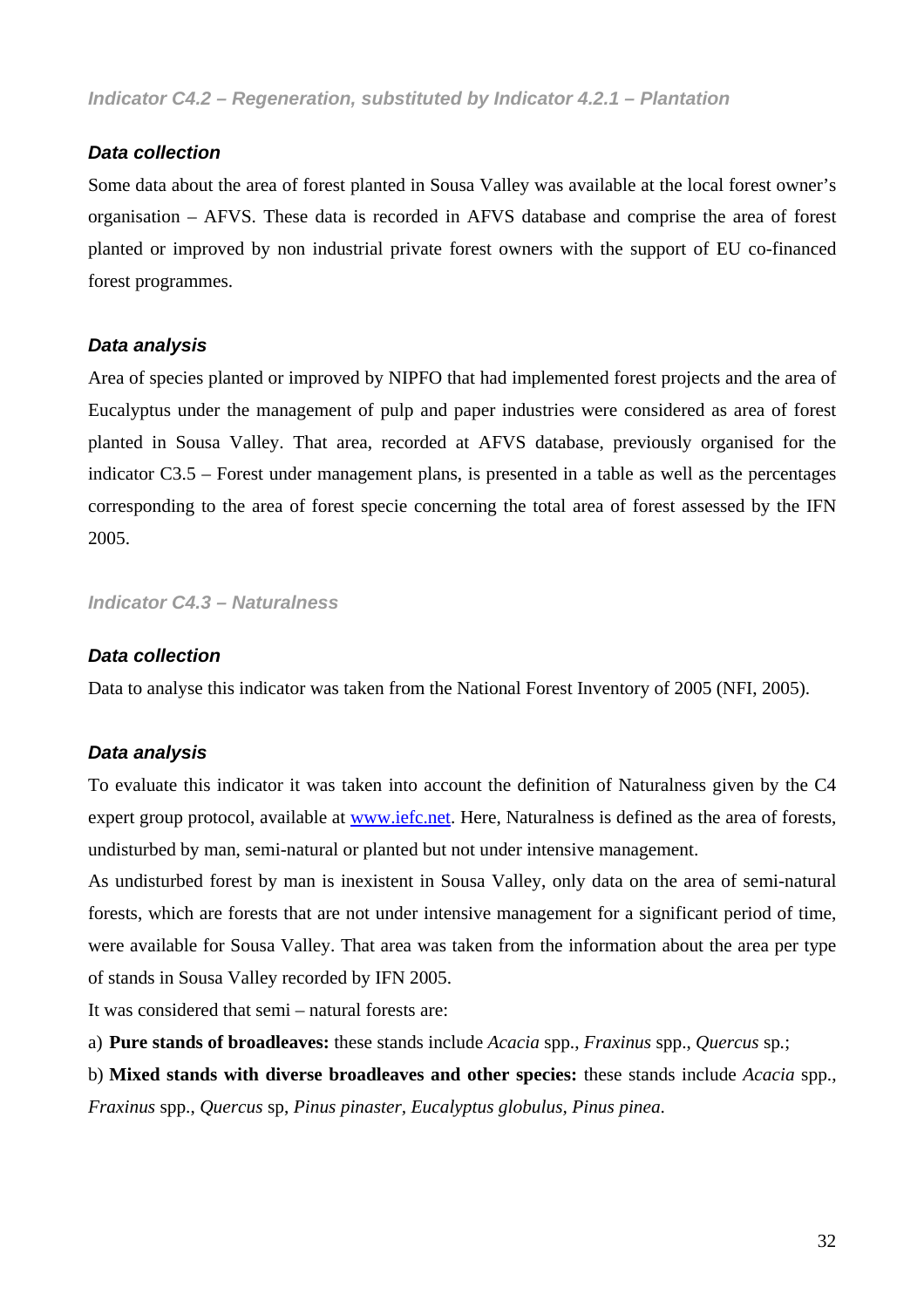### *Indicator C4.2 – Regeneration, substituted by Indicator 4.2.1 – Plantation*

#### *Data collection*

Some data about the area of forest planted in Sousa Valley was available at the local forest owner's organisation – AFVS. These data is recorded in AFVS database and comprise the area of forest planted or improved by non industrial private forest owners with the support of EU co-financed forest programmes.

#### *Data analysis*

Area of species planted or improved by NIPFO that had implemented forest projects and the area of Eucalyptus under the management of pulp and paper industries were considered as area of forest planted in Sousa Valley. That area, recorded at AFVS database, previously organised for the indicator C3.5 – Forest under management plans, is presented in a table as well as the percentages corresponding to the area of forest specie concerning the total area of forest assessed by the IFN 2005.

### *Indicator C4.3 – Naturalness*

#### *Data collection*

Data to analyse this indicator was taken from the National Forest Inventory of 2005 (NFI, 2005).

#### *Data analysis*

To evaluate this indicator it was taken into account the definition of Naturalness given by the C4 expert group protocol, available at [www.iefc.net](http://www.iefc.net). Here, Naturalness is defined as the area of forests, undisturbed by man, semi-natural or planted but not under intensive management.

As undisturbed forest by man is inexistent in Sousa Valley, only data on the area of semi-natural forests, which are forests that are not under intensive management for a significant period of time, were available for Sousa Valley. That area was taken from the information about the area per type of stands in Sousa Valley recorded by IFN 2005.

It was considered that semi – natural forests are:

a) **Pure stands of broadleaves:** these stands include *Acacia* spp., *Fraxinus* spp., *Quercus* sp.;

b) **Mixed stands with diverse broadleaves and other species:** these stands include *Acacia* spp., *Fraxinus* spp., *Quercus* sp, *Pinus pinaster*, *Eucalyptus globulus, Pinus pinea*.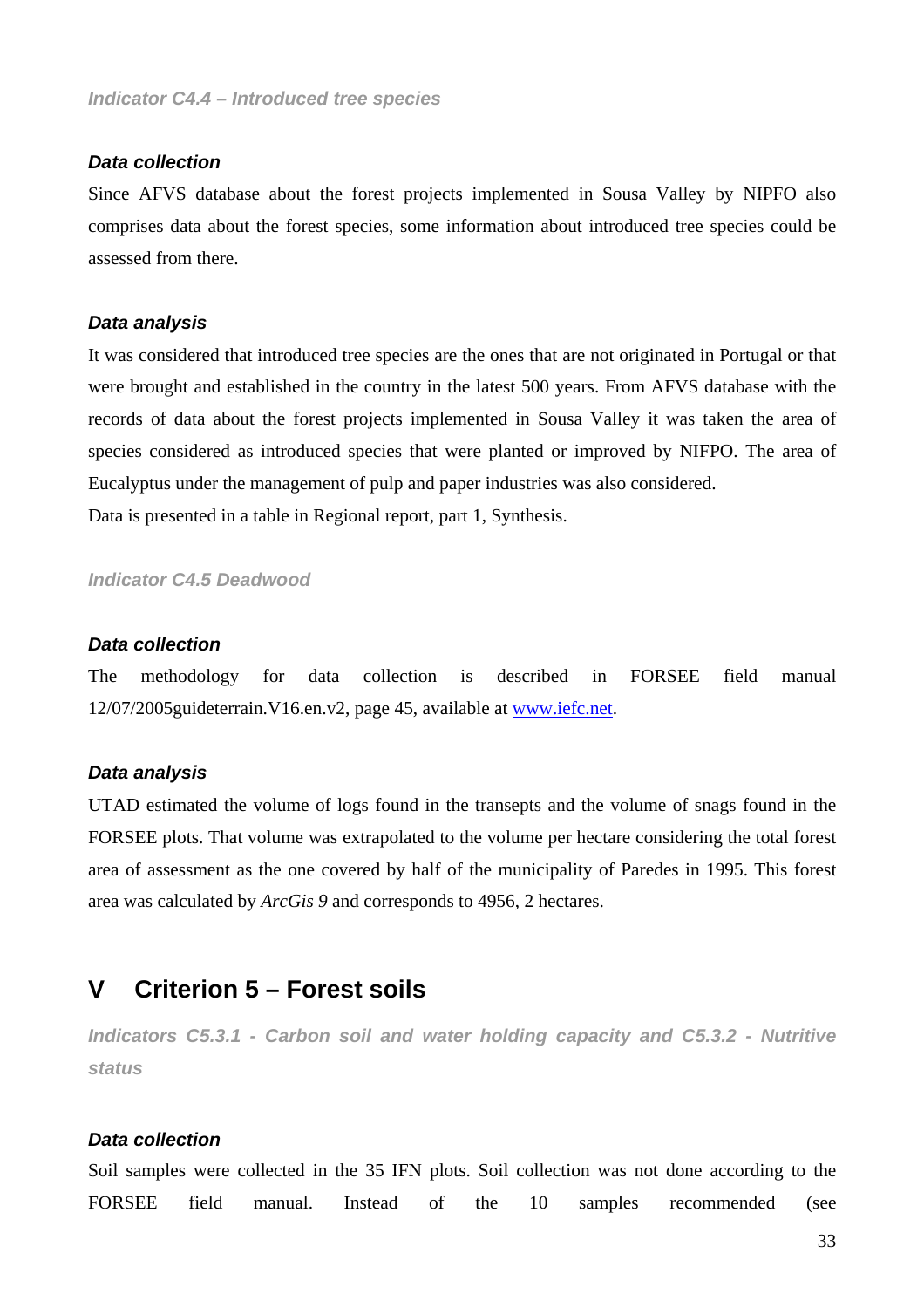### *Indicator C4.4 – Introduced tree species*

#### *Data collection*

Since AFVS database about the forest projects implemented in Sousa Valley by NIPFO also comprises data about the forest species, some information about introduced tree species could be assessed from there.

#### *Data analysis*

It was considered that introduced tree species are the ones that are not originated in Portugal or that were brought and established in the country in the latest 500 years. From AFVS database with the records of data about the forest projects implemented in Sousa Valley it was taken the area of species considered as introduced species that were planted or improved by NIFPO. The area of Eucalyptus under the management of pulp and paper industries was also considered.

Data is presented in a table in Regional report, part 1, Synthesis.

### *Indicator C4.5 Deadwood*

#### *Data collection*

The methodology for data collection is described in FORSEE field manual 12/07/2005guideterrain.V16.en.v2, page 45, available at www.iefc.net.

#### *Data analysis*

UTAD estimated the volume of logs found in the transepts and the volume of snags found in the FORSEE plots. That volume was extrapolated to the volume per hectare considering the total forest area of assessment as the one covered by half of the municipality of Paredes in 1995. This forest area was calculated by *ArcGis 9* and corresponds to 4956, 2 hectares.

## V Criterion 5 – Forest soils

### *Indicators C5.3.1 - Carbon soil and water holding capacity and C5.3.2 - Nutritive status*

#### *Data collection*

Soil samples were collected in the 35 IFN plots. Soil collection was not done according to the FORSEE field manual. Instead of the 10 samples recommended (see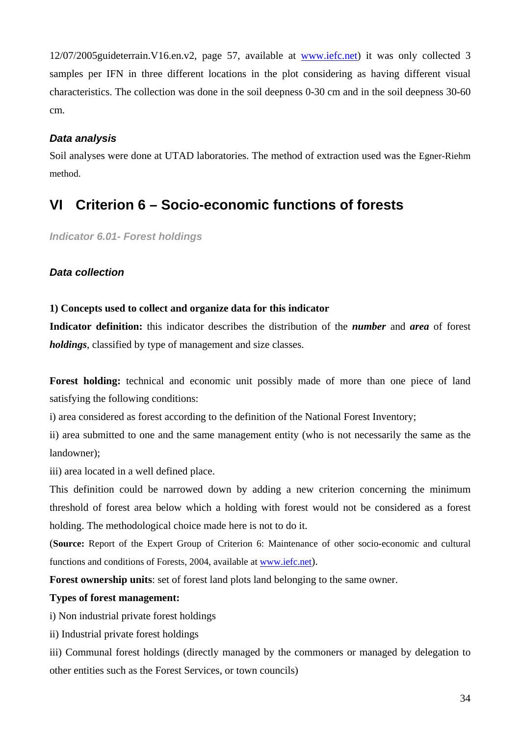12/07/2005guideterrain.V16.en.v2, page 57, available at [www.iefc.net](www.iefc.net)) it was only collected 3 samples per IFN in three different locations in the plot considering as having different visual characteristics. The collection was done in the soil deepness 0-30 cm and in the soil deepness 30-60 cm.

### *Data analysis*

Soil analyses were done at UTAD laboratories. The method of extraction used was the Egner-Riehm method.

# VI Criterion 6 – Socio-economic functions of forests

### *Indicator 6.01- Forest holdings*

### *Data collection*

**1) Concepts used to collect and organize data for this indicator**

**Indicator definition:** this indicator describes the distribution of the ***number*** and ***area*** of forest ***holdings***, classified by type of management and size classes.

**Forest holding:** technical and economic unit possibly made of more than one piece of land satisfying the following conditions:

i) area considered as forest according to the definition of the National Forest Inventory;

ii) area submitted to one and the same management entity (who is not necessarily the same as the landowner);

iii) area located in a well defined place.

This definition could be narrowed down by adding a new criterion concerning the minimum threshold of forest area below which a holding with forest would not be considered as a forest holding. The methodological choice made here is not to do it.

(**Source:** Report of the Expert Group of Criterion 6: Maintenance of other socio-economic and cultural functions and conditions of Forests, 2004, available at [www.iefc.net](www.iefc.net)).

**Forest ownership units**: set of forest land plots land belonging to the same owner.

**Types of forest management:**

i) Non industrial private forest holdings

ii) Industrial private forest holdings

iii) Communal forest holdings (directly managed by the commoners or managed by delegation to other entities such as the Forest Services, or town councils)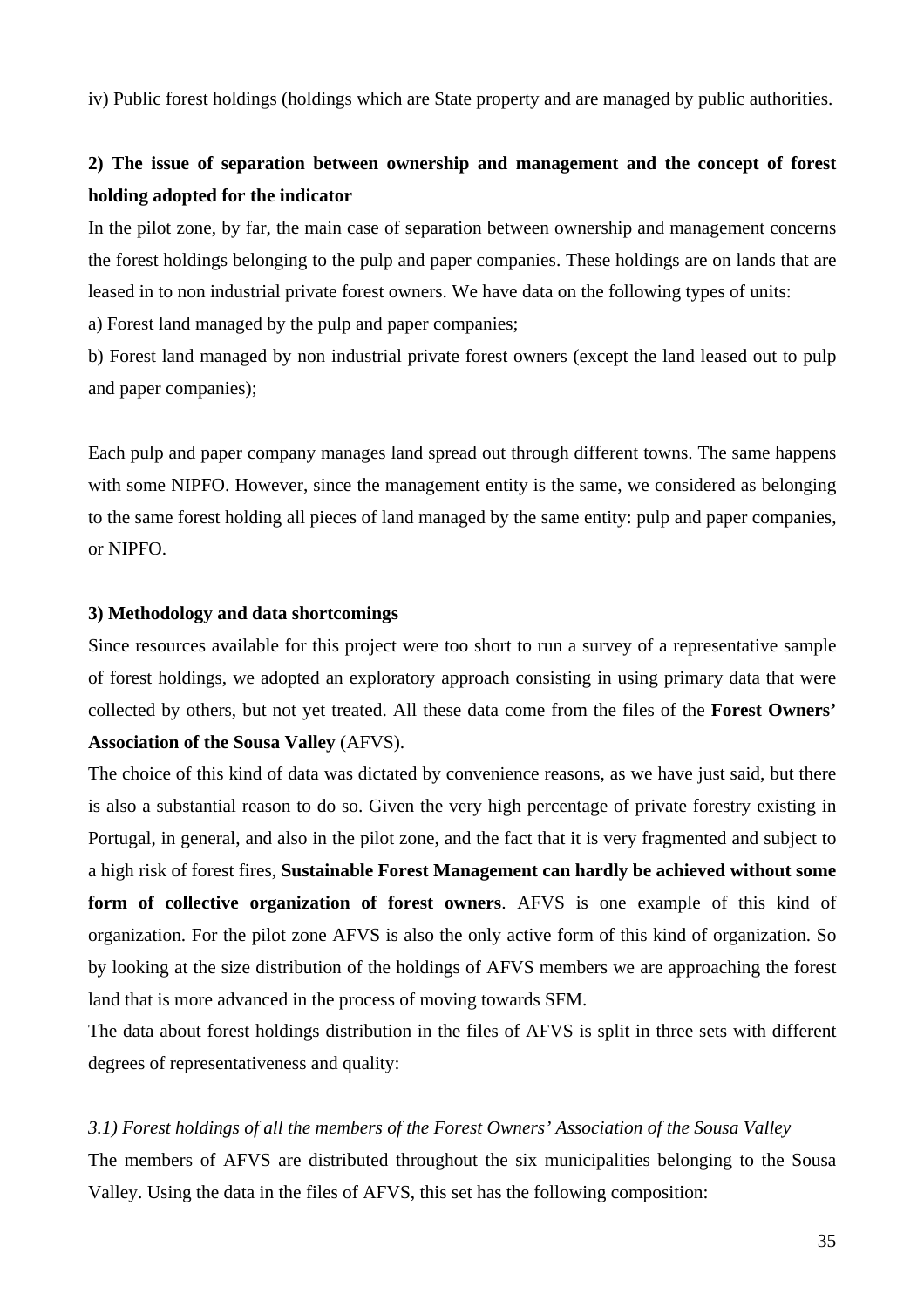iv) Public forest holdings (holdings which are State property and are managed by public authorities.

**2) The issue of separation between ownership and management and the concept of forest holding adopted for the indicator**

In the pilot zone, by far, the main case of separation between ownership and management concerns the forest holdings belonging to the pulp and paper companies. These holdings are on lands that are leased in to non industrial private forest owners. We have data on the following types of units:

a) Forest land managed by the pulp and paper companies;

b) Forest land managed by non industrial private forest owners (except the land leased out to pulp and paper companies);

Each pulp and paper company manages land spread out through different towns. The same happens with some NIPFO. However, since the management entity is the same, we considered as belonging to the same forest holding all pieces of land managed by the same entity: pulp and paper companies, or NIPFO.

**3) Methodology and data shortcomings**

Since resources available for this project were too short to run a survey of a representative sample of forest holdings, we adopted an exploratory approach consisting in using primary data that were collected by others, but not yet treated. All these data come from the files of the **Forest Owners' Association of the Sousa Valley** (AFVS).

The choice of this kind of data was dictated by convenience reasons, as we have just said, but there is also a substantial reason to do so. Given the very high percentage of private forestry existing in Portugal, in general, and also in the pilot zone, and the fact that it is very fragmented and subject to a high risk of forest fires, **Sustainable Forest Management can hardly be achieved without some form of collective organization of forest owners**. AFVS is one example of this kind of organization. For the pilot zone AFVS is also the only active form of this kind of organization. So by looking at the size distribution of the holdings of AFVS members we are approaching the forest land that is more advanced in the process of moving towards SFM.

The data about forest holdings distribution in the files of AFVS is split in three sets with different degrees of representativeness and quality:

*3.1) Forest holdings of all the members of the Forest Owners' Association of the Sousa Valley*

The members of AFVS are distributed throughout the six municipalities belonging to the Sousa Valley. Using the data in the files of AFVS, this set has the following composition: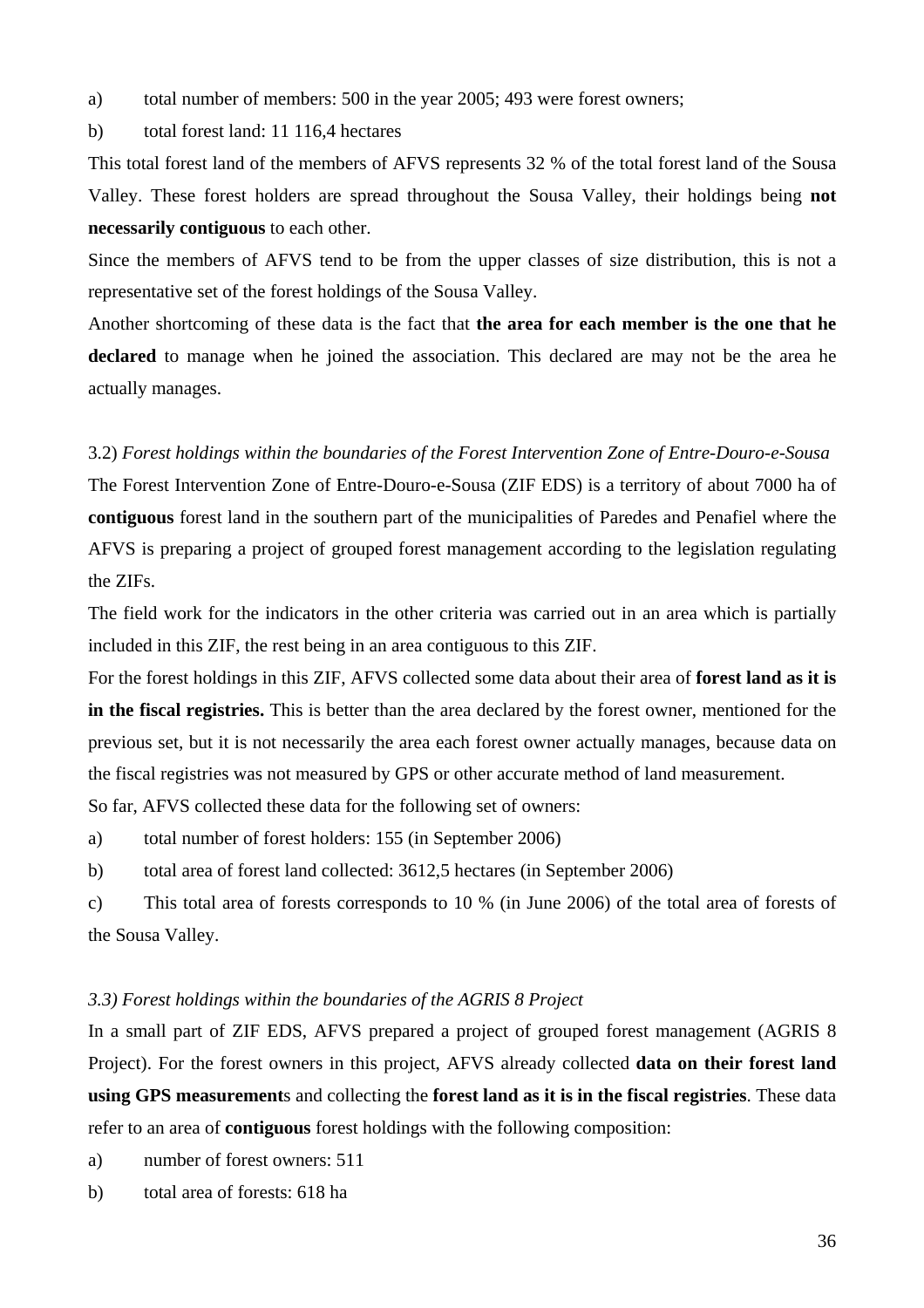a) total number of members: 500 in the year 2005; 493 were forest owners;

b) total forest land: 11 116,4 hectares

This total forest land of the members of AFVS represents 32 % of the total forest land of the Sousa Valley. These forest holders are spread throughout the Sousa Valley, their holdings being **not necessarily contiguous** to each other.

Since the members of AFVS tend to be from the upper classes of size distribution, this is not a representative set of the forest holdings of the Sousa Valley.

Another shortcoming of these data is the fact that **the area for each member is the one that he declared** to manage when he joined the association. This declared are may not be the area he actually manages.

3.2) *Forest holdings within the boundaries of the Forest Intervention Zone of Entre-Douro-e-Sousa*

The Forest Intervention Zone of Entre-Douro-e-Sousa (ZIF EDS) is a territory of about 7000 ha of **contiguous** forest land in the southern part of the municipalities of Paredes and Penafiel where the AFVS is preparing a project of grouped forest management according to the legislation regulating the ZIFs.

The field work for the indicators in the other criteria was carried out in an area which is partially included in this ZIF, the rest being in an area contiguous to this ZIF.

For the forest holdings in this ZIF, AFVS collected some data about their area of **forest land as it is in the fiscal registries.** This is better than the area declared by the forest owner, mentioned for the previous set, but it is not necessarily the area each forest owner actually manages, because data on the fiscal registries was not measured by GPS or other accurate method of land measurement.

So far, AFVS collected these data for the following set of owners:

a) total number of forest holders: 155 (in September 2006)

b) total area of forest land collected: 3612,5 hectares (in September 2006)

c) This total area of forests corresponds to 10 % (in June 2006) of the total area of forests of the Sousa Valley.

*3.3) Forest holdings within the boundaries of the AGRIS 8 Project*

In a small part of ZIF EDS, AFVS prepared a project of grouped forest management (AGRIS 8 Project). For the forest owners in this project, AFVS already collected **data on their forest land using GPS measurement**s and collecting the **forest land as it is in the fiscal registries**. These data refer to an area of **contiguous** forest holdings with the following composition:

a) number of forest owners: 511

b) total area of forests: 618 ha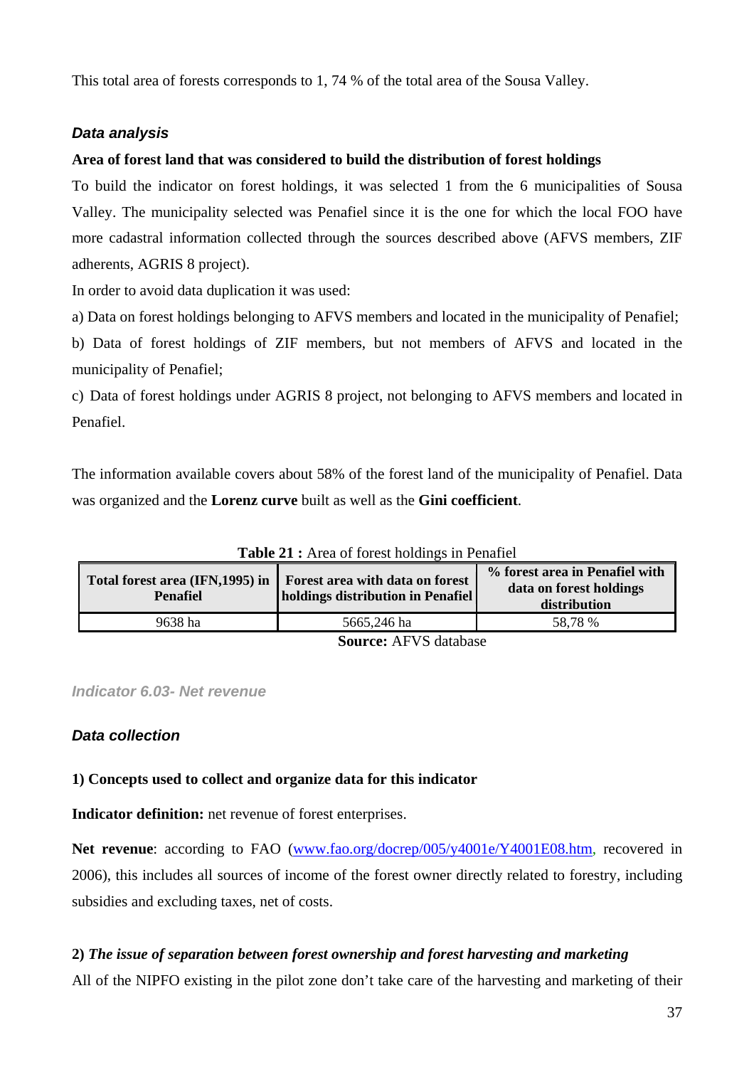This total area of forests corresponds to 1, 74 % of the total area of the Sousa Valley.

### *Data analysis*

**Area of forest land that was considered to build the distribution of forest holdings**

To build the indicator on forest holdings, it was selected 1 from the 6 municipalities of Sousa Valley. The municipality selected was Penafiel since it is the one for which the local FOO have more cadastral information collected through the sources described above (AFVS members, ZIF adherents, AGRIS 8 project).

In order to avoid data duplication it was used:

a) Data on forest holdings belonging to AFVS members and located in the municipality of Penafiel;

b) Data of forest holdings of ZIF members, but not members of AFVS and located in the municipality of Penafiel;

c) Data of forest holdings under AGRIS 8 project, not belonging to AFVS members and located in Penafiel.

The information available covers about 58% of the forest land of the municipality of Penafiel. Data was organized and the **Lorenz curve** built as well as the **Gini coefficient**.

**Table 21 :** Area of forest holdings in Penafiel

| Total forest area (IFN,1995) in Penafiel | Forest area with data on forest holdings distribution in Penafiel | % forest area in Penafiel with data on forest holdings distribution |
|---|---|---|
| 9638 ha | 5665,246 ha | 58,78 % |

**Source:** AFVS database

### *Indicator 6.03- Net revenue*

### *Data collection*

**1) Concepts used to collect and organize data for this indicator**

**Indicator definition:** net revenue of forest enterprises.

**Net revenue**: according to FAO (www.fao.org/docrep/005/y4001e/Y4001E08.htm, recovered in 2006), this includes all sources of income of the forest owner directly related to forestry, including subsidies and excluding taxes, net of costs.

**2)** ***The issue of separation between forest ownership and forest harvesting and marketing***

All of the NIPFO existing in the pilot zone don't take care of the harvesting and marketing of their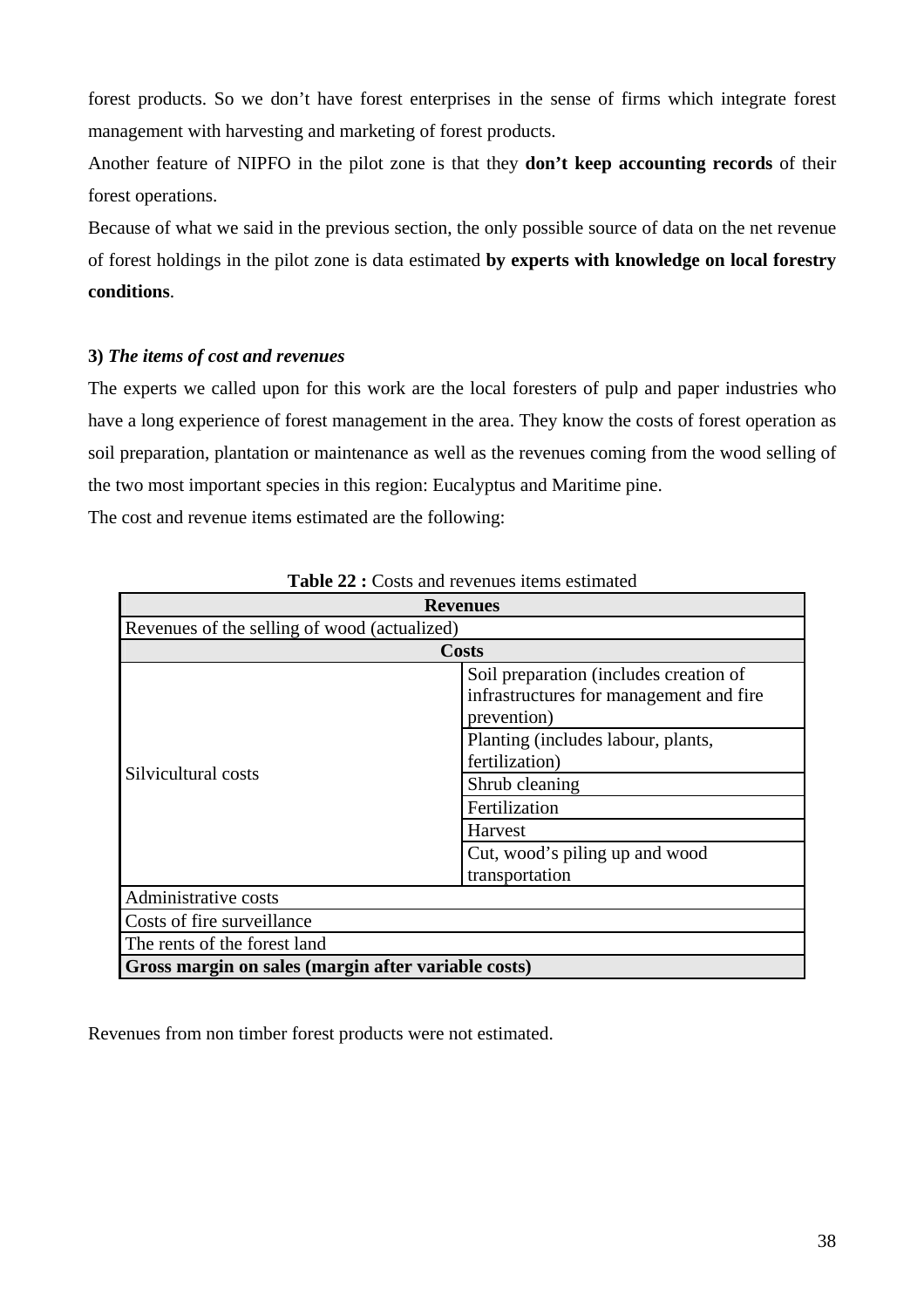forest products. So we don't have forest enterprises in the sense of firms which integrate forest management with harvesting and marketing of forest products.

Another feature of NIPFO in the pilot zone is that they **don't keep accounting records** of their forest operations.

Because of what we said in the previous section, the only possible source of data on the net revenue of forest holdings in the pilot zone is data estimated **by experts with knowledge on local forestry conditions**.

### 3) *The items of cost and revenues*

The experts we called upon for this work are the local foresters of pulp and paper industries who have a long experience of forest management in the area. They know the costs of forest operation as soil preparation, plantation or maintenance as well as the revenues coming from the wood selling of the two most important species in this region: Eucalyptus and Maritime pine.

The cost and revenue items estimated are the following:

**Table 22 :** Costs and revenues items estimated

| **Revenues** | |
|---|---|
| Revenues of the selling of wood (actualized) | |
| **Costs** | |
| Silvicultural costs | Soil preparation (includes creation of infrastructures for management and fire prevention) |
| | Planting (includes labour, plants, fertilization) |
| | Shrub cleaning |
| | Fertilization |
| | Harvest |
| | Cut, wood's piling up and wood transportation |
| Administrative costs | |
| Costs of fire surveillance | |
| The rents of the forest land | |
| **Gross margin on sales (margin after variable costs)** | |

Revenues from non timber forest products were not estimated.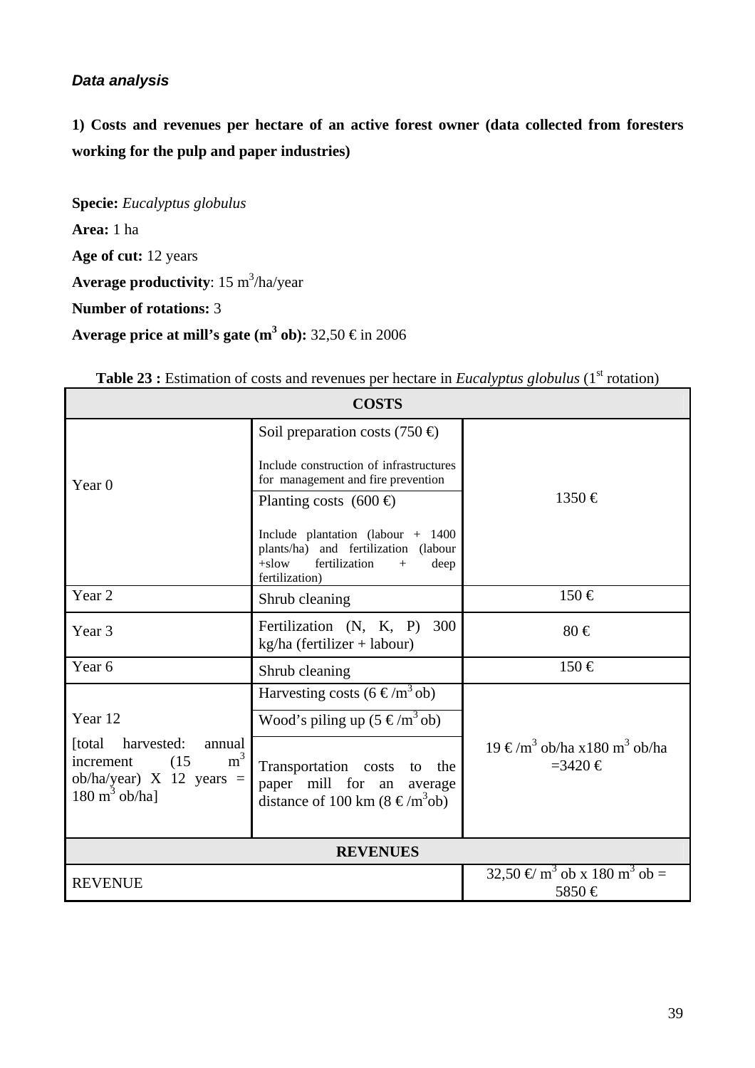### *Data analysis*

**1) Costs and revenues per hectare of an active forest owner (data collected from foresters working for the pulp and paper industries)**

**Specie:** *Eucalyptus globulus*

**Area:** 1 ha

**Age of cut:** 12 years

**Average productivity**: 15 $m^3$/ha/year

**Number of rotations:** 3

**Average price at mill's gate ($m^3$ ob):** 32,50 € in 2006

**Table 23 :** Estimation of costs and revenues per hectare in *Eucalyptus globulus* (1st rotation)

| **COSTS** | | |
|---|---|---|
| Year 0 | Soil preparation costs (750 €)<br>Include construction of infrastructures for management and fire prevention<br>Planting costs (600 €)<br>Include plantation (labour + 1400 plants/ha) and fertilization (labour +slow fertilization + deep fertilization) | 1350 € |
| Year 2 | Shrub cleaning | 150 € |
| Year 3 | Fertilization (N, K, P) 300 kg/ha (fertilizer + labour) | 80 € |
| Year 6 | Shrub cleaning | 150 € |
| Year 12<br>[total harvested: annual increment (15 $m^3$ ob/ha/year) X 12 years = 180 $m^3$ ob/ha] | Harvesting costs (6 € /$m^3$ ob)<br>Wood's piling up (5 € /$m^3$ ob)<br>Transportation costs to the paper mill for an average distance of 100 km (8 € /$m^3$ob) | 19 € /$m^3$ ob/ha x180 $m^3$ ob/ha =3420 € |
| **REVENUES** | | |
| REVENUE | | 32,50 €/ $m^3$ ob x 180 $m^3$ ob = 5850 € |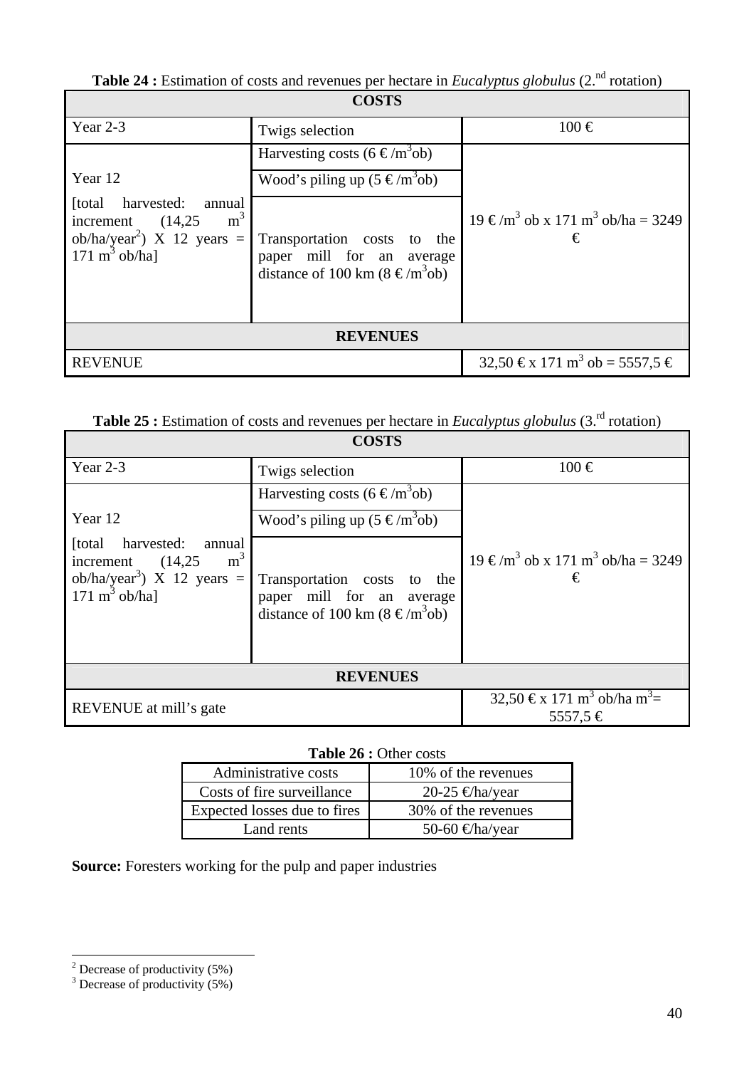**Table 24 :** Estimation of costs and revenues per hectare in *Eucalyptus globulus* (2.nd rotation)

| COSTS | | |
|---|---|---|
| Year 2-3 | Twigs selection | 100 € |
| Year 12 [total harvested: annual increment (14,25 $m^3$ ob/ha/year[2]) X 12 years = 171 $m^3$ ob/ha] | Harvesting costs (6 €/$m^3$ob) | 19 €/$m^3$ ob x 171 $m^3$ ob/ha = 3249 € |
| | Wood's piling up (5 €/$m^3$ob) | |
| | Transportation costs to the paper mill for an average distance of 100 km (8 €/$m^3$ob) | |
| **REVENUES** | | |
| REVENUE | | 32,50 € x 171 $m^3$ ob = 5557,5 € |

**Table 25 :** Estimation of costs and revenues per hectare in *Eucalyptus globulus* (3.rd rotation)

| COSTS | | |
|---|---|---|
| Year 2-3 | Twigs selection | 100 € |
| Year 12 [total harvested: annual increment (14,25 $m^3$ ob/ha/year[3]) X 12 years = 171 $m^3$ ob/ha] | Harvesting costs (6 €/$m^3$ob) | 19 €/$m^3$ ob x 171 $m^3$ ob/ha = 3249 € |
| | Wood's piling up (5 €/$m^3$ob) | |
| | Transportation costs to the paper mill for an average distance of 100 km (8 €/$m^3$ob) | |
| **REVENUES** | | |
| REVENUE at mill's gate | | 32,50 € x 171 $m^3$ ob/ha $m^3$= 5557,5 € |

**Table 26 :** Other costs

| Administrative costs | 10% of the revenues |
|---|---|
| Costs of fire surveillance | 20-25 €/ha/year |
| Expected losses due to fires | 30% of the revenues |
| Land rents | 50-60 €/ha/year |

**Source:** Foresters working for the pulp and paper industries

[2] Decrease of productivity (5%)
[3] Decrease of productivity (5%)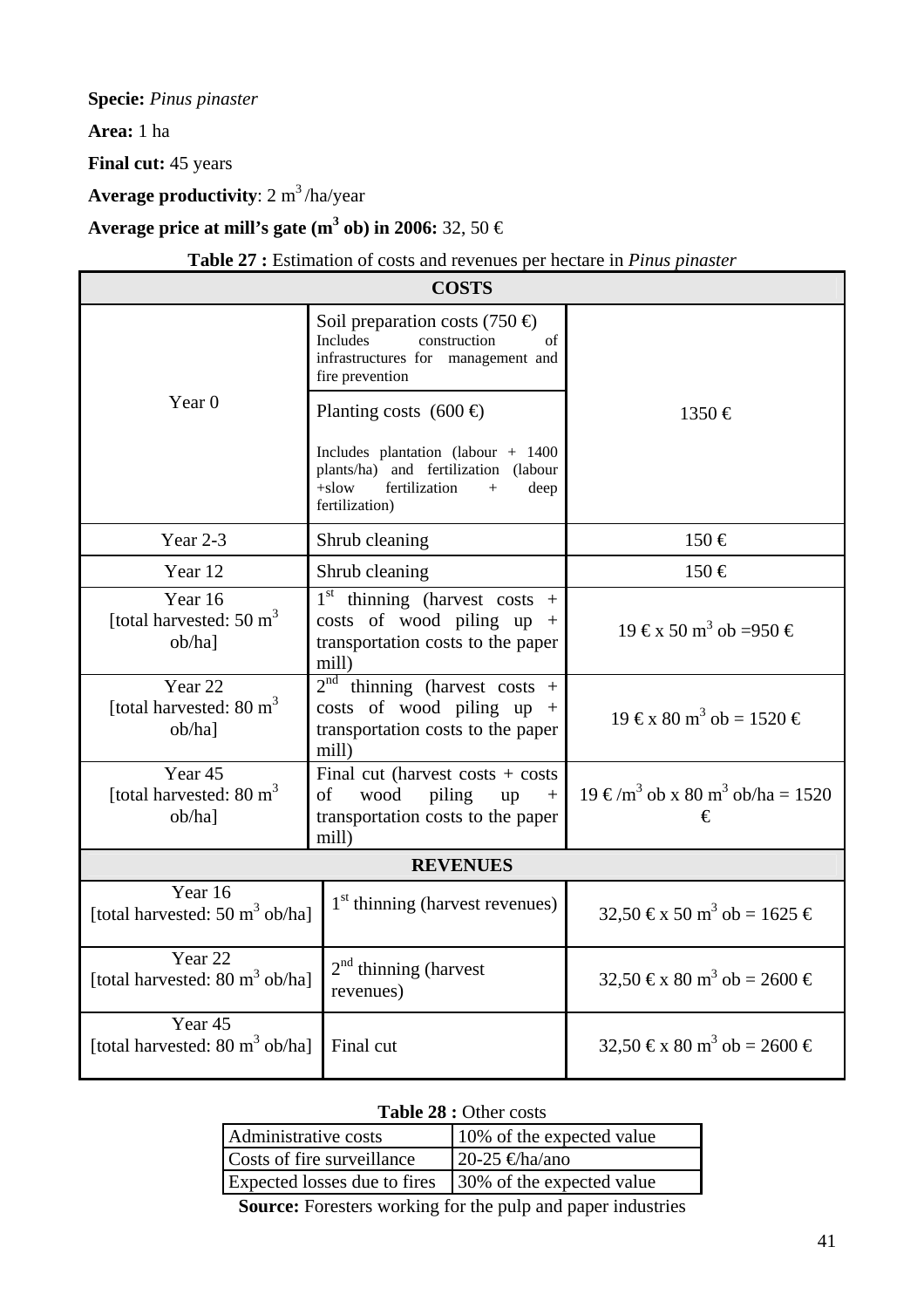**Specie:** *Pinus pinaster*

**Area:** 1 ha

**Final cut:** 45 years

**Average productivity**: 2 $m^3$/ha/year

**Average price at mill's gate ($m^3$ ob) in 2006:** 32, 50 €

**Table 27 :** Estimation of costs and revenues per hectare in *Pinus pinaster*

| **COSTS** | | |
|---|---|---|
| Year 0 | Soil preparation costs (750 €) Includes construction of infrastructures for management and fire prevention<br>Planting costs (600 €) Includes plantation (labour + 1400 plants/ha) and fertilization (labour +slow fertilization + deep fertilization) | 1350 € |
| Year 2-3 | Shrub cleaning | 150 € |
| Year 12 | Shrub cleaning | 150 € |
| Year 16 [total harvested: 50 $m^3$ ob/ha] | 1st thinning (harvest costs + costs of wood piling up + transportation costs to the paper mill) | 19 € x 50 $m^3$ ob =950 € |
| Year 22 [total harvested: 80 $m^3$ ob/ha] | 2nd thinning (harvest costs + costs of wood piling up + transportation costs to the paper mill) | 19 € x 80 $m^3$ ob = 1520 € |
| Year 45 [total harvested: 80 $m^3$ ob/ha] | Final cut (harvest costs + costs of wood piling up + transportation costs to the paper mill) | 19 €/$m^3$ ob x 80 $m^3$ ob/ha = 1520 € |
| **REVENUES** | | |
| Year 16 [total harvested: 50 $m^3$ ob/ha] | 1st thinning (harvest revenues) | 32,50 € x 50 $m^3$ ob = 1625 € |
| Year 22 [total harvested: 80 $m^3$ ob/ha] | 2nd thinning (harvest revenues) | 32,50 € x 80 $m^3$ ob = 2600 € |
| Year 45 [total harvested: 80 $m^3$ ob/ha] | Final cut | 32,50 € x 80 $m^3$ ob = 2600 € |

**Table 28 :** Other costs

| | |
|---|---|
| Administrative costs | 10% of the expected value |
| Costs of fire surveillance | 20-25 €/ha/ano |
| Expected losses due to fires | 30% of the expected value |

**Source:** Foresters working for the pulp and paper industries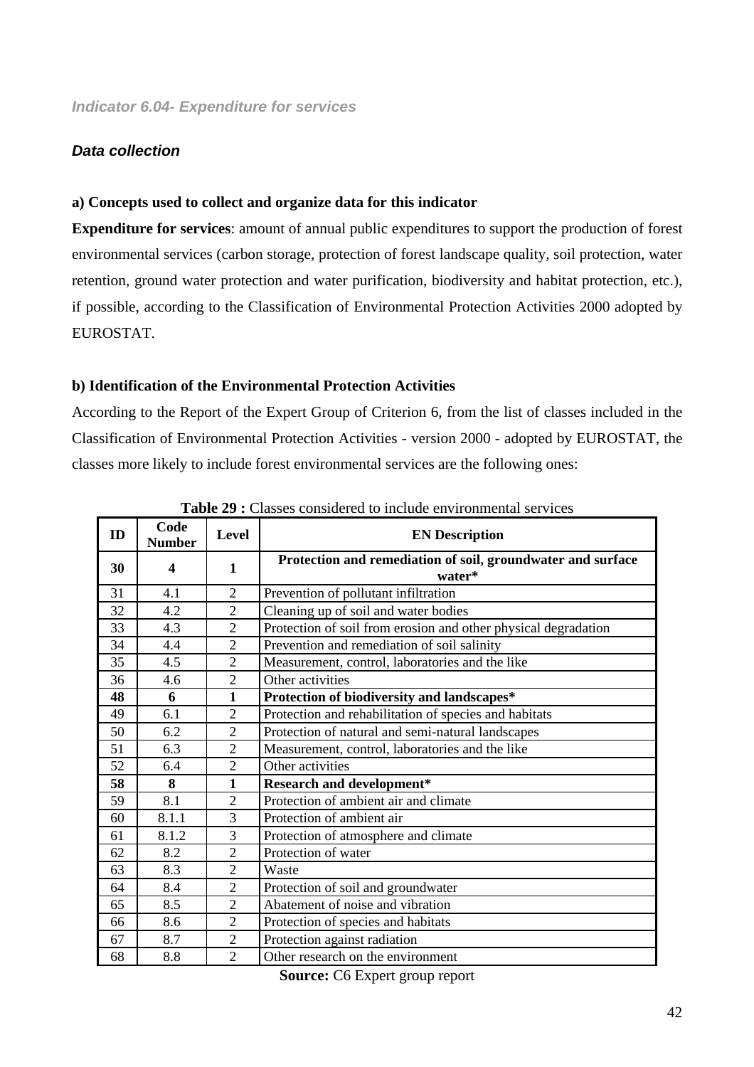### *Indicator 6.04- Expenditure for services*

#### *Data collection*

**a) Concepts used to collect and organize data for this indicator**

**Expenditure for services**: amount of annual public expenditures to support the production of forest environmental services (carbon storage, protection of forest landscape quality, soil protection, water retention, ground water protection and water purification, biodiversity and habitat protection, etc.), if possible, according to the Classification of Environmental Protection Activities 2000 adopted by EUROSTAT.

**b) Identification of the Environmental Protection Activities**

According to the Report of the Expert Group of Criterion 6, from the list of classes included in the Classification of Environmental Protection Activities - version 2000 - adopted by EUROSTAT, the classes more likely to include forest environmental services are the following ones:

**Table 29 :** Classes considered to include environmental services

| ID | Code Number | Level | EN Description |
|---|---|---|---|
| **30** | **4** | **1** | **Protection and remediation of soil, groundwater and surface water*** |
| 31 | 4.1 | 2 | Prevention of pollutant infiltration |
| 32 | 4.2 | 2 | Cleaning up of soil and water bodies |
| 33 | 4.3 | 2 | Protection of soil from erosion and other physical degradation |
| 34 | 4.4 | 2 | Prevention and remediation of soil salinity |
| 35 | 4.5 | 2 | Measurement, control, laboratories and the like |
| 36 | 4.6 | 2 | Other activities |
| **48** | **6** | **1** | **Protection of biodiversity and landscapes*** |
| 49 | 6.1 | 2 | Protection and rehabilitation of species and habitats |
| 50 | 6.2 | 2 | Protection of natural and semi-natural landscapes |
| 51 | 6.3 | 2 | Measurement, control, laboratories and the like |
| 52 | 6.4 | 2 | Other activities |
| **58** | **8** | **1** | **Research and development*** |
| 59 | 8.1 | 2 | Protection of ambient air and climate |
| 60 | 8.1.1 | 3 | Protection of ambient air |
| 61 | 8.1.2 | 3 | Protection of atmosphere and climate |
| 62 | 8.2 | 2 | Protection of water |
| 63 | 8.3 | 2 | Waste |
| 64 | 8.4 | 2 | Protection of soil and groundwater |
| 65 | 8.5 | 2 | Abatement of noise and vibration |
| 66 | 8.6 | 2 | Protection of species and habitats |
| 67 | 8.7 | 2 | Protection against radiation |
| 68 | 8.8 | 2 | Other research on the environment |

**Source:** C6 Expert group report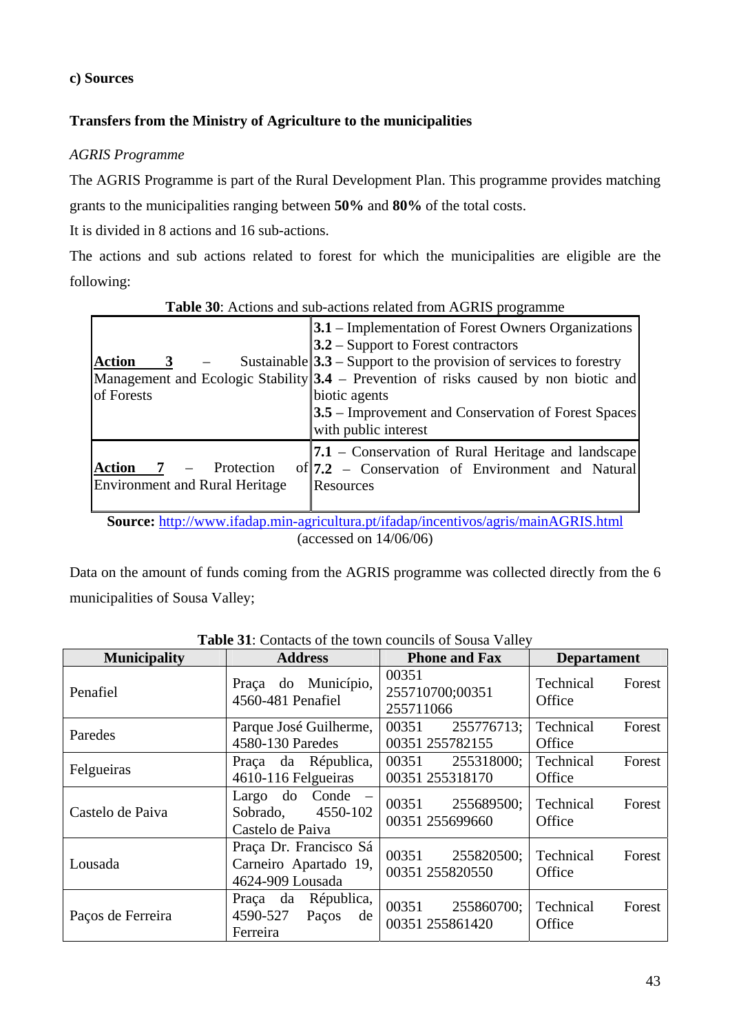**c) Sources**

**Transfers from the Ministry of Agriculture to the municipalities**

*AGRIS Programme*

The AGRIS Programme is part of the Rural Development Plan. This programme provides matching grants to the municipalities ranging between **50%** and **80%** of the total costs.

It is divided in 8 actions and 16 sub-actions.

The actions and sub actions related to forest for which the municipalities are eligible are the following:

**Table 30**: Actions and sub-actions related from AGRIS programme

| | |
|---|---|
| **Action 3** – Sustainable Management and Ecologic Stability of Forests | **3.1** – Implementation of Forest Owners Organizations<br>**3.2** – Support to Forest contractors<br>**3.3** – Support to the provision of services to forestry<br>**3.4** – Prevention of risks caused by non biotic and biotic agents<br>**3.5** – Improvement and Conservation of Forest Spaces with public interest |
| **Action 7** – Protection of Environment and Rural Heritage | **7.1** – Conservation of Rural Heritage and landscape<br>**7.2** – Conservation of Environment and Natural Resources |

**Source:** http://www.ifadap.min-agricultura.pt/ifadap/incentivos/agris/mainAGRIS.html (accessed on 14/06/06)

Data on the amount of funds coming from the AGRIS programme was collected directly from the 6 municipalities of Sousa Valley;

**Table 31**: Contacts of the town councils of Sousa Valley

| Municipality | Address | Phone and Fax | Departament |
|---|---|---|---|
| Penafiel | Praça do Município, 4560-481 Penafiel | 00351 255710700;00351 255711066 | Technical Forest Office |
| Paredes | Parque José Guilherme, 4580-130 Paredes | 00351 255776713; 00351 255782155 | Technical Forest Office |
| Felgueiras | Praça da République, 4610-116 Felgueiras | 00351 255318000; 00351 255318170 | Technical Forest Office |
| Castelo de Paiva | Largo do Conde – Sobrado, 4550-102 Castelo de Paiva | 00351 255689500; 00351 255699660 | Technical Forest Office |
| Lousada | Praça Dr. Francisco Sá Carneiro Apartado 19, 4624-909 Lousada | 00351 255820500; 00351 255820550 | Technical Forest Office |
| Paços de Ferreira | Praça da République, 4590-527 Paços de Ferreira | 00351 255860700; 00351 255861420 | Technical Forest Office |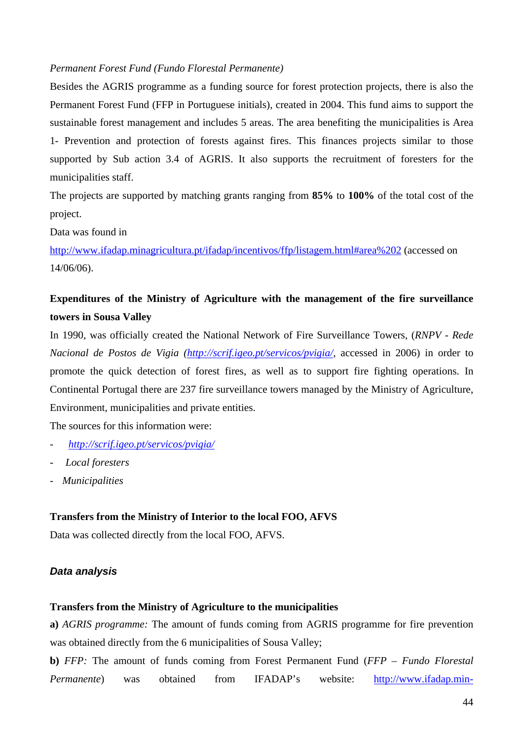*Permanent Forest Fund (Fundo Florestal Permanente)*

Besides the AGRIS programme as a funding source for forest protection projects, there is also the Permanent Forest Fund (FFP in Portuguese initials), created in 2004. This fund aims to support the sustainable forest management and includes 5 areas. The area benefiting the municipalities is Area 1- Prevention and protection of forests against fires. This finances projects similar to those supported by Sub action 3.4 of AGRIS. It also supports the recruitment of foresters for the municipalities staff.

The projects are supported by matching grants ranging from **85%** to **100%** of the total cost of the project.

Data was found in

http://www.ifadap.minagricultura.pt/ifadap/incentivos/ffp/listagem.html#area%202 (accessed on 14/06/06).

**Expenditures of the Ministry of Agriculture with the management of the fire surveillance towers in Sousa Valley**

In 1990, was officially created the National Network of Fire Surveillance Towers, (*RNPV - Rede Nacional de Postos de Vigia* (*http://scrif.igeo.pt/servicos/pvigia/*, accessed in 2006) in order to promote the quick detection of forest fires, as well as to support fire fighting operations. In Continental Portugal there are 237 fire surveillance towers managed by the Ministry of Agriculture, Environment, municipalities and private entities.

The sources for this information were:

- *http://scrif.igeo.pt/servicos/pvigia/*
- *Local foresters*
- *Municipalities*

**Transfers from the Ministry of Interior to the local FOO, AFVS**

Data was collected directly from the local FOO, AFVS.

### *Data analysis*

**Transfers from the Ministry of Agriculture to the municipalities**

**a)** *AGRIS programme:* The amount of funds coming from AGRIS programme for fire prevention was obtained directly from the 6 municipalities of Sousa Valley;

**b)** *FFP:* The amount of funds coming from Forest Permanent Fund (*FFP – Fundo Florestal Permanente*) was obtained from IFADAP's website: http://www.ifadap.min-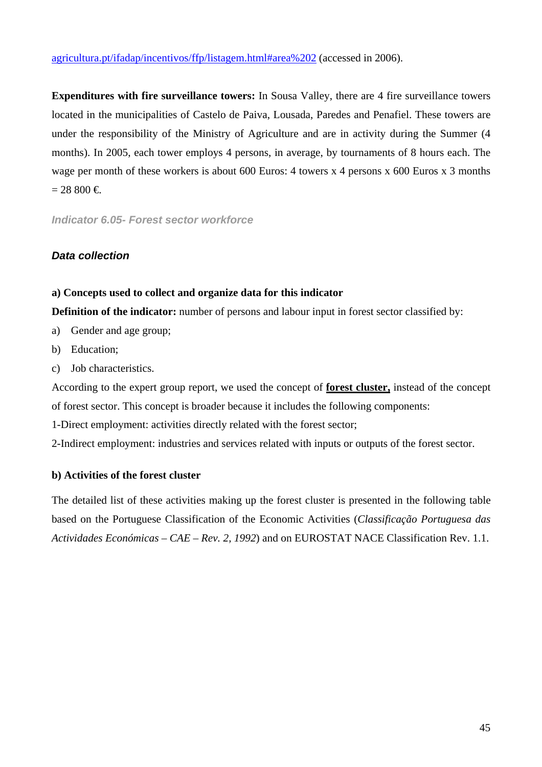[agricultura.pt/ifadap/incentivos/ffp/listagem.html#area%202](agricultura.pt/ifadap/incentivos/ffp/listagem.html#area%202) (accessed in 2006).

**Expenditures with fire surveillance towers:** In Sousa Valley, there are 4 fire surveillance towers located in the municipalities of Castelo de Paiva, Lousada, Paredes and Penafiel. These towers are under the responsibility of the Ministry of Agriculture and are in activity during the Summer (4 months). In 2005, each tower employs 4 persons, in average, by tournaments of 8 hours each. The wage per month of these workers is about 600 Euros: 4 towers x 4 persons x 600 Euros x 3 months = 28 800 €.

### *Indicator 6.05- Forest sector workforce*

### *Data collection*

**a) Concepts used to collect and organize data for this indicator**

**Definition of the indicator:** number of persons and labour input in forest sector classified by:

a) Gender and age group;

b) Education;

c) Job characteristics.

According to the expert group report, we used the concept of **forest cluster,** instead of the concept of forest sector. This concept is broader because it includes the following components:

1-Direct employment: activities directly related with the forest sector;

2-Indirect employment: industries and services related with inputs or outputs of the forest sector.

**b) Activities of the forest cluster**

The detailed list of these activities making up the forest cluster is presented in the following table based on the Portuguese Classification of the Economic Activities (*Classificação Portuguesa das Actividades Económicas – CAE – Rev. 2, 1992*) and on EUROSTAT NACE Classification Rev. 1.1.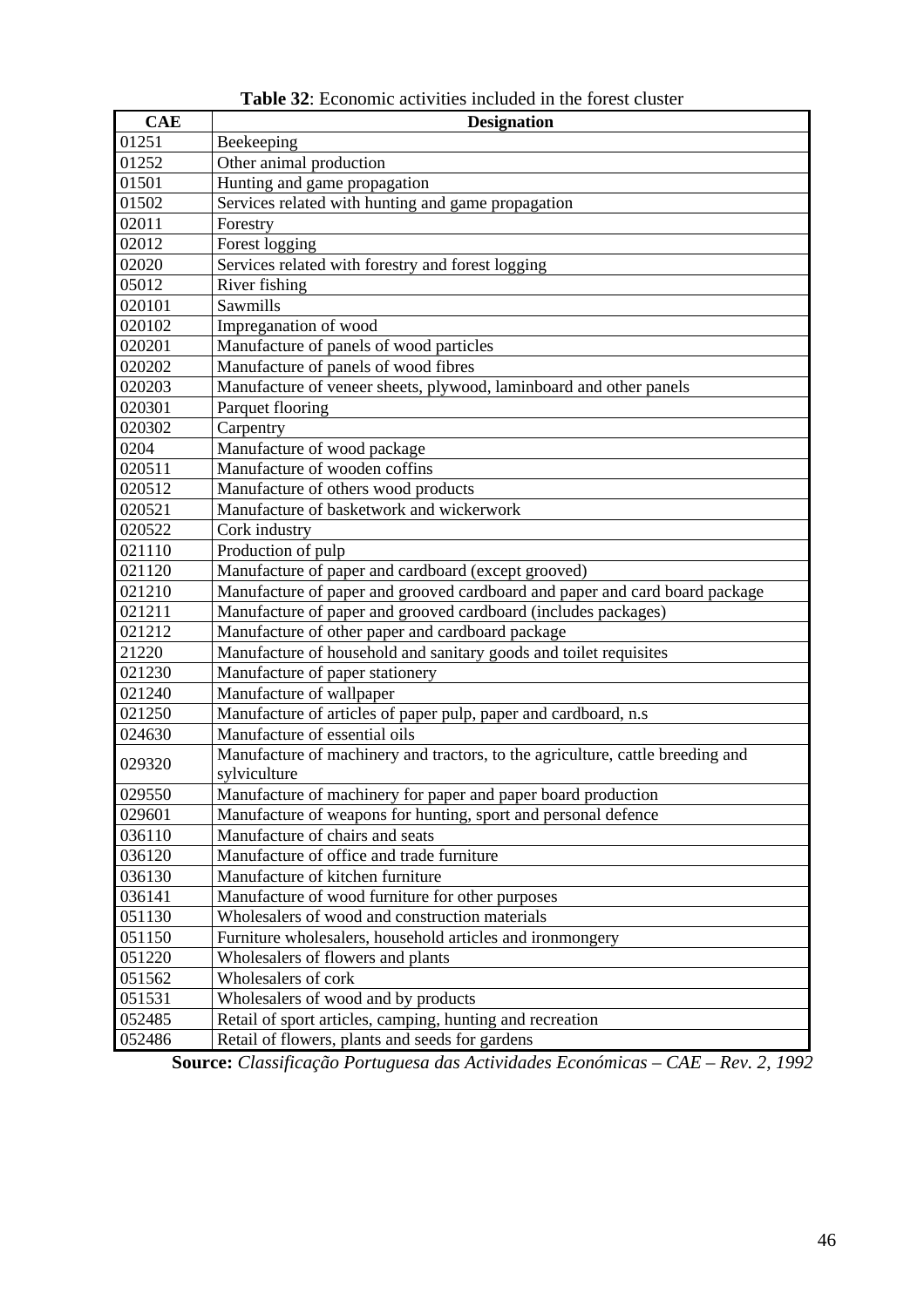**Table 32**: Economic activities included in the forest cluster

| CAE | Designation |
|---|---|
| 01251 | Beekeeping |
| 01252 | Other animal production |
| 01501 | Hunting and game propagation |
| 01502 | Services related with hunting and game propagation |
| 02011 | Forestry |
| 02012 | Forest logging |
| 02020 | Services related with forestry and forest logging |
| 05012 | River fishing |
| 020101 | Sawmills |
| 020102 | Impreganation of wood |
| 020201 | Manufacture of panels of wood particles |
| 020202 | Manufacture of panels of wood fibres |
| 020203 | Manufacture of veneer sheets, plywood, laminboard and other panels |
| 020301 | Parquet flooring |
| 020302 | Carpentry |
| 0204 | Manufacture of wood package |
| 020511 | Manufacture of wooden coffins |
| 020512 | Manufacture of others wood products |
| 020521 | Manufacture of basketwork and wickerwork |
| 020522 | Cork industry |
| 021110 | Production of pulp |
| 021120 | Manufacture of paper and cardboard (except grooved) |
| 021210 | Manufacture of paper and grooved cardboard and paper and card board package |
| 021211 | Manufacture of paper and grooved cardboard (includes packages) |
| 021212 | Manufacture of other paper and cardboard package |
| 21220 | Manufacture of household and sanitary goods and toilet requisites |
| 021230 | Manufacture of paper stationery |
| 021240 | Manufacture of wallpaper |
| 021250 | Manufacture of articles of paper pulp, paper and cardboard, n.s |
| 024630 | Manufacture of essential oils |
| 029320 | Manufacture of machinery and tractors, to the agriculture, cattle breeding and sylviculture |
| 029550 | Manufacture of machinery for paper and paper board production |
| 029601 | Manufacture of weapons for hunting, sport and personal defence |
| 036110 | Manufacture of chairs and seats |
| 036120 | Manufacture of office and trade furniture |
| 036130 | Manufacture of kitchen furniture |
| 036141 | Manufacture of wood furniture for other purposes |
| 051130 | Wholesalers of wood and construction materials |
| 051150 | Furniture wholesalers, household articles and ironmongery |
| 051220 | Wholesalers of flowers and plants |
| 051562 | Wholesalers of cork |
| 051531 | Wholesalers of wood and by products |
| 052485 | Retail of sport articles, camping, hunting and recreation |
| 052486 | Retail of flowers, plants and seeds for gardens |

**Source:** *Classificação Portuguesa das Actividades Económicas – CAE – Rev. 2, 1992*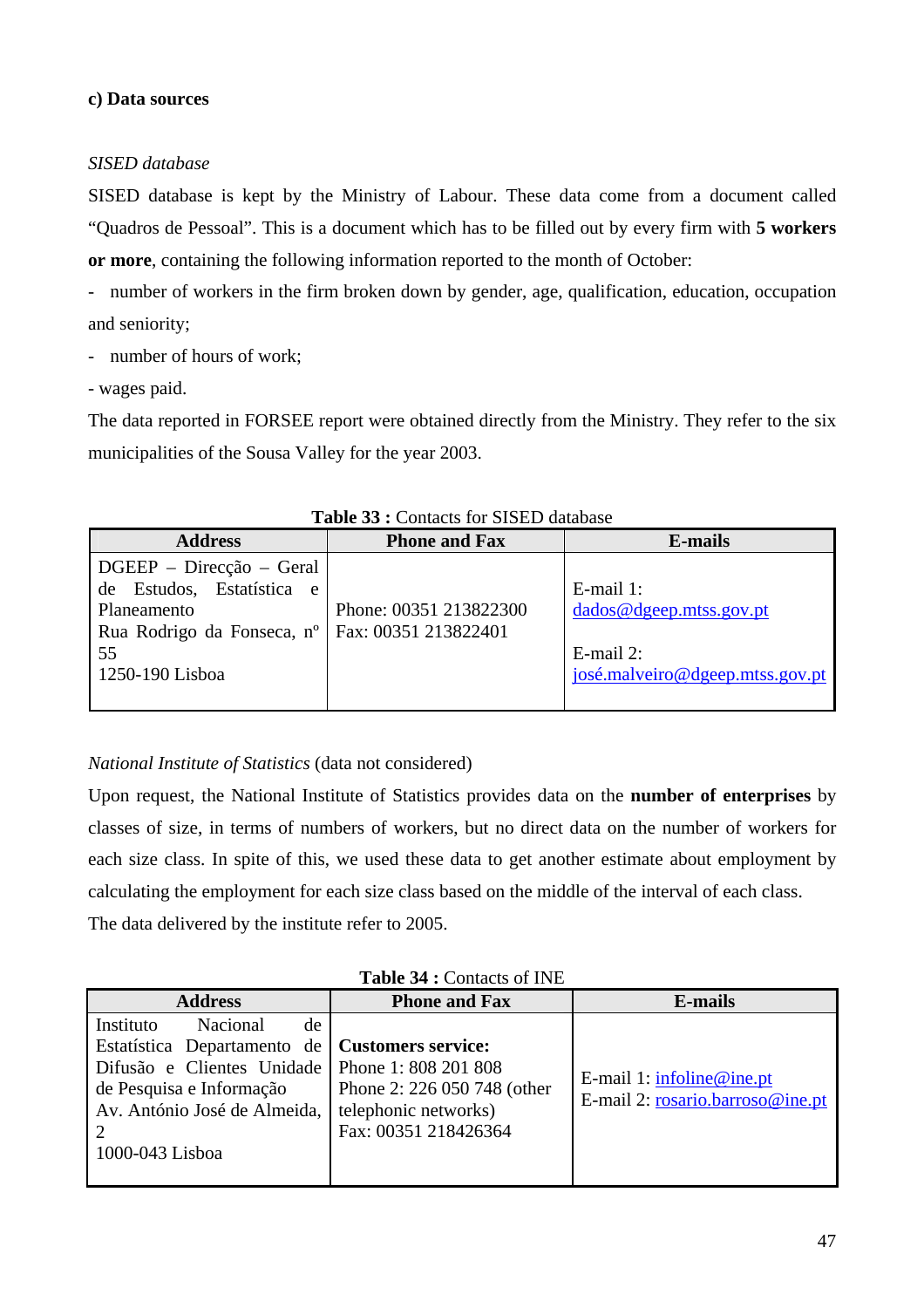### c) Data sources

*SISED database*

SISED database is kept by the Ministry of Labour. These data come from a document called "Quadros de Pessoal". This is a document which has to be filled out by every firm with **5 workers or more**, containing the following information reported to the month of October:

- number of workers in the firm broken down by gender, age, qualification, education, occupation and seniority;
- number of hours of work;
- wages paid.

The data reported in FORSEE report were obtained directly from the Ministry. They refer to the six municipalities of the Sousa Valley for the year 2003.

**Table 33 :** Contacts for SISED database

| Address | Phone and Fax | E-mails |
|---|---|---|
| DGEEP – Direcção – Geral de Estudos, Estatística e Planeamento<br>Rua Rodrigo da Fonseca, nº 55<br>1250-190 Lisboa | Phone: 00351 213822300<br>Fax: 00351 213822401 | E-mail 1:<br>dados@dgeep.mtss.gov.pt<br><br>E-mail 2:<br>josé.malveiro@dgeep.mtss.gov.pt |

*National Institute of Statistics* (data not considered)

Upon request, the National Institute of Statistics provides data on the **number of enterprises** by classes of size, in terms of numbers of workers, but no direct data on the number of workers for each size class. In spite of this, we used these data to get another estimate about employment by calculating the employment for each size class based on the middle of the interval of each class.

The data delivered by the institute refer to 2005.

**Table 34 :** Contacts of INE

| Address | Phone and Fax | E-mails |
|---|---|---|
| Instituto Nacional de Estatística Departamento de Difusão e Clientes Unidade de Pesquisa e Informação<br>Av. António José de Almeida, 2<br>1000-043 Lisboa | **Customers service:**<br>Phone 1: 808 201 808<br>Phone 2: 226 050 748 (other telephonic networks)<br>Fax: 00351 218426364 | E-mail 1: infoline@ine.pt<br>E-mail 2: rosario.barroso@ine.pt |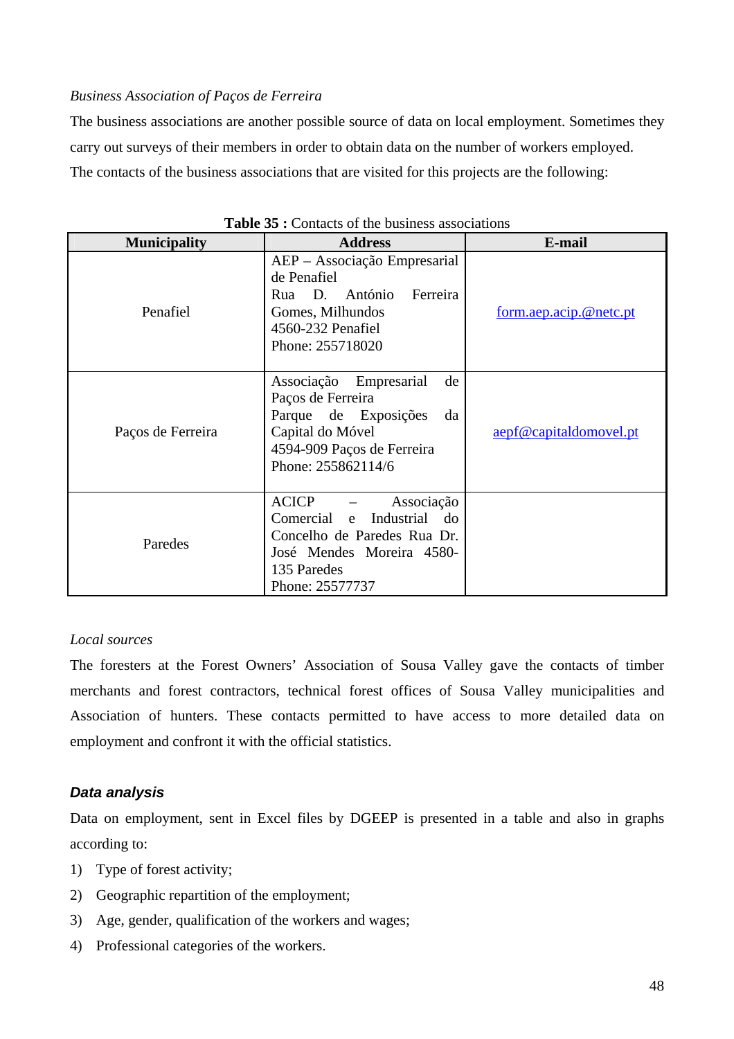*Business Association of Paços de Ferreira*

The business associations are another possible source of data on local employment. Sometimes they carry out surveys of their members in order to obtain data on the number of workers employed. The contacts of the business associations that are visited for this projects are the following:

**Table 35 :** Contacts of the business associations

| Municipality | Address | E-mail |
|---|---|---|
| Penafiel | AEP – Associação Empresarial de Penafiel Rua D. António Ferreira Gomes, Milhundos 4560-232 Penafiel Phone: 255718020 | form.aep.acip.@netc.pt |
| Paços de Ferreira | Associação Empresarial de Paços de Ferreira Parque de Exposições da Capital do Móvel 4594-909 Paços de Ferreira Phone: 255862114/6 | aepf@capitaldomovel.pt |
| Paredes | ACICP – Associação Comercial e Industrial do Concelho de Paredes Rua Dr. José Mendes Moreira 4580-135 Paredes Phone: 25577737 | |

*Local sources*

The foresters at the Forest Owners' Association of Sousa Valley gave the contacts of timber merchants and forest contractors, technical forest offices of Sousa Valley municipalities and Association of hunters. These contacts permitted to have access to more detailed data on employment and confront it with the official statistics.

### *Data analysis*

Data on employment, sent in Excel files by DGEEP is presented in a table and also in graphs according to:

1) Type of forest activity;
2) Geographic repartition of the employment;
3) Age, gender, qualification of the workers and wages;
4) Professional categories of the workers.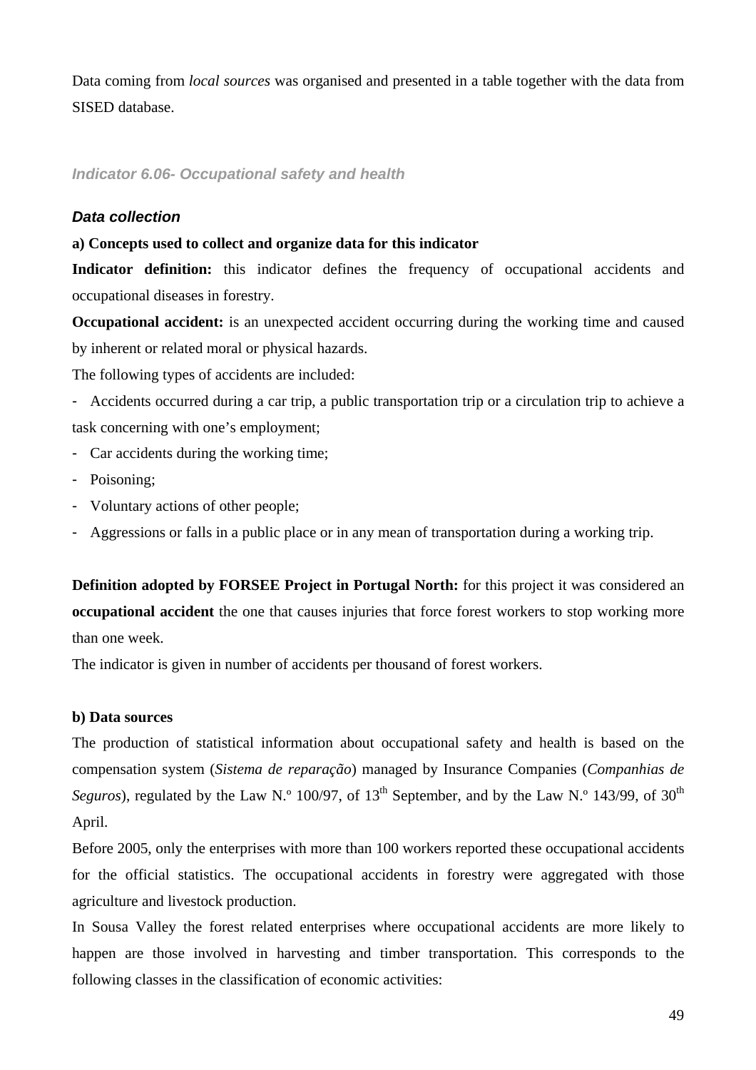Data coming from *local sources* was organised and presented in a table together with the data from SISED database.

### *Indicator 6.06- Occupational safety and health*

#### *Data collection*

**a) Concepts used to collect and organize data for this indicator**

**Indicator definition:** this indicator defines the frequency of occupational accidents and occupational diseases in forestry.

**Occupational accident:** is an unexpected accident occurring during the working time and caused by inherent or related moral or physical hazards.

The following types of accidents are included:

- Accidents occurred during a car trip, a public transportation trip or a circulation trip to achieve a task concerning with one’s employment;
- Car accidents during the working time;
- Poisoning;
- Voluntary actions of other people;
- Aggressions or falls in a public place or in any mean of transportation during a working trip.

**Definition adopted by FORSEE Project in Portugal North:** for this project it was considered an **occupational accident** the one that causes injuries that force forest workers to stop working more than one week.

The indicator is given in number of accidents per thousand of forest workers.

**b) Data sources**

The production of statistical information about occupational safety and health is based on the compensation system (*Sistema de reparação*) managed by Insurance Companies (*Companhias de Seguros*), regulated by the Law N.º 100/97, of 13th September, and by the Law N.º 143/99, of 30th April.

Before 2005, only the enterprises with more than 100 workers reported these occupational accidents for the official statistics. The occupational accidents in forestry were aggregated with those agriculture and livestock production.

In Sousa Valley the forest related enterprises where occupational accidents are more likely to happen are those involved in harvesting and timber transportation. This corresponds to the following classes in the classification of economic activities: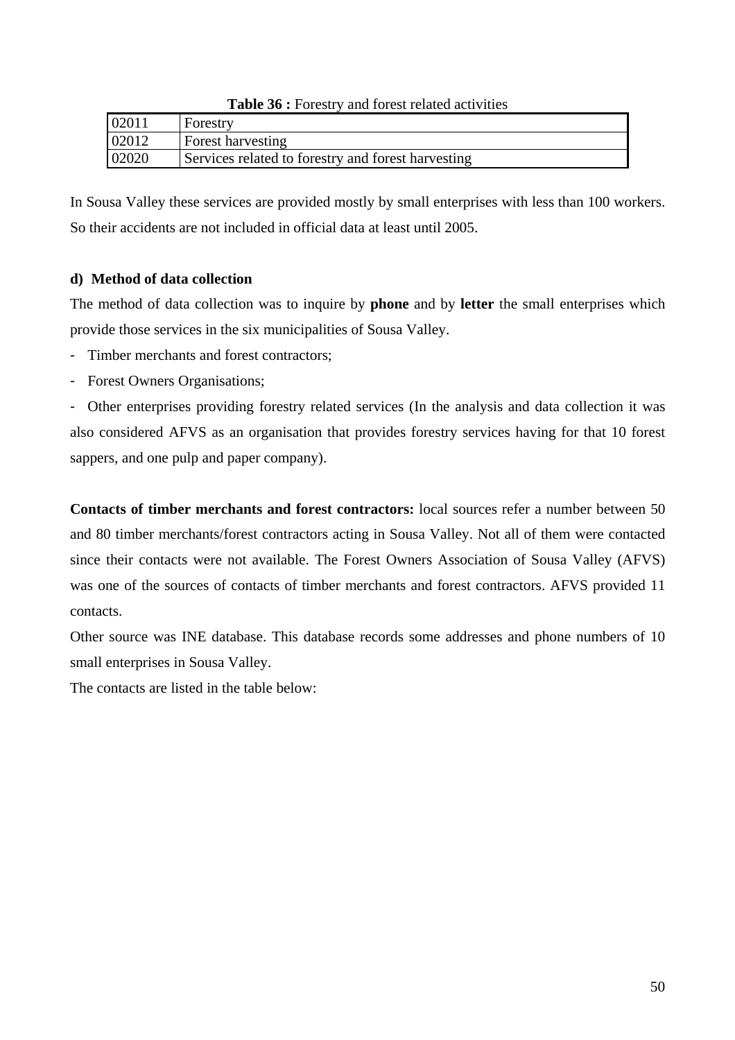**Table 36 :** Forestry and forest related activities

| | |
|---|---|
| 02011 | Forestry |
| 02012 | Forest harvesting |
| 02020 | Services related to forestry and forest harvesting |

In Sousa Valley these services are provided mostly by small enterprises with less than 100 workers. So their accidents are not included in official data at least until 2005.

### d) Method of data collection

The method of data collection was to inquire by **phone** and by **letter** the small enterprises which provide those services in the six municipalities of Sousa Valley.

- Timber merchants and forest contractors;
- Forest Owners Organisations;
- Other enterprises providing forestry related services (In the analysis and data collection it was also considered AFVS as an organisation that provides forestry services having for that 10 forest sappers, and one pulp and paper company).

**Contacts of timber merchants and forest contractors:** local sources refer a number between 50 and 80 timber merchants/forest contractors acting in Sousa Valley. Not all of them were contacted since their contacts were not available. The Forest Owners Association of Sousa Valley (AFVS) was one of the sources of contacts of timber merchants and forest contractors. AFVS provided 11 contacts.

Other source was INE database. This database records some addresses and phone numbers of 10 small enterprises in Sousa Valley.

The contacts are listed in the table below: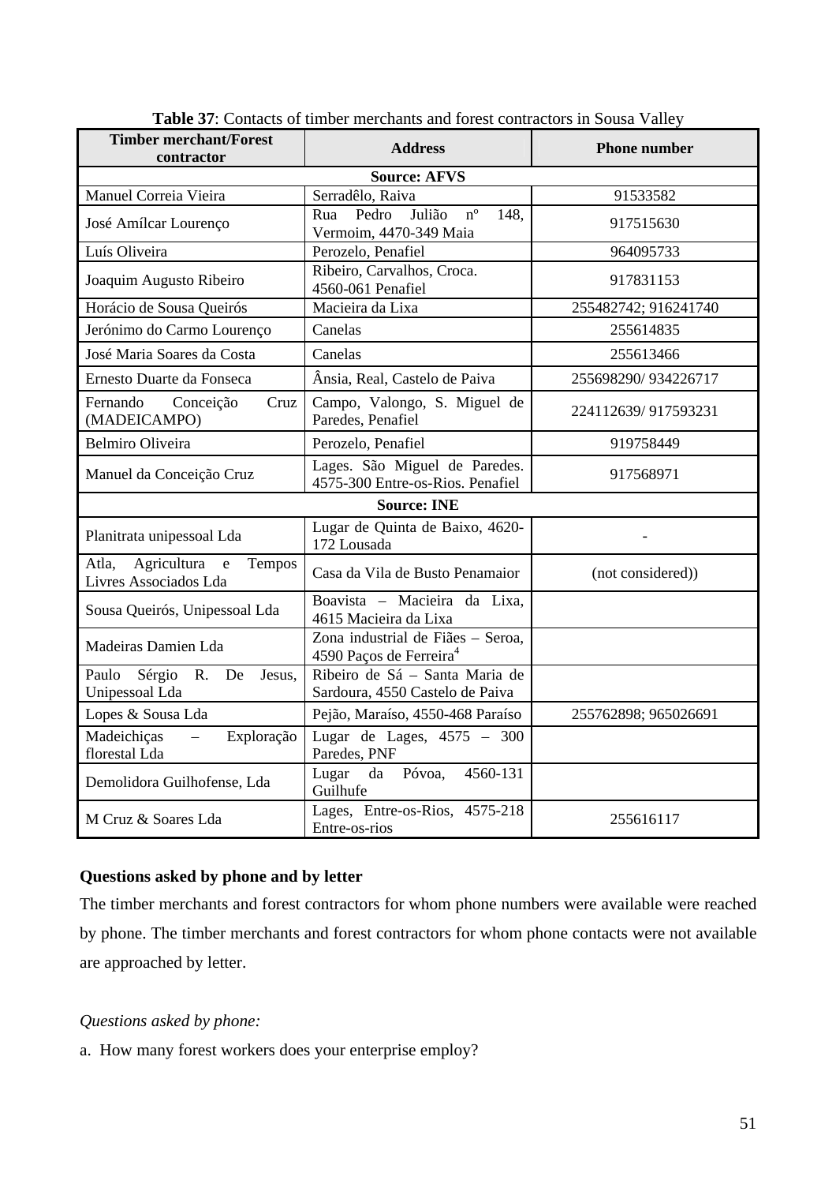**Table 37**: Contacts of timber merchants and forest contractors in Sousa Valley

| Timber merchant/Forest contractor | Address | Phone number |
|---|---|---|
| **Source: AFVS** | | |
| Manuel Correia Vieira | Serradêlo, Raiva | 91533582 |
| José Amílcar Lourenço | Rua Pedro Julião nº 148, Vermoim, 4470-349 Maia | 917515630 |
| Luís Oliveira | Perozelo, Penafiel | 964095733 |
| Joaquim Augusto Ribeiro | Ribeiro, Carvalhos, Croca. 4560-061 Penafiel | 917831153 |
| Horácio de Sousa Queirós | Macieira da Lixa | 255482742; 916241740 |
| Jerónimo do Carmo Lourenço | Canelas | 255614835 |
| José Maria Soares da Costa | Canelas | 255613466 |
| Ernesto Duarte da Fonseca | Ânsia, Real, Castelo de Paiva | 255698290/ 934226717 |
| Fernando Conceição Cruz (MADEICAMPO) | Campo, Valongo, S. Miguel de Paredes, Penafiel | 224112639/ 917593231 |
| Belmiro Oliveira | Perozelo, Penafiel | 919758449 |
| Manuel da Conceição Cruz | Lages. São Miguel de Paredes. 4575-300 Entre-os-Rios. Penafiel | 917568971 |
| **Source: INE** | | |
| Planitrata unipessoal Lda | Lugar de Quinta de Baixo, 4620-172 Lousada | - |
| Atla, Agricultura e Tempos Livres Associados Lda | Casa da Vila de Busto Penamaior | (not considered)) |
| Sousa Queirós, Unipessoal Lda | Boavista – Macieira da Lixa, 4615 Macieira da Lixa | |
| Madeiras Damien Lda | Zona industrial de Fiães – Seroa, 4590 Paços de Ferreira[4] | |
| Paulo Sérgio R. De Jesus, Unipessoal Lda | Ribeiro de Sá – Santa Maria de Sardoura, 4550 Castelo de Paiva | |
| Lopes & Sousa Lda | Pejão, Maraíso, 4550-468 Paraíso | 255762898; 965026691 |
| Madeichiças – Exploração florestal Lda | Lugar de Lages, 4575 – 300 Paredes, PNF | |
| Demolidora Guilhofense, Lda | Lugar da Póvoa, 4560-131 Guilhufe | |
| M Cruz & Soares Lda | Lages, Entre-os-Rios, 4575-218 Entre-os-rios | 255616117 |

**Questions asked by phone and by letter**

The timber merchants and forest contractors for whom phone numbers were available were reached by phone. The timber merchants and forest contractors for whom phone contacts were not available are approached by letter.

*Questions asked by phone:*

a. How many forest workers does your enterprise employ?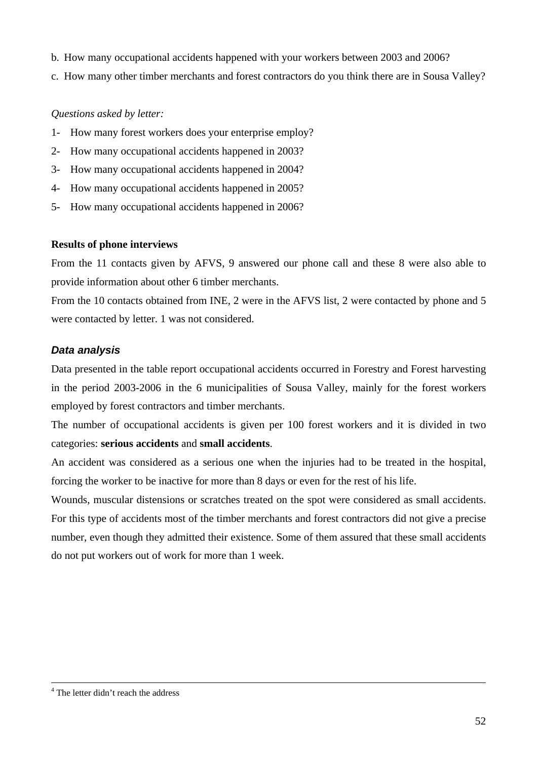b. How many occupational accidents happened with your workers between 2003 and 2006?

c. How many other timber merchants and forest contractors do you think there are in Sousa Valley?

*Questions asked by letter:*

1- How many forest workers does your enterprise employ?

2- How many occupational accidents happened in 2003?

3- How many occupational accidents happened in 2004?

4- How many occupational accidents happened in 2005?

5- How many occupational accidents happened in 2006?

**Results of phone interviews**

From the 11 contacts given by AFVS, 9 answered our phone call and these 8 were also able to provide information about other 6 timber merchants.

From the 10 contacts obtained from INE, 2 were in the AFVS list, 2 were contacted by phone and 5 were contacted by letter. 1 was not considered.

### *Data analysis*

Data presented in the table report occupational accidents occurred in Forestry and Forest harvesting in the period 2003-2006 in the 6 municipalities of Sousa Valley, mainly for the forest workers employed by forest contractors and timber merchants.

The number of occupational accidents is given per 100 forest workers and it is divided in two categories: **serious accidents** and **small accidents**.

An accident was considered as a serious one when the injuries had to be treated in the hospital, forcing the worker to be inactive for more than 8 days or even for the rest of his life.

Wounds, muscular distensions or scratches treated on the spot were considered as small accidents. For this type of accidents most of the timber merchants and forest contractors did not give a precise number, even though they admitted their existence. Some of them assured that these small accidents do not put workers out of work for more than 1 week.

---

[4] The letter didn't reach the address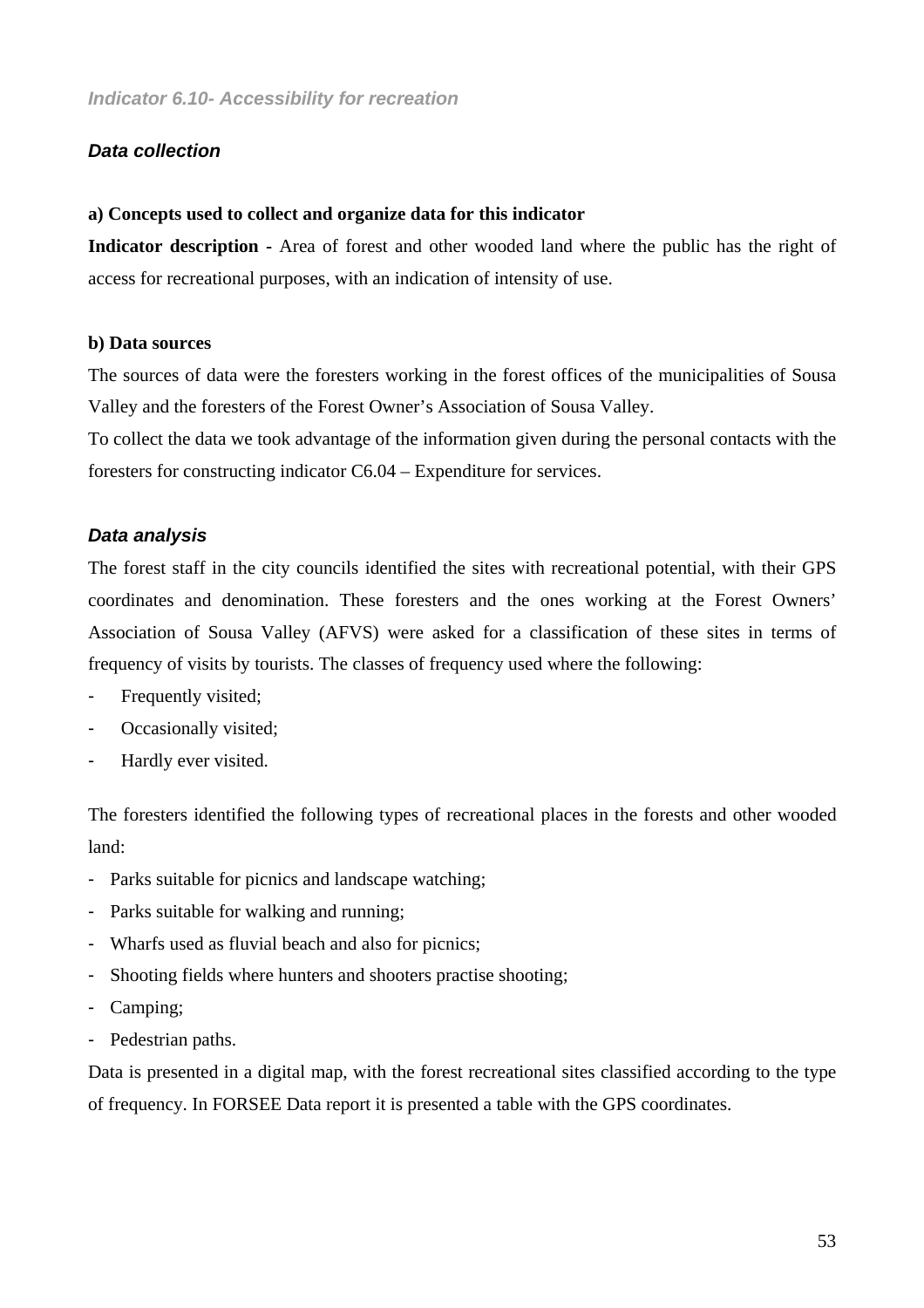### *Indicator 6.10- Accessibility for recreation*

#### *Data collection*

**a) Concepts used to collect and organize data for this indicator**

**Indicator description -** Area of forest and other wooded land where the public has the right of access for recreational purposes, with an indication of intensity of use.

**b) Data sources**

The sources of data were the foresters working in the forest offices of the municipalities of Sousa Valley and the foresters of the Forest Owner's Association of Sousa Valley.

To collect the data we took advantage of the information given during the personal contacts with the foresters for constructing indicator C6.04 – Expenditure for services.

#### *Data analysis*

The forest staff in the city councils identified the sites with recreational potential, with their GPS coordinates and denomination. These foresters and the ones working at the Forest Owners' Association of Sousa Valley (AFVS) were asked for a classification of these sites in terms of frequency of visits by tourists. The classes of frequency used where the following:

- Frequently visited;
- Occasionally visited;
- Hardly ever visited.

The foresters identified the following types of recreational places in the forests and other wooded land:

- Parks suitable for picnics and landscape watching;
- Parks suitable for walking and running;
- Wharfs used as fluvial beach and also for picnics;
- Shooting fields where hunters and shooters practise shooting;
- Camping;
- Pedestrian paths.

Data is presented in a digital map, with the forest recreational sites classified according to the type of frequency. In FORSEE Data report it is presented a table with the GPS coordinates.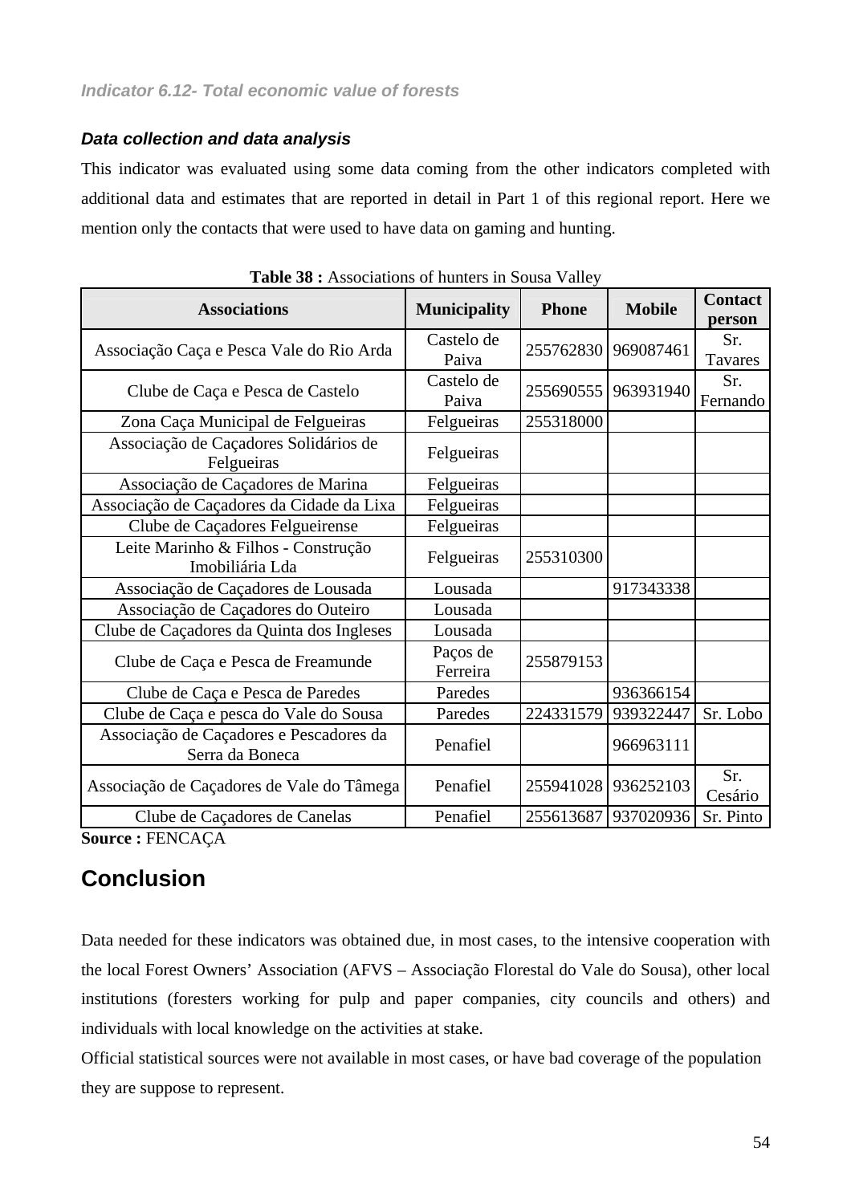### *Indicator 6.12- Total economic value of forests*

#### *Data collection and data analysis*

This indicator was evaluated using some data coming from the other indicators completed with additional data and estimates that are reported in detail in Part 1 of this regional report. Here we mention only the contacts that were used to have data on gaming and hunting.

**Table 38 :** Associations of hunters in Sousa Valley

| Associations | Municipality | Phone | Mobile | Contact person |
|---|---|---|---|---|
| Associação Caça e Pesca Vale do Rio Arda | Castelo de Paiva | 255762830 | 969087461 | Sr. Tavares |
| Clube de Caça e Pesca de Castelo | Castelo de Paiva | 255690555 | 963931940 | Sr. Fernando |
| Zona Caça Municipal de Felgueiras | Felgueiras | 255318000 | | |
| Associação de Caçadores Solidários de Felgueiras | Felgueiras | | | |
| Associação de Caçadores de Marina | Felgueiras | | | |
| Associação de Caçadores da Cidade da Lixa | Felgueiras | | | |
| Clube de Caçadores Felgueirense | Felgueiras | | | |
| Leite Marinho & Filhos - Construção Imobiliária Lda | Felgueiras | 255310300 | | |
| Associação de Caçadores de Lousada | Lousada | | 917343338 | |
| Associação de Caçadores do Outeiro | Lousada | | | |
| Clube de Caçadores da Quinta dos Ingleses | Lousada | | | |
| Clube de Caça e Pesca de Freamunde | Paços de Ferreira | 255879153 | | |
| Clube de Caça e Pesca de Paredes | Paredes | | 936366154 | |
| Clube de Caça e pesca do Vale do Sousa | Paredes | 224331579 | 939322447 | Sr. Lobo |
| Associação de Caçadores e Pescadores da Serra da Boneca | Penafiel | | 966963111 | |
| Associação de Caçadores de Vale do Tâmega | Penafiel | 255941028 | 936252103 | Sr. Cesário |
| Clube de Caçadores de Canelas | Penafiel | 255613687 | 937020936 | Sr. Pinto |

**Source :** FENCAÇA

## Conclusion

Data needed for these indicators was obtained due, in most cases, to the intensive cooperation with the local Forest Owners' Association (AFVS – Associação Florestal do Vale do Sousa), other local institutions (foresters working for pulp and paper companies, city councils and others) and individuals with local knowledge on the activities at stake.

Official statistical sources were not available in most cases, or have bad coverage of the population they are suppose to represent.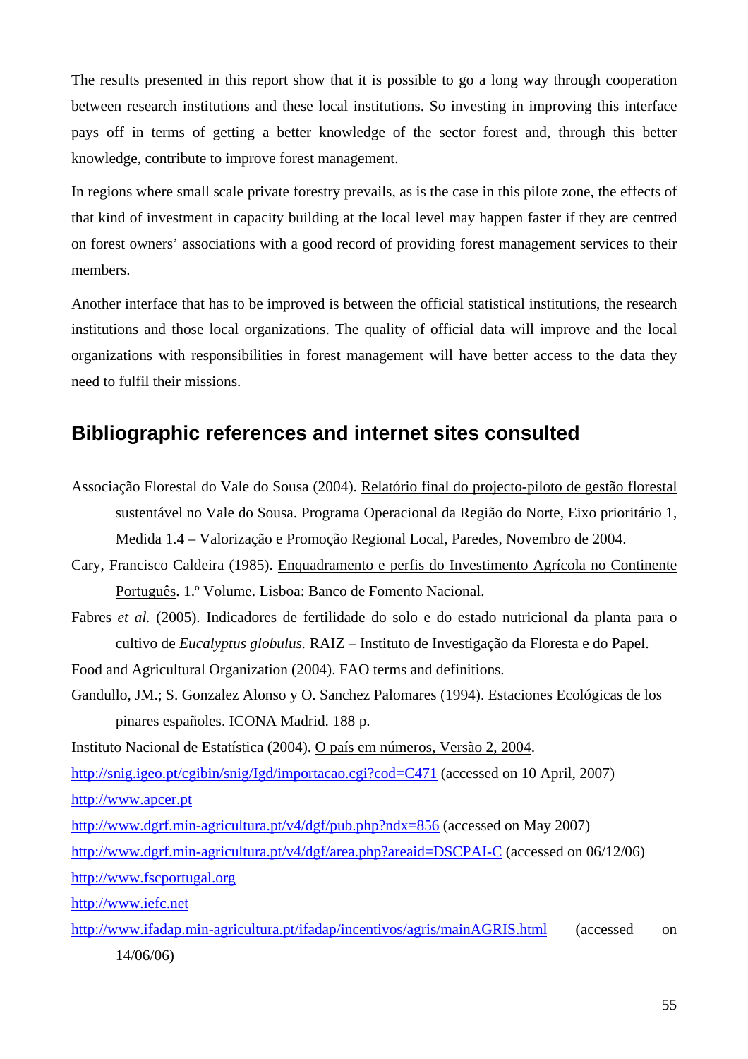The results presented in this report show that it is possible to go a long way through cooperation between research institutions and these local institutions. So investing in improving this interface pays off in terms of getting a better knowledge of the sector forest and, through this better knowledge, contribute to improve forest management.

In regions where small scale private forestry prevails, as is the case in this pilote zone, the effects of that kind of investment in capacity building at the local level may happen faster if they are centred on forest owners' associations with a good record of providing forest management services to their members.

Another interface that has to be improved is between the official statistical institutions, the research institutions and those local organizations. The quality of official data will improve and the local organizations with responsibilities in forest management will have better access to the data they need to fulfil their missions.

## Bibliographic references and internet sites consulted

Associação Florestal do Vale do Sousa (2004). Relatório final do projecto-piloto de gestão florestal sustentável no Vale do Sousa. Programa Operacional da Região do Norte, Eixo prioritário 1, Medida 1.4 – Valorização e Promoção Regional Local, Paredes, Novembro de 2004.

Cary, Francisco Caldeira (1985). Enquadramento e perfis do Investimento Agrícola no Continente Português. 1.º Volume. Lisboa: Banco de Fomento Nacional.

Fabres *et al.* (2005). Indicadores de fertilidade do solo e do estado nutricional da planta para o cultivo de *Eucalyptus globulus.* RAIZ – Instituto de Investigação da Floresta e do Papel.

Food and Agricultural Organization (2004). FAO terms and definitions.

Gandullo, JM.; S. Gonzalez Alonso y O. Sanchez Palomares (1994). Estaciones Ecológicas de los pinares españoles. ICONA Madrid. 188 p.

Instituto Nacional de Estatística (2004). O país em números, Versão 2, 2004.

http://snig.igeo.pt/cgibin/snig/Igd/importacao.cgi?cod=C471 (accessed on 10 April, 2007)

http://www.apcer.pt

http://www.dgrf.min-agricultura.pt/v4/dgf/pub.php?ndx=856 (accessed on May 2007)

http://www.dgrf.min-agricultura.pt/v4/dgf/area.php?areaid=DSCPAI-C (accessed on 06/12/06)

http://www.fscportugal.org

http://www.iefc.net

http://www.ifadap.min-agricultura.pt/ifadap/incentivos/agris/mainAGRIS.html (accessed on 14/06/06)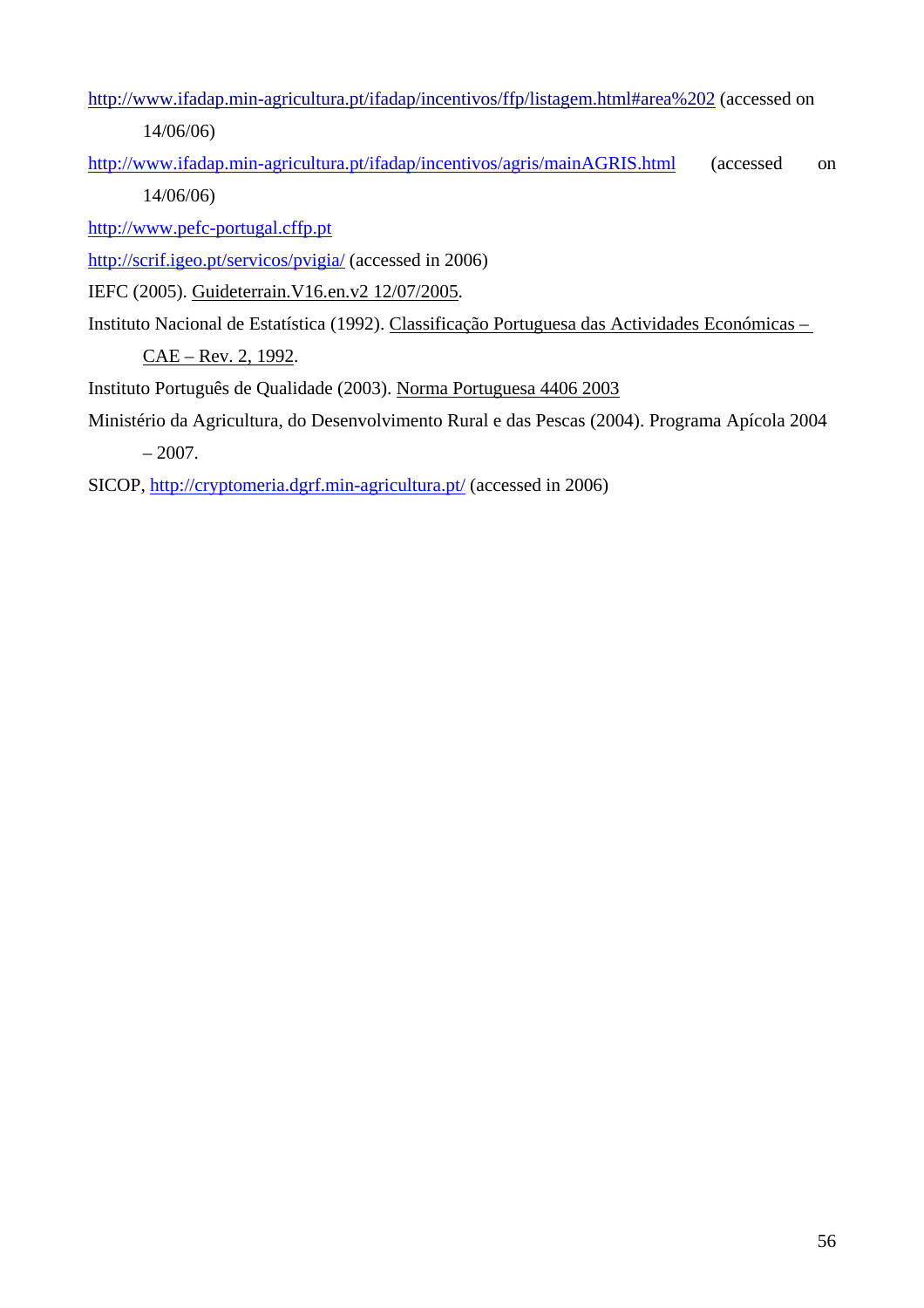http://www.ifadap.min-agricultura.pt/ifadap/incentivos/ffp/listagem.html#area%202 (accessed on 14/06/06)

http://www.ifadap.min-agricultura.pt/ifadap/incentivos/agris/mainAGRIS.html (accessed on 14/06/06)

http://www.pefc-portugal.cffp.pt

http://scrif.igeo.pt/servicos/pvigia/ (accessed in 2006)

IEFC (2005). Guideterrain.V16.en.v2 12/07/2005.

Instituto Nacional de Estatística (1992). Classificação Portuguesa das Actividades Económicas – CAE – Rev. 2, 1992.

Instituto Português de Qualidade (2003). Norma Portuguesa 4406 2003

Ministério da Agricultura, do Desenvolvimento Rural e das Pescas (2004). Programa Apícola 2004 – 2007.

SICOP, http://cryptomeria.dgrf.min-agricultura.pt/ (accessed in 2006)